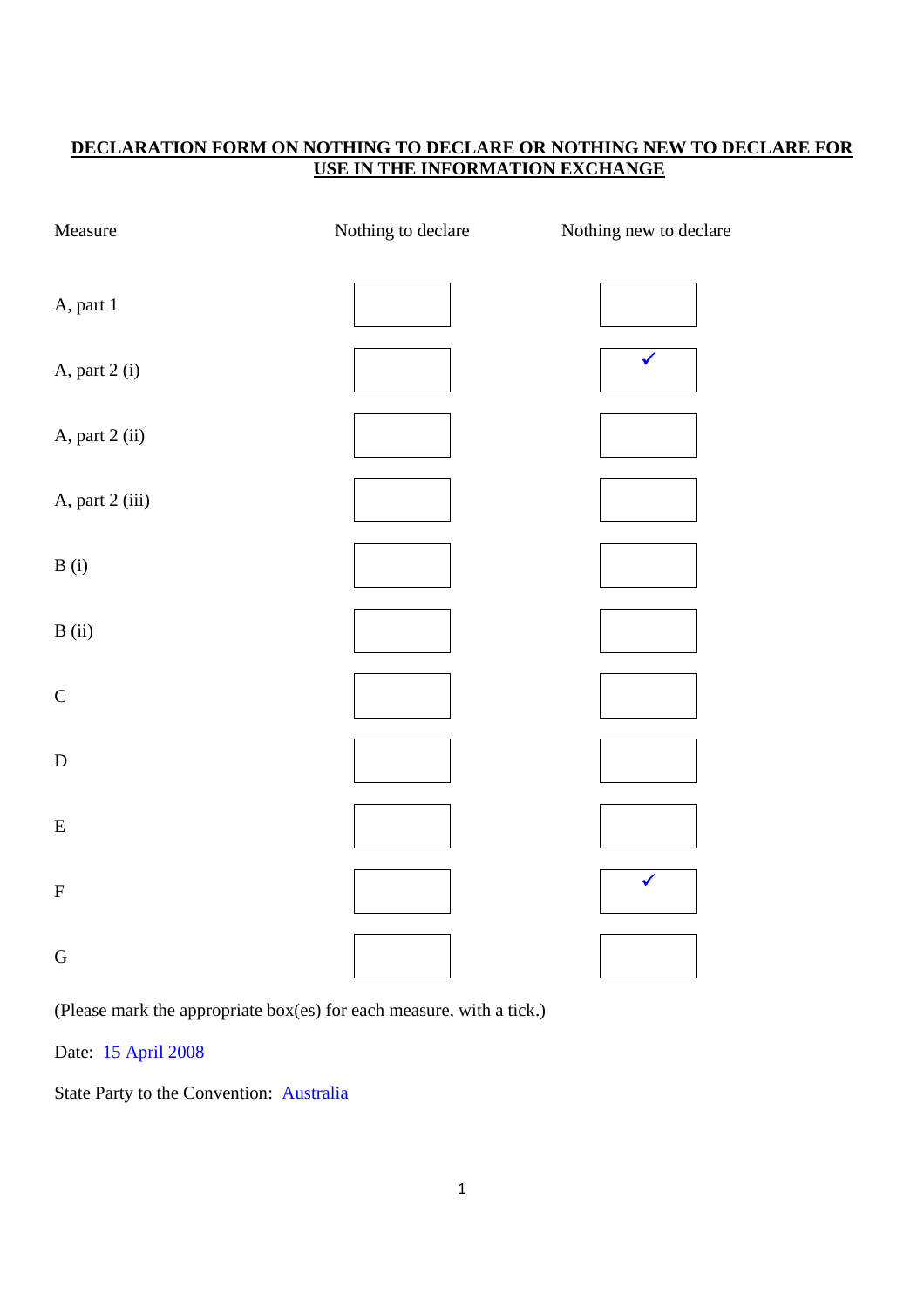# DECLARATION FORM ON NOTHING TO DECLARE OR NOTHING NEW TO DECLARE FOR USE IN THE INFORMATION EXCHANGE

| Measure | Nothing to declare | Nothing new to declare |
|---|---|---|
| A, part 1 | | |
| A, part 2 (i) | | ✓ |
| A, part 2 (ii) | | |
| A, part 2 (iii) | | |
| B (i) | | |
| B (ii) | | |
| C | | |
| D | | |
| E | | |
| F | | ✓ |
| G | | |

(Please mark the appropriate box(es) for each measure, with a tick.)

Date: 15 April 2008

State Party to the Convention: Australia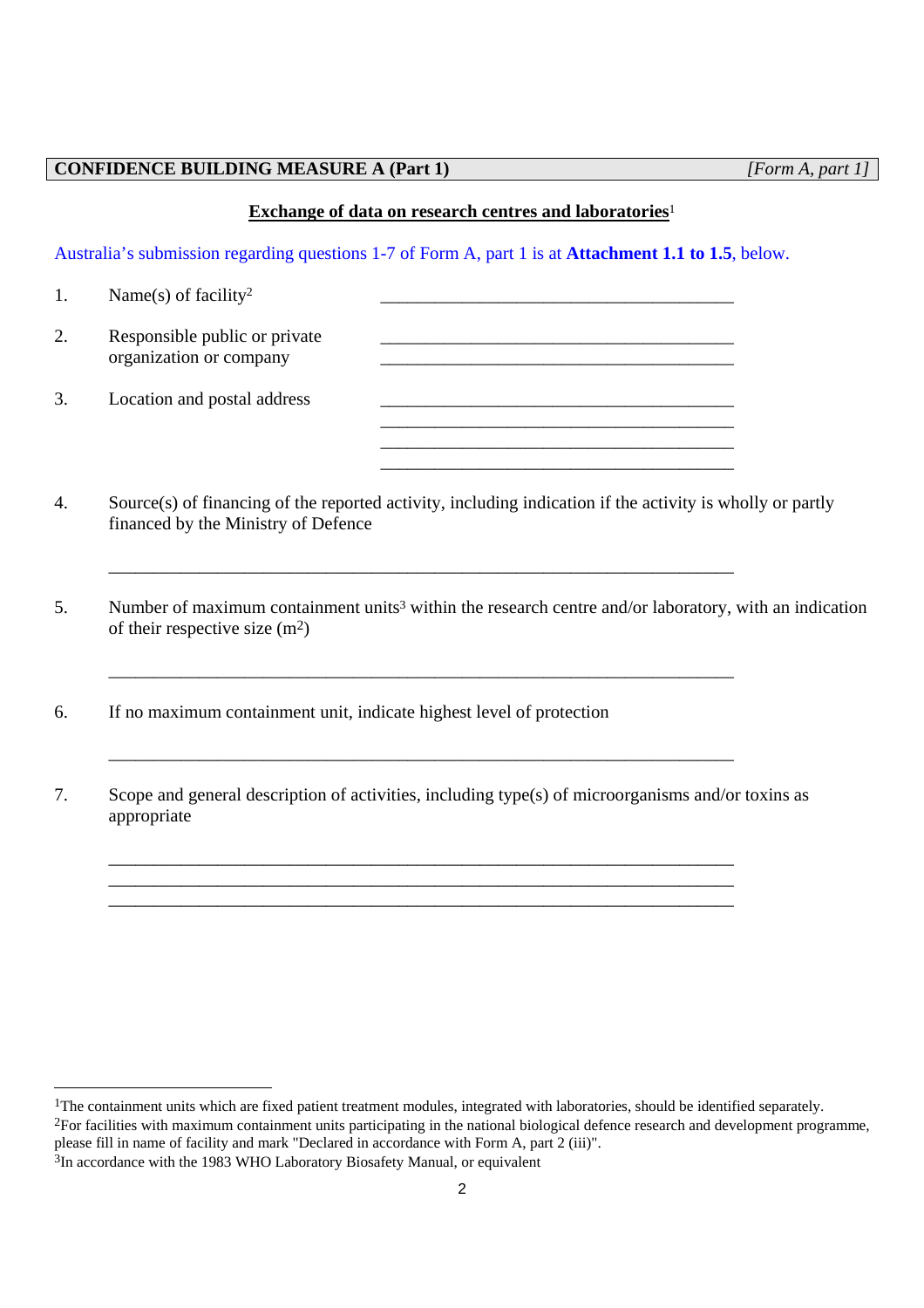**CONFIDENCE BUILDING MEASURE A (Part 1)** *[Form A, part 1]*

**Exchange of data on research centres and laboratories**[1]

Australia's submission regarding questions 1-7 of Form A, part 1 is at **Attachment 1.1 to 1.5**, below.

1. Name(s) of facility[2] ________________________________________

2. Responsible public or private organization or company ________________________________________
________________________________________

3. Location and postal address ________________________________________
________________________________________
________________________________________
________________________________________

4. Source(s) of financing of the reported activity, including indication if the activity is wholly or partly financed by the Ministry of Defence

________________________________________________________________________

5. Number of maximum containment units[3] within the research centre and/or laboratory, with an indication of their respective size ($m^2$)

________________________________________________________________________

6. If no maximum containment unit, indicate highest level of protection

________________________________________________________________________

7. Scope and general description of activities, including type(s) of microorganisms and/or toxins as appropriate

________________________________________________________________________
________________________________________________________________________
________________________________________________________________________

---

[1]The containment units which are fixed patient treatment modules, integrated with laboratories, should be identified separately.

[2]For facilities with maximum containment units participating in the national biological defence research and development programme, please fill in name of facility and mark "Declared in accordance with Form A, part 2 (iii)".

[3]In accordance with the 1983 WHO Laboratory Biosafety Manual, or equivalent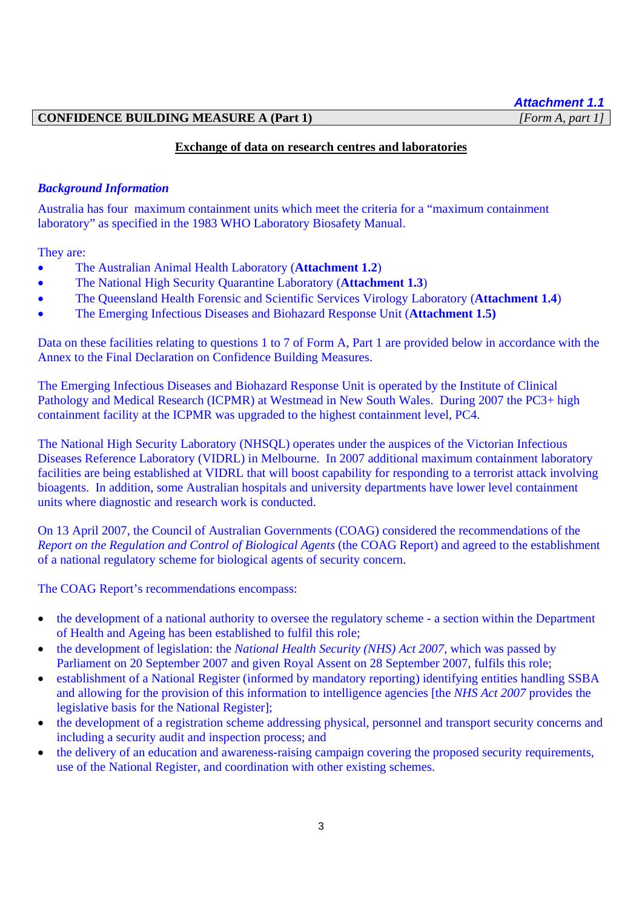***Attachment 1.1***

| **CONFIDENCE BUILDING MEASURE A (Part 1)** | *[Form A, part 1]* |
|---|---|

## Exchange of data on research centres and laboratories

***Background Information***

Australia has four maximum containment units which meet the criteria for a "maximum containment laboratory" as specified in the 1983 WHO Laboratory Biosafety Manual.

They are:

- The Australian Animal Health Laboratory (**Attachment 1.2**)
- The National High Security Quarantine Laboratory (**Attachment 1.3**)
- The Queensland Health Forensic and Scientific Services Virology Laboratory (**Attachment 1.4**)
- The Emerging Infectious Diseases and Biohazard Response Unit (**Attachment 1.5)**

Data on these facilities relating to questions 1 to 7 of Form A, Part 1 are provided below in accordance with the Annex to the Final Declaration on Confidence Building Measures.

The Emerging Infectious Diseases and Biohazard Response Unit is operated by the Institute of Clinical Pathology and Medical Research (ICPMR) at Westmead in New South Wales. During 2007 the PC3+ high containment facility at the ICPMR was upgraded to the highest containment level, PC4.

The National High Security Laboratory (NHSQL) operates under the auspices of the Victorian Infectious Diseases Reference Laboratory (VIDRL) in Melbourne. In 2007 additional maximum containment laboratory facilities are being established at VIDRL that will boost capability for responding to a terrorist attack involving bioagents. In addition, some Australian hospitals and university departments have lower level containment units where diagnostic and research work is conducted.

On 13 April 2007, the Council of Australian Governments (COAG) considered the recommendations of the *Report on the Regulation and Control of Biological Agents* (the COAG Report) and agreed to the establishment of a national regulatory scheme for biological agents of security concern.

The COAG Report's recommendations encompass:

- the development of a national authority to oversee the regulatory scheme - a section within the Department of Health and Ageing has been established to fulfil this role;
- the development of legislation: the *National Health Security (NHS) Act 2007*, which was passed by Parliament on 20 September 2007 and given Royal Assent on 28 September 2007, fulfils this role;
- establishment of a National Register (informed by mandatory reporting) identifying entities handling SSBA and allowing for the provision of this information to intelligence agencies [the *NHS Act 2007* provides the legislative basis for the National Register];
- the development of a registration scheme addressing physical, personnel and transport security concerns and including a security audit and inspection process; and
- the delivery of an education and awareness-raising campaign covering the proposed security requirements, use of the National Register, and coordination with other existing schemes.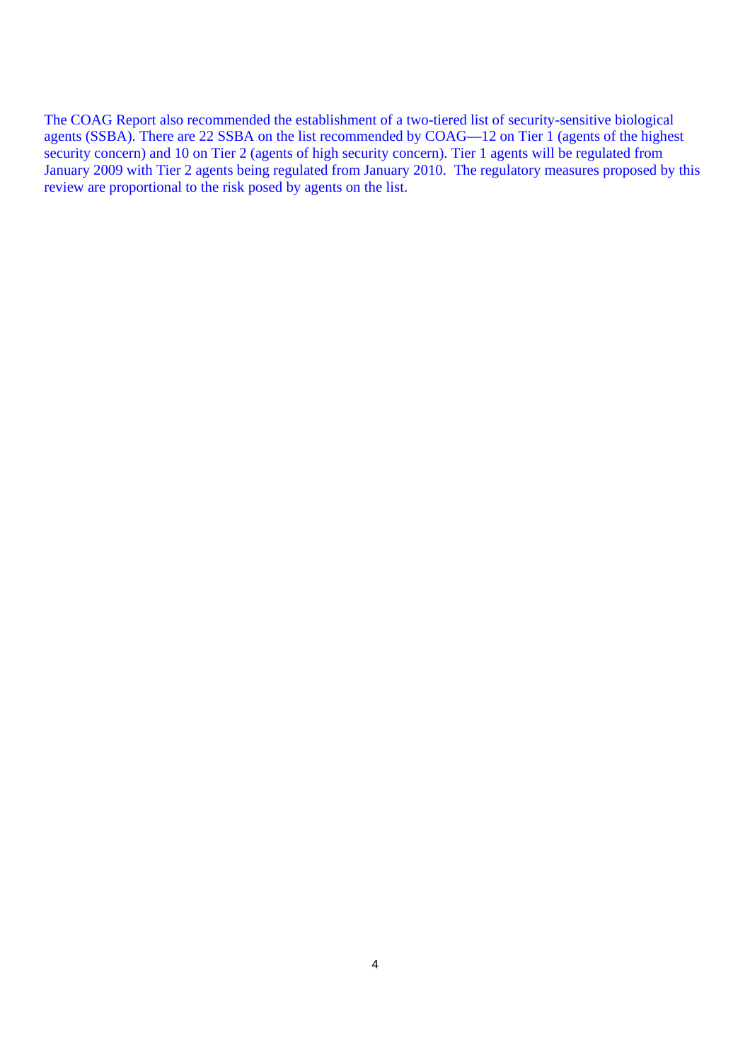The COAG Report also recommended the establishment of a two-tiered list of security-sensitive biological agents (SSBA). There are 22 SSBA on the list recommended by COAG—12 on Tier 1 (agents of the highest security concern) and 10 on Tier 2 (agents of high security concern). Tier 1 agents will be regulated from January 2009 with Tier 2 agents being regulated from January 2010. The regulatory measures proposed by this review are proportional to the risk posed by agents on the list.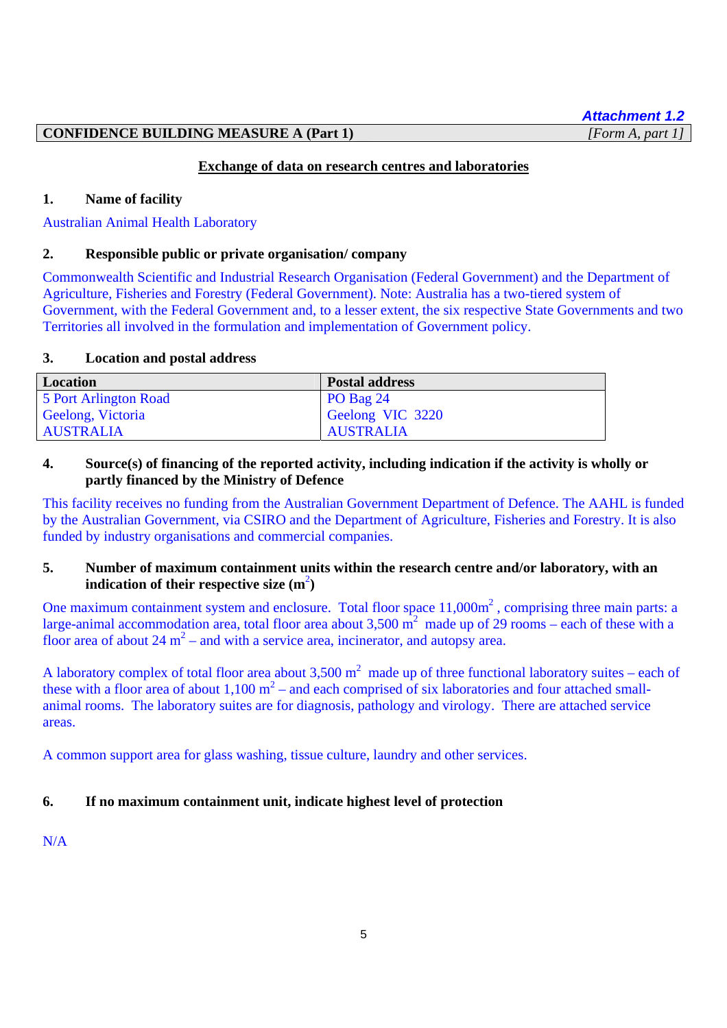*Attachment 1.2*

**CONFIDENCE BUILDING MEASURE A (Part 1)** *[Form A, part 1]*

## Exchange of data on research centres and laboratories

**1. Name of facility**

Australian Animal Health Laboratory

**2. Responsible public or private organisation/ company**

Commonwealth Scientific and Industrial Research Organisation (Federal Government) and the Department of Agriculture, Fisheries and Forestry (Federal Government). Note: Australia has a two-tiered system of Government, with the Federal Government and, to a lesser extent, the six respective State Governments and two Territories all involved in the formulation and implementation of Government policy.

**3. Location and postal address**

| Location | Postal address |
|---|---|
| 5 Port Arlington Road<br>Geelong, Victoria<br>AUSTRALIA | PO Bag 24<br>Geelong VIC 3220<br>AUSTRALIA |

**4. Source(s) of financing of the reported activity, including indication if the activity is wholly or partly financed by the Ministry of Defence**

This facility receives no funding from the Australian Government Department of Defence. The AAHL is funded by the Australian Government, via CSIRO and the Department of Agriculture, Fisheries and Forestry. It is also funded by industry organisations and commercial companies.

**5. Number of maximum containment units within the research centre and/or laboratory, with an indication of their respective size ($m^2$)**

One maximum containment system and enclosure. Total floor space 11,000$m^2$ , comprising three main parts: a large-animal accommodation area, total floor area about 3,500 $m^2$ made up of 29 rooms – each of these with a floor area of about 24 $m^2$ – and with a service area, incinerator, and autopsy area.

A laboratory complex of total floor area about 3,500 $m^2$ made up of three functional laboratory suites – each of these with a floor area of about 1,100 $m^2$ – and each comprised of six laboratories and four attached small-animal rooms. The laboratory suites are for diagnosis, pathology and virology. There are attached service areas.

A common support area for glass washing, tissue culture, laundry and other services.

**6. If no maximum containment unit, indicate highest level of protection**

N/A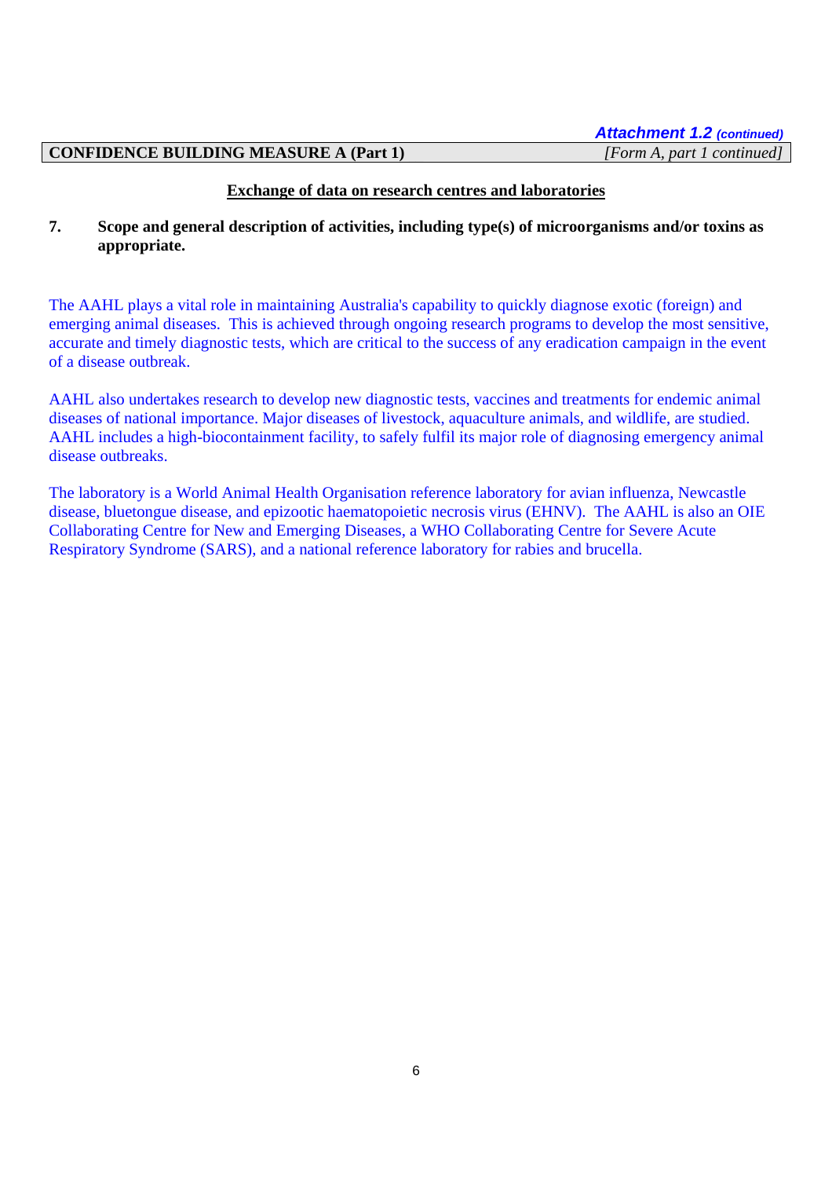*Attachment 1.2 (continued)*

**CONFIDENCE BUILDING MEASURE A (Part 1)** *[Form A, part 1 continued]*

**Exchange of data on research centres and laboratories**

**7. Scope and general description of activities, including type(s) of microorganisms and/or toxins as appropriate.**

The AAHL plays a vital role in maintaining Australia's capability to quickly diagnose exotic (foreign) and emerging animal diseases. This is achieved through ongoing research programs to develop the most sensitive, accurate and timely diagnostic tests, which are critical to the success of any eradication campaign in the event of a disease outbreak.

AAHL also undertakes research to develop new diagnostic tests, vaccines and treatments for endemic animal diseases of national importance. Major diseases of livestock, aquaculture animals, and wildlife, are studied. AAHL includes a high-biocontainment facility, to safely fulfil its major role of diagnosing emergency animal disease outbreaks.

The laboratory is a World Animal Health Organisation reference laboratory for avian influenza, Newcastle disease, bluetongue disease, and epizootic haematopoietic necrosis virus (EHNV). The AAHL is also an OIE Collaborating Centre for New and Emerging Diseases, a WHO Collaborating Centre for Severe Acute Respiratory Syndrome (SARS), and a national reference laboratory for rabies and brucella.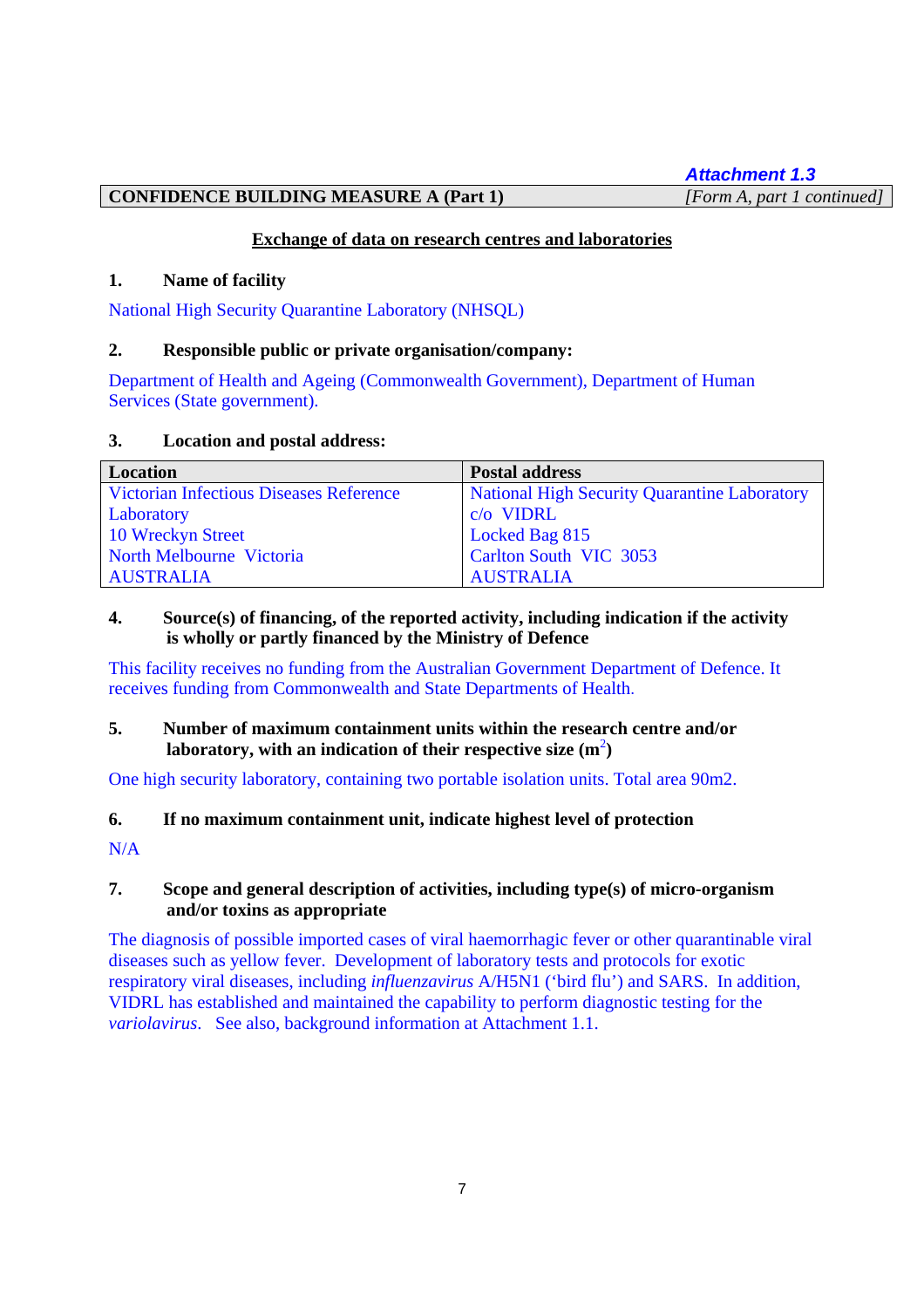*Attachment 1.3*

**CONFIDENCE BUILDING MEASURE A (Part 1)** *[Form A, part 1 continued]*

**Exchange of data on research centres and laboratories**

**1. Name of facility**

National High Security Quarantine Laboratory (NHSQL)

**2. Responsible public or private organisation/company:**

Department of Health and Ageing (Commonwealth Government), Department of Human Services (State government).

**3. Location and postal address:**

| Location | Postal address |
|---|---|
| Victorian Infectious Diseases Reference Laboratory<br>10 Wreckyn Street<br>North Melbourne Victoria<br>AUSTRALIA | National High Security Quarantine Laboratory<br>c/o VIDRL<br>Locked Bag 815<br>Carlton South VIC 3053<br>AUSTRALIA |

**4. Source(s) of financing, of the reported activity, including indication if the activity is wholly or partly financed by the Ministry of Defence**

This facility receives no funding from the Australian Government Department of Defence. It receives funding from Commonwealth and State Departments of Health.

**5. Number of maximum containment units within the research centre and/or laboratory, with an indication of their respective size ($m^2$)**

One high security laboratory, containing two portable isolation units. Total area 90m2.

**6. If no maximum containment unit, indicate highest level of protection**

N/A

**7. Scope and general description of activities, including type(s) of micro-organism and/or toxins as appropriate**

The diagnosis of possible imported cases of viral haemorrhagic fever or other quarantinable viral diseases such as yellow fever. Development of laboratory tests and protocols for exotic respiratory viral diseases, including *influenzavirus* A/H5N1 ('bird flu') and SARS. In addition, VIDRL has established and maintained the capability to perform diagnostic testing for the *variolavirus*. See also, background information at Attachment 1.1.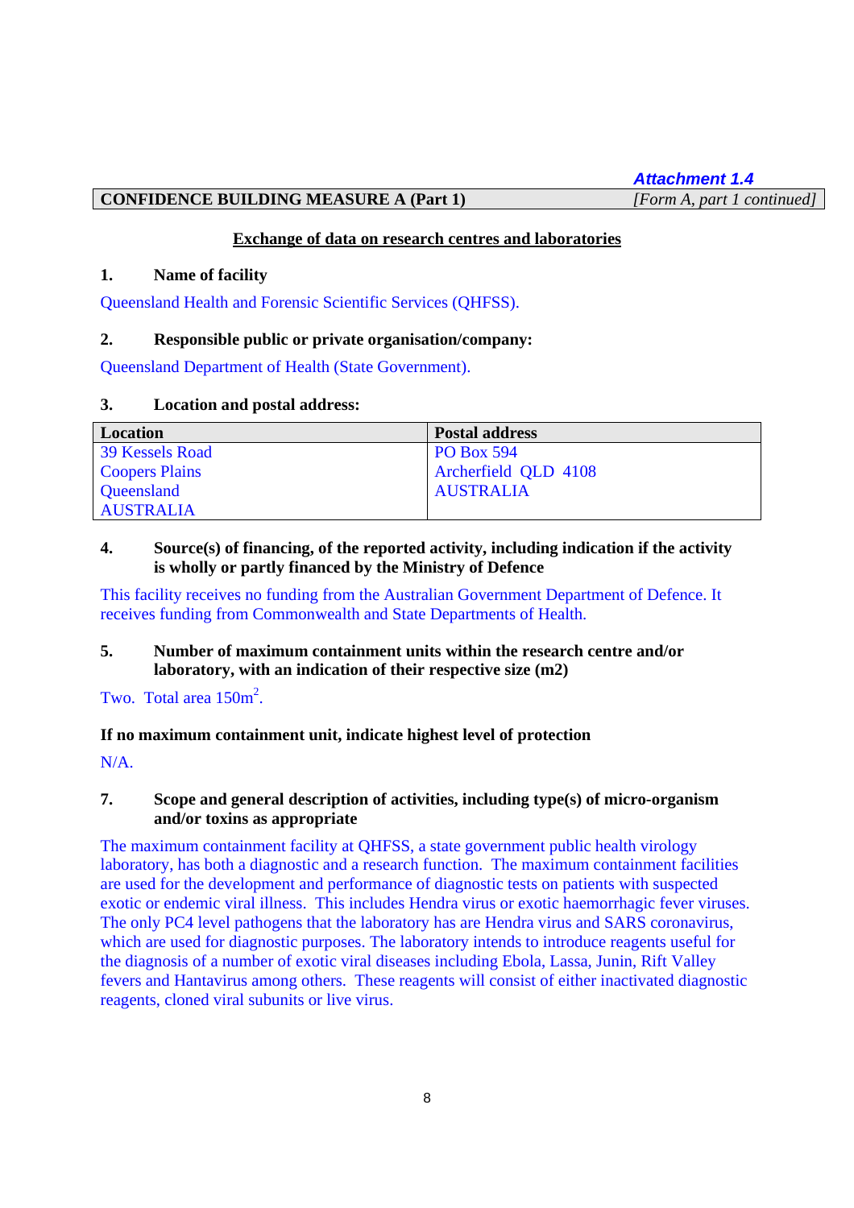*Attachment 1.4*

**CONFIDENCE BUILDING MEASURE A (Part 1)** *[Form A, part 1 continued]*

## Exchange of data on research centres and laboratories

**1. Name of facility**

Queensland Health and Forensic Scientific Services (QHFSS).

**2. Responsible public or private organisation/company:**

Queensland Department of Health (State Government).

**3. Location and postal address:**

| Location | Postal address |
|---|---|
| 39 Kessels Road<br>Coopers Plains<br>Queensland<br>AUSTRALIA | PO Box 594<br>Archerfield QLD 4108<br>AUSTRALIA |

**4. Source(s) of financing, of the reported activity, including indication if the activity is wholly or partly financed by the Ministry of Defence**

This facility receives no funding from the Australian Government Department of Defence. It receives funding from Commonwealth and State Departments of Health.

**5. Number of maximum containment units within the research centre and/or laboratory, with an indication of their respective size (m2)**

Two. Total area 150m$^2$.

**If no maximum containment unit, indicate highest level of protection**

N/A.

**7. Scope and general description of activities, including type(s) of micro-organism and/or toxins as appropriate**

The maximum containment facility at QHFSS, a state government public health virology laboratory, has both a diagnostic and a research function. The maximum containment facilities are used for the development and performance of diagnostic tests on patients with suspected exotic or endemic viral illness. This includes Hendra virus or exotic haemorrhagic fever viruses. The only PC4 level pathogens that the laboratory has are Hendra virus and SARS coronavirus, which are used for diagnostic purposes. The laboratory intends to introduce reagents useful for the diagnosis of a number of exotic viral diseases including Ebola, Lassa, Junin, Rift Valley fevers and Hantavirus among others. These reagents will consist of either inactivated diagnostic reagents, cloned viral subunits or live virus.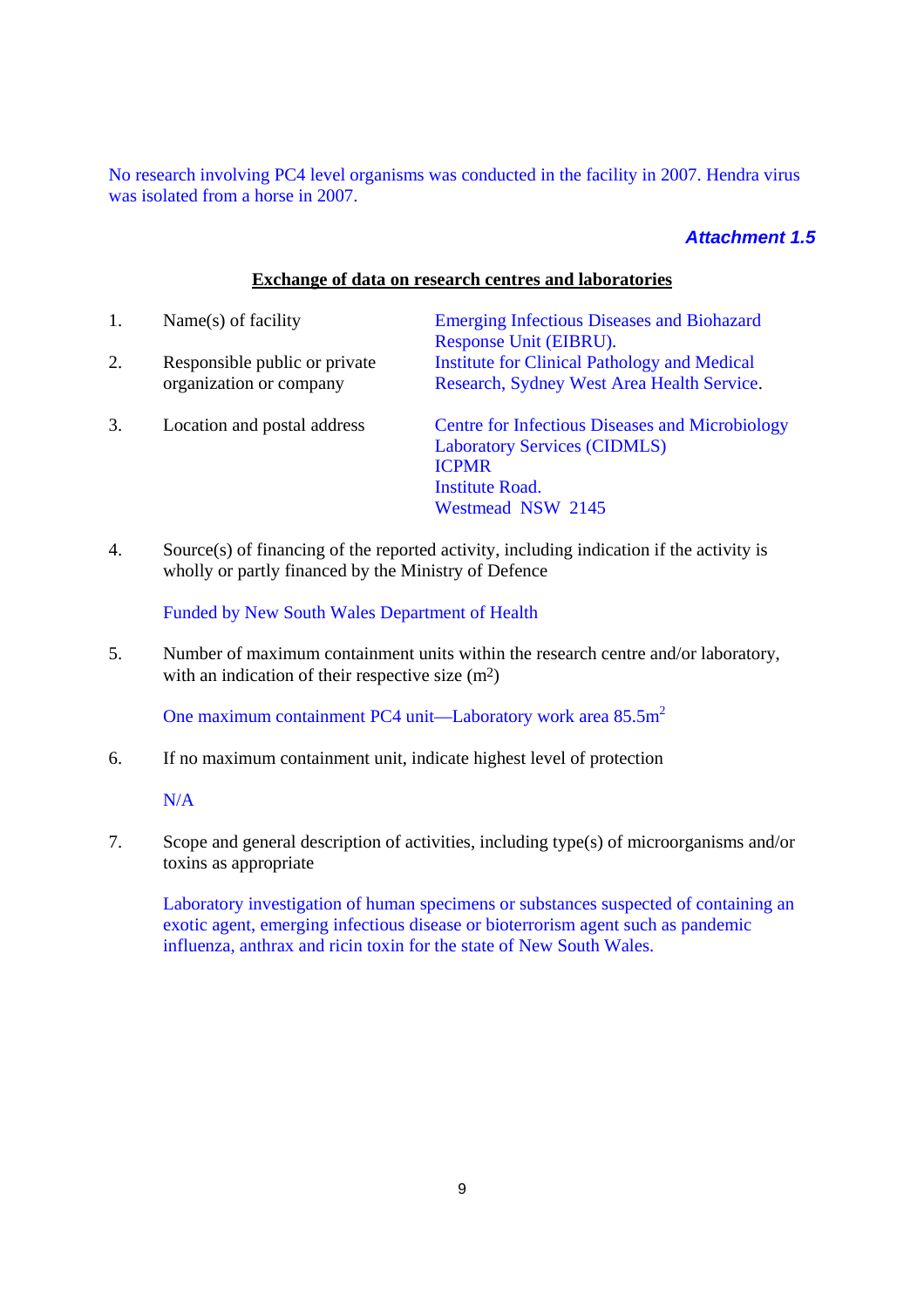No research involving PC4 level organisms was conducted in the facility in 2007. Hendra virus was isolated from a horse in 2007.

***Attachment 1.5***

**Exchange of data on research centres and laboratories**

1. Name(s) of facility — Emerging Infectious Diseases and Biohazard Response Unit (EIBRU).

2. Responsible public or private organization or company — Institute for Clinical Pathology and Medical Research, Sydney West Area Health Service.

3. Location and postal address — Centre for Infectious Diseases and Microbiology Laboratory Services (CIDMLS)
   ICPMR
   Institute Road.
   Westmead NSW 2145

4. Source(s) of financing of the reported activity, including indication if the activity is wholly or partly financed by the Ministry of Defence

   Funded by New South Wales Department of Health

5. Number of maximum containment units within the research centre and/or laboratory, with an indication of their respective size ($m^2$)

   One maximum containment PC4 unit—Laboratory work area 85.5$m^2$

6. If no maximum containment unit, indicate highest level of protection

   N/A

7. Scope and general description of activities, including type(s) of microorganisms and/or toxins as appropriate

   Laboratory investigation of human specimens or substances suspected of containing an exotic agent, emerging infectious disease or bioterrorism agent such as pandemic influenza, anthrax and ricin toxin for the state of New South Wales.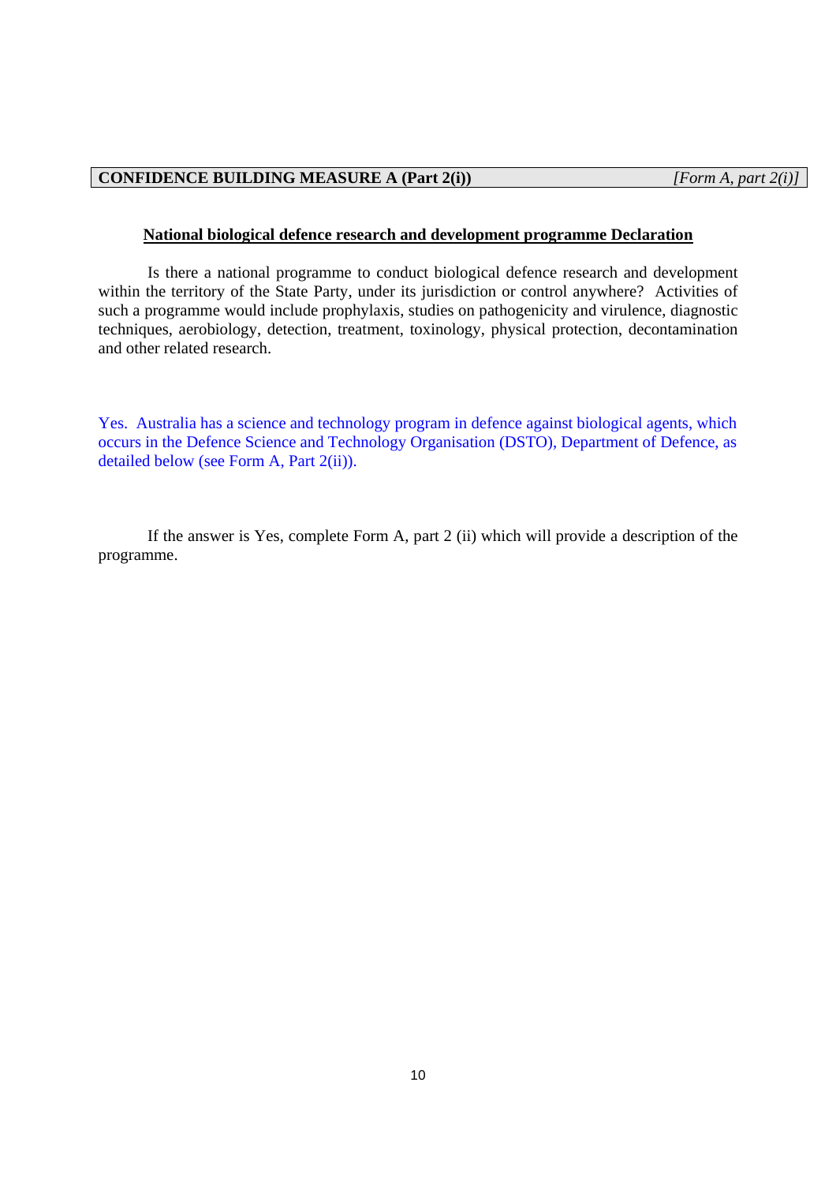**CONFIDENCE BUILDING MEASURE A (Part 2(i))** *[Form A, part 2(i)]*

**National biological defence research and development programme Declaration**

Is there a national programme to conduct biological defence research and development within the territory of the State Party, under its jurisdiction or control anywhere? Activities of such a programme would include prophylaxis, studies on pathogenicity and virulence, diagnostic techniques, aerobiology, detection, treatment, toxinology, physical protection, decontamination and other related research.

Yes. Australia has a science and technology program in defence against biological agents, which occurs in the Defence Science and Technology Organisation (DSTO), Department of Defence, as detailed below (see Form A, Part 2(ii)).

If the answer is Yes, complete Form A, part 2 (ii) which will provide a description of the programme.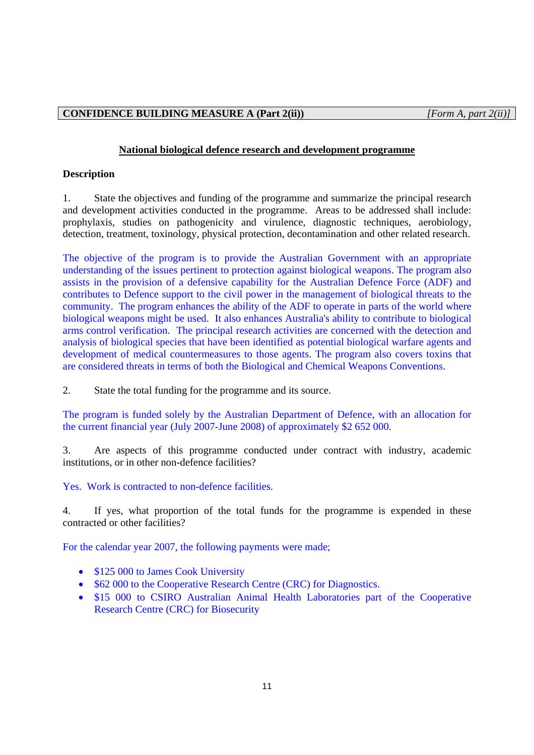| **CONFIDENCE BUILDING MEASURE A (Part 2(ii))** | *[Form A, part 2(ii)]* |
|---|---|

## National biological defence research and development programme

**Description**

1. State the objectives and funding of the programme and summarize the principal research and development activities conducted in the programme. Areas to be addressed shall include: prophylaxis, studies on pathogenicity and virulence, diagnostic techniques, aerobiology, detection, treatment, toxinology, physical protection, decontamination and other related research.

The objective of the program is to provide the Australian Government with an appropriate understanding of the issues pertinent to protection against biological weapons. The program also assists in the provision of a defensive capability for the Australian Defence Force (ADF) and contributes to Defence support to the civil power in the management of biological threats to the community. The program enhances the ability of the ADF to operate in parts of the world where biological weapons might be used. It also enhances Australia's ability to contribute to biological arms control verification. The principal research activities are concerned with the detection and analysis of biological species that have been identified as potential biological warfare agents and development of medical countermeasures to those agents. The program also covers toxins that are considered threats in terms of both the Biological and Chemical Weapons Conventions.

2. State the total funding for the programme and its source.

The program is funded solely by the Australian Department of Defence, with an allocation for the current financial year (July 2007-June 2008) of approximately $2 652 000.

3. Are aspects of this programme conducted under contract with industry, academic institutions, or in other non-defence facilities?

Yes. Work is contracted to non-defence facilities.

4. If yes, what proportion of the total funds for the programme is expended in these contracted or other facilities?

For the calendar year 2007, the following payments were made;

- $125 000 to James Cook University
- $62 000 to the Cooperative Research Centre (CRC) for Diagnostics.
- $15 000 to CSIRO Australian Animal Health Laboratories part of the Cooperative Research Centre (CRC) for Biosecurity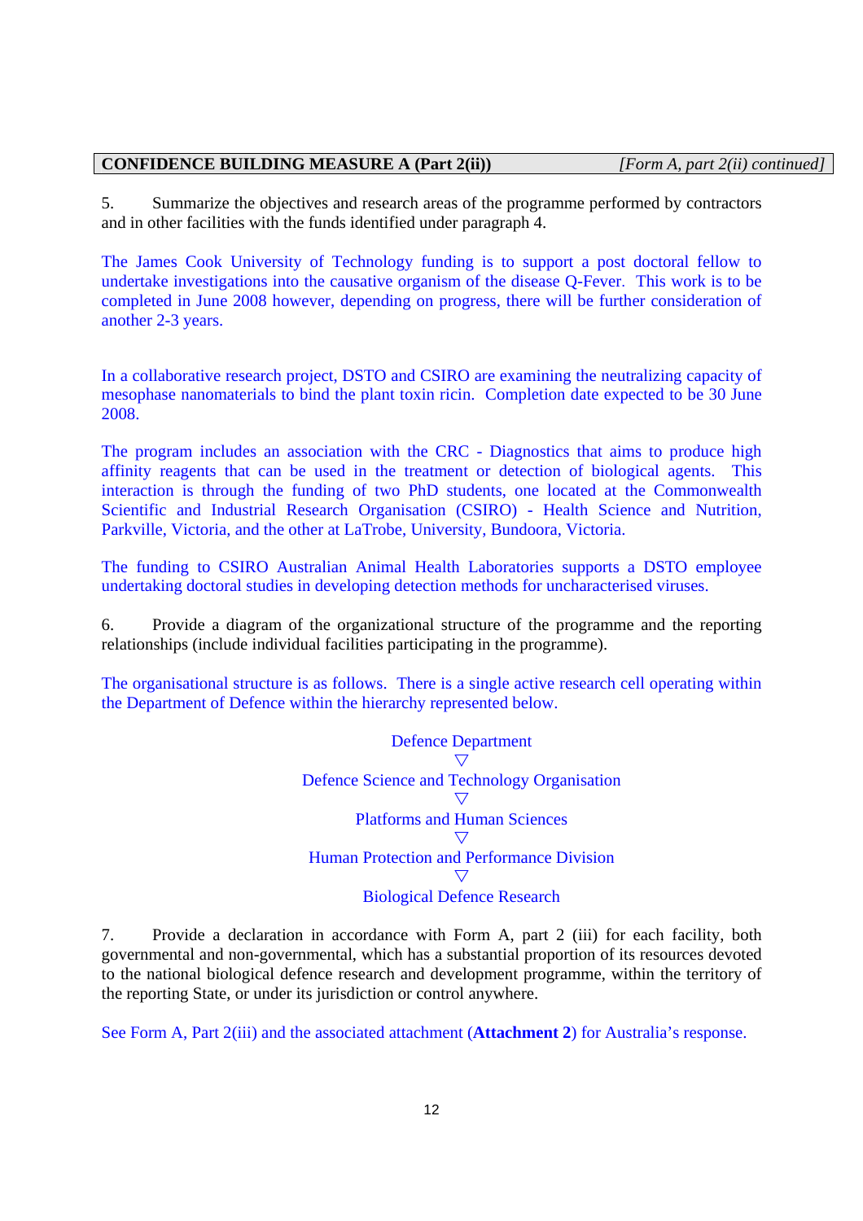**CONFIDENCE BUILDING MEASURE A (Part 2(ii))** *[Form A, part 2(ii) continued]*

5. Summarize the objectives and research areas of the programme performed by contractors and in other facilities with the funds identified under paragraph 4.

The James Cook University of Technology funding is to support a post doctoral fellow to undertake investigations into the causative organism of the disease Q-Fever. This work is to be completed in June 2008 however, depending on progress, there will be further consideration of another 2-3 years.

In a collaborative research project, DSTO and CSIRO are examining the neutralizing capacity of mesophase nanomaterials to bind the plant toxin ricin. Completion date expected to be 30 June 2008.

The program includes an association with the CRC - Diagnostics that aims to produce high affinity reagents that can be used in the treatment or detection of biological agents. This interaction is through the funding of two PhD students, one located at the Commonwealth Scientific and Industrial Research Organisation (CSIRO) - Health Science and Nutrition, Parkville, Victoria, and the other at LaTrobe, University, Bundoora, Victoria.

The funding to CSIRO Australian Animal Health Laboratories supports a DSTO employee undertaking doctoral studies in developing detection methods for uncharacterised viruses.

6. Provide a diagram of the organizational structure of the programme and the reporting relationships (include individual facilities participating in the programme).

The organisational structure is as follows. There is a single active research cell operating within the Department of Defence within the hierarchy represented below.

Defence Department
▽
Defence Science and Technology Organisation
▽
Platforms and Human Sciences
▽
Human Protection and Performance Division
▽
Biological Defence Research

7. Provide a declaration in accordance with Form A, part 2 (iii) for each facility, both governmental and non-governmental, which has a substantial proportion of its resources devoted to the national biological defence research and development programme, within the territory of the reporting State, or under its jurisdiction or control anywhere.

See Form A, Part 2(iii) and the associated attachment (**Attachment 2**) for Australia's response.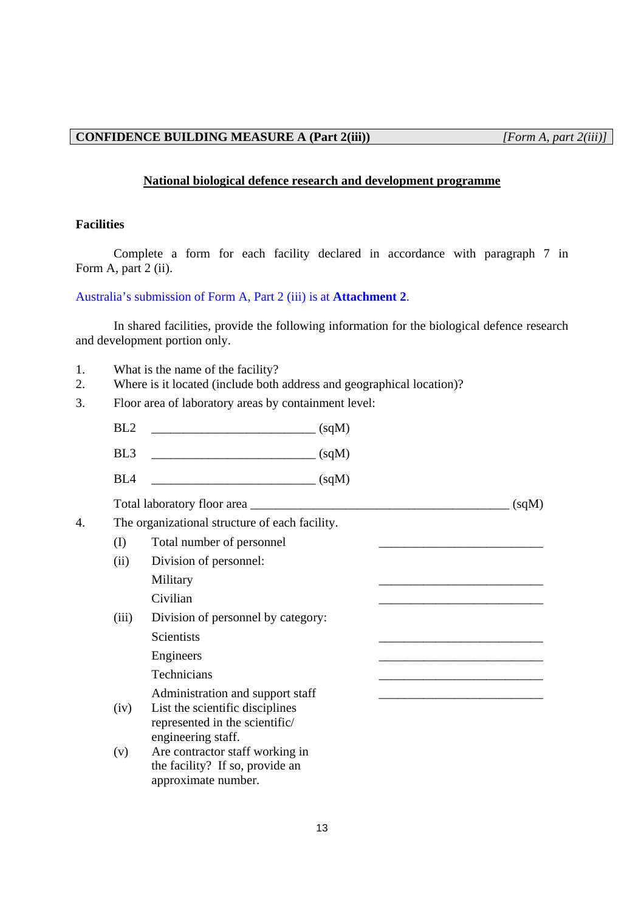**CONFIDENCE BUILDING MEASURE A (Part 2(iii))** *[Form A, part 2(iii)]*

**National biological defence research and development programme**

**Facilities**

Complete a form for each facility declared in accordance with paragraph 7 in Form A, part 2 (ii).

Australia's submission of Form A, Part 2 (iii) is at **Attachment 2**.

In shared facilities, provide the following information for the biological defence research and development portion only.

1. What is the name of the facility?
2. Where is it located (include both address and geographical location)?
3. Floor area of laboratory areas by containment level:

   BL2 __________________________ (sqM)

   BL3 __________________________ (sqM)

   BL4 __________________________ (sqM)

   Total laboratory floor area __________________________________________ (sqM)

4. The organizational structure of each facility.

   (I) Total number of personnel __________________________

   (ii) Division of personnel:

   Military __________________________

   Civilian __________________________

   (iii) Division of personnel by category:

   Scientists __________________________

   Engineers __________________________

   Technicians __________________________

   Administration and support staff __________________________

   (iv) List the scientific disciplines represented in the scientific/ engineering staff.

   (v) Are contractor staff working in the facility? If so, provide an approximate number.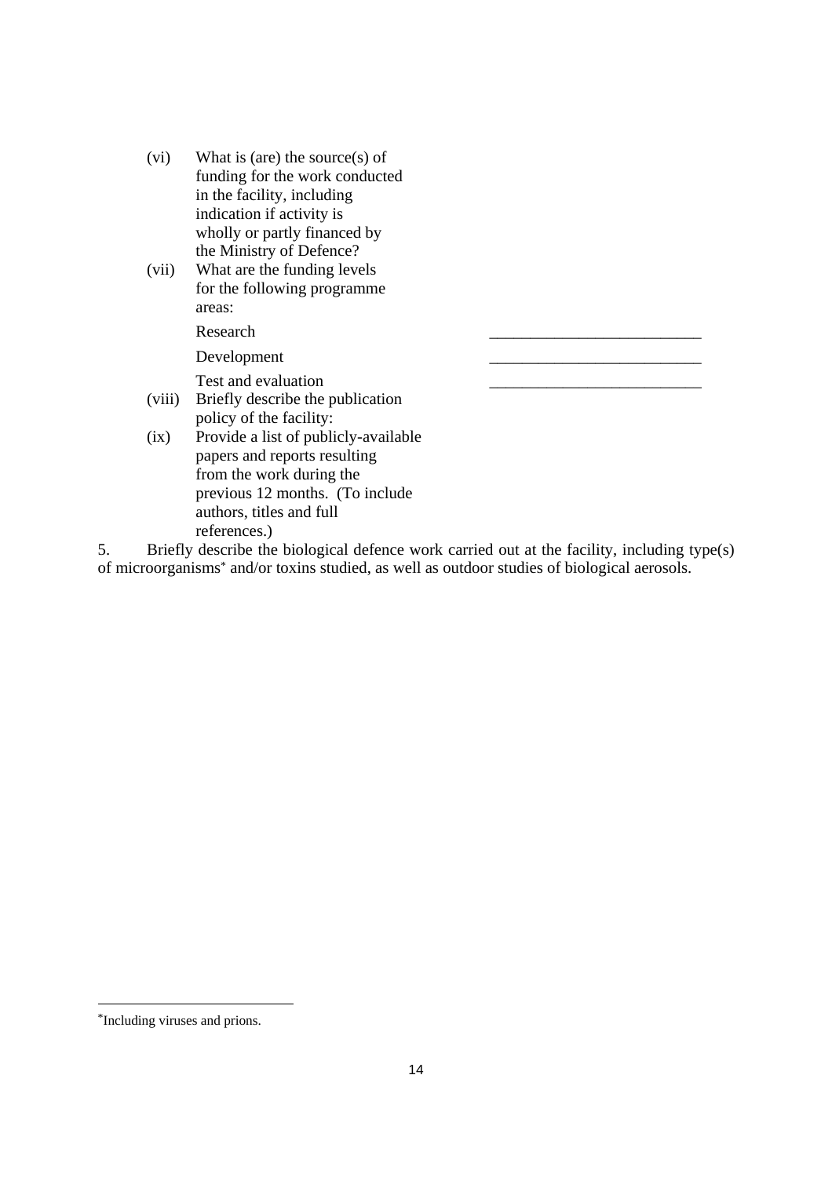(vi) What is (are) the source(s) of funding for the work conducted in the facility, including indication if activity is wholly or partly financed by the Ministry of Defence?

(vii) What are the funding levels for the following programme areas:

| | |
|---|---|
| Research | __________________________ |
| Development | __________________________ |
| Test and evaluation | __________________________ |

(viii) Briefly describe the publication policy of the facility:

(ix) Provide a list of publicly-available papers and reports resulting from the work during the previous 12 months. (To include authors, titles and full references.)

5. Briefly describe the biological defence work carried out at the facility, including type(s) of microorganisms* and/or toxins studied, as well as outdoor studies of biological aerosols.

---

*Including viruses and prions.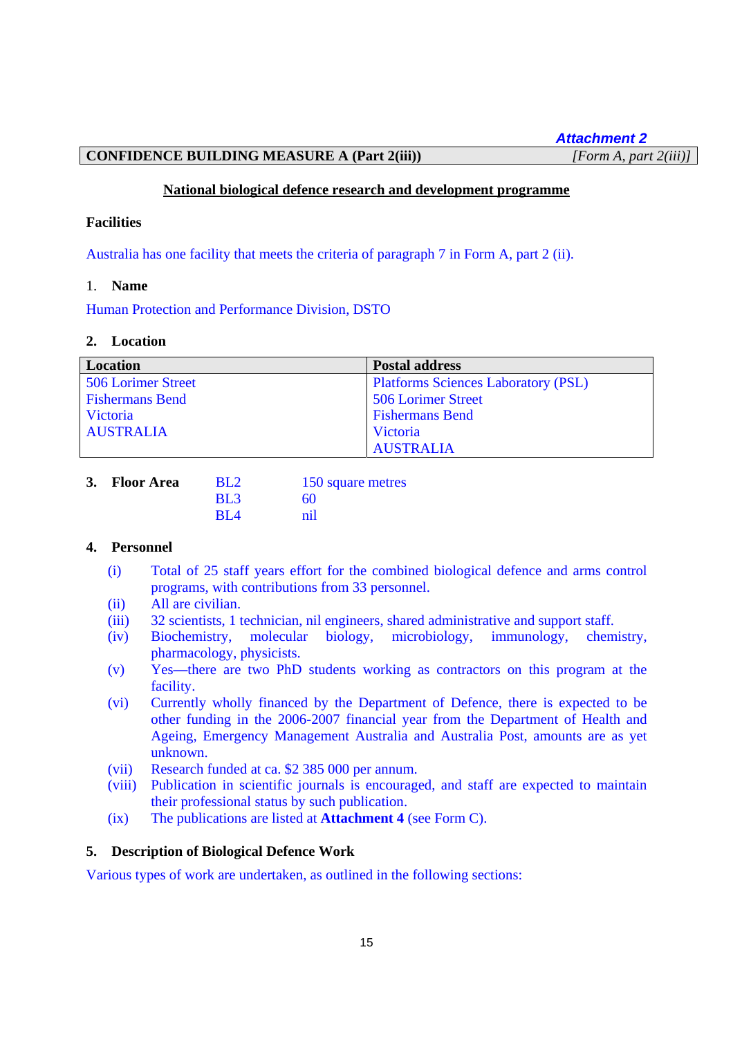*Attachment 2*

| CONFIDENCE BUILDING MEASURE A (Part 2(iii)) | *[Form A, part 2(iii)]* |
|---|---|

## National biological defence research and development programme

### Facilities

Australia has one facility that meets the criteria of paragraph 7 in Form A, part 2 (ii).

1. **Name**

Human Protection and Performance Division, DSTO

2. **Location**

| Location | Postal address |
|---|---|
| 506 Lorimer Street<br>Fishermans Bend<br>Victoria<br>AUSTRALIA | Platforms Sciences Laboratory (PSL)<br>506 Lorimer Street<br>Fishermans Bend<br>Victoria<br>AUSTRALIA |

3. **Floor Area**

| | |
|---|---|
| BL2 | 150 square metres |
| BL3 | 60 |
| BL4 | nil |

4. **Personnel**

(i) Total of 25 staff years effort for the combined biological defence and arms control programs, with contributions from 33 personnel.

(ii) All are civilian.

(iii) 32 scientists, 1 technician, nil engineers, shared administrative and support staff.

(iv) Biochemistry, molecular biology, microbiology, immunology, chemistry, pharmacology, physicists.

(v) Yes—there are two PhD students working as contractors on this program at the facility.

(vi) Currently wholly financed by the Department of Defence, there is expected to be other funding in the 2006-2007 financial year from the Department of Health and Ageing, Emergency Management Australia and Australia Post, amounts are as yet unknown.

(vii) Research funded at ca. $2 385 000 per annum.

(viii) Publication in scientific journals is encouraged, and staff are expected to maintain their professional status by such publication.

(ix) The publications are listed at **Attachment 4** (see Form C).

5. **Description of Biological Defence Work**

Various types of work are undertaken, as outlined in the following sections: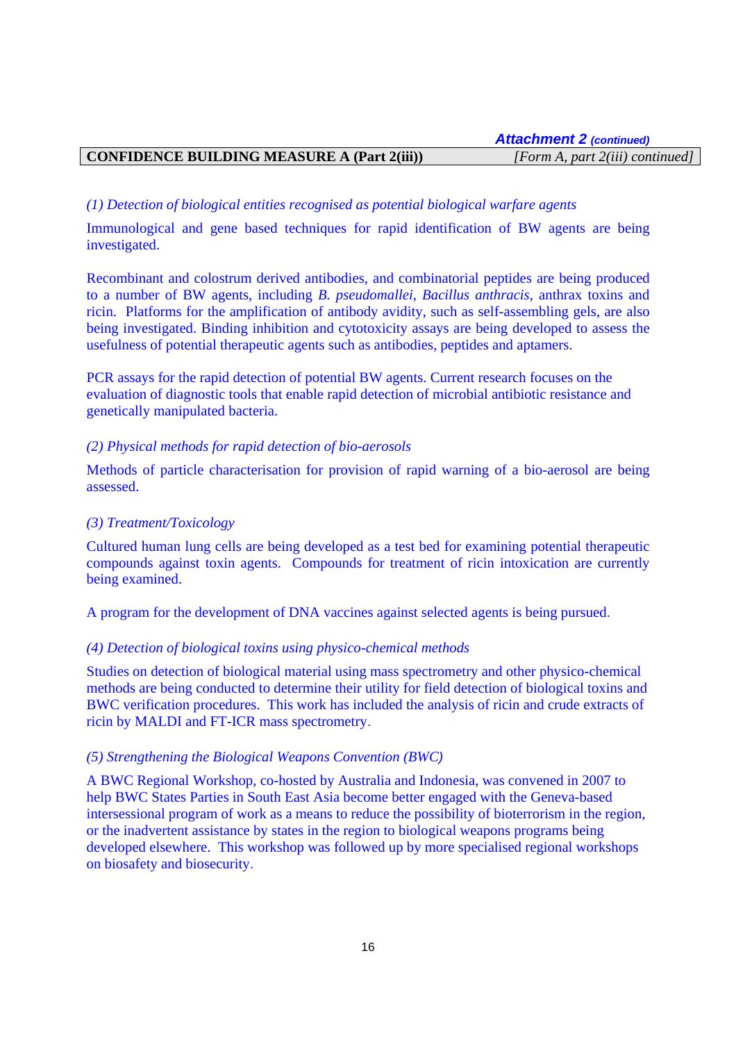**Attachment 2** *(continued)*

**CONFIDENCE BUILDING MEASURE A (Part 2(iii))** *[Form A, part 2(iii) continued]*

*(1) Detection of biological entities recognised as potential biological warfare agents*

Immunological and gene based techniques for rapid identification of BW agents are being investigated.

Recombinant and colostrum derived antibodies, and combinatorial peptides are being produced to a number of BW agents, including *B. pseudomallei*, *Bacillus anthracis*, anthrax toxins and ricin. Platforms for the amplification of antibody avidity, such as self-assembling gels, are also being investigated. Binding inhibition and cytotoxicity assays are being developed to assess the usefulness of potential therapeutic agents such as antibodies, peptides and aptamers.

PCR assays for the rapid detection of potential BW agents. Current research focuses on the evaluation of diagnostic tools that enable rapid detection of microbial antibiotic resistance and genetically manipulated bacteria.

*(2) Physical methods for rapid detection of bio-aerosols*

Methods of particle characterisation for provision of rapid warning of a bio-aerosol are being assessed.

*(3) Treatment/Toxicology*

Cultured human lung cells are being developed as a test bed for examining potential therapeutic compounds against toxin agents. Compounds for treatment of ricin intoxication are currently being examined.

A program for the development of DNA vaccines against selected agents is being pursued.

*(4) Detection of biological toxins using physico-chemical methods*

Studies on detection of biological material using mass spectrometry and other physico-chemical methods are being conducted to determine their utility for field detection of biological toxins and BWC verification procedures. This work has included the analysis of ricin and crude extracts of ricin by MALDI and FT-ICR mass spectrometry.

*(5) Strengthening the Biological Weapons Convention (BWC)*

A BWC Regional Workshop, co-hosted by Australia and Indonesia, was convened in 2007 to help BWC States Parties in South East Asia become better engaged with the Geneva-based intersessional program of work as a means to reduce the possibility of bioterrorism in the region, or the inadvertent assistance by states in the region to biological weapons programs being developed elsewhere. This workshop was followed up by more specialised regional workshops on biosafety and biosecurity.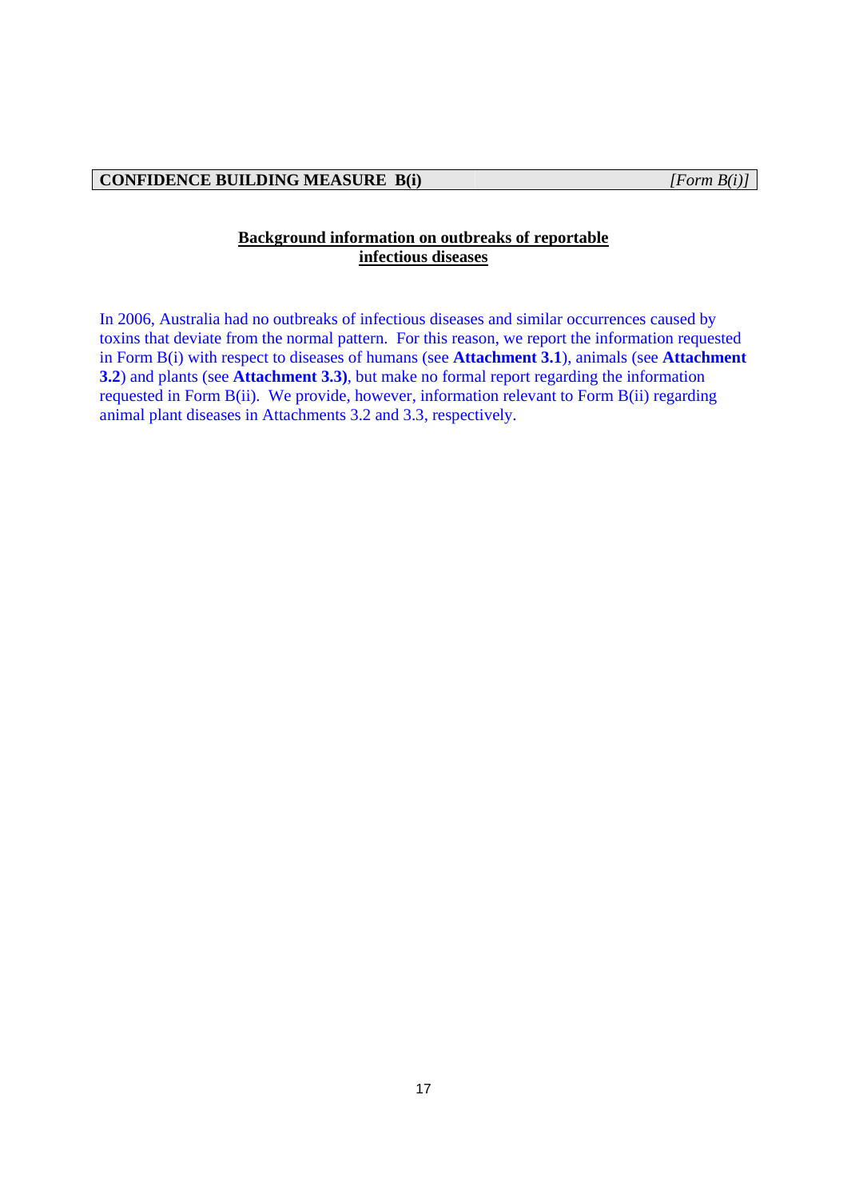**CONFIDENCE BUILDING MEASURE B(i)** *[Form B(i)]*

## Background information on outbreaks of reportable infectious diseases

In 2006, Australia had no outbreaks of infectious diseases and similar occurrences caused by toxins that deviate from the normal pattern. For this reason, we report the information requested in Form B(i) with respect to diseases of humans (see **Attachment 3.1**), animals (see **Attachment 3.2**) and plants (see **Attachment 3.3)**, but make no formal report regarding the information requested in Form B(ii). We provide, however, information relevant to Form B(ii) regarding animal plant diseases in Attachments 3.2 and 3.3, respectively.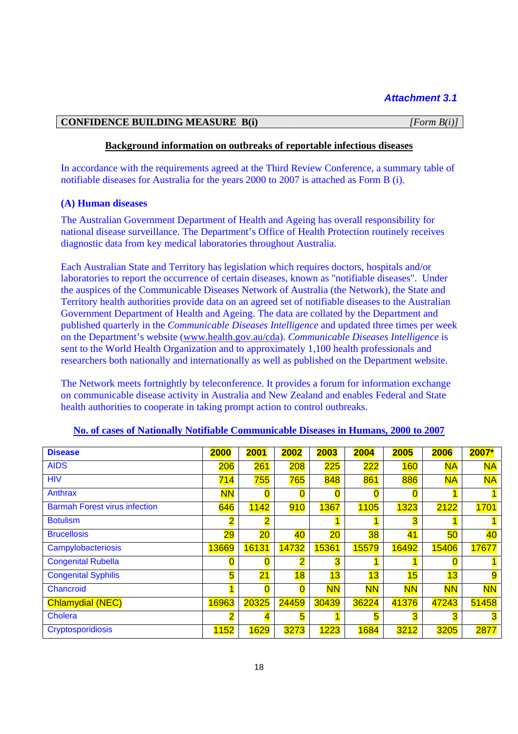*Attachment 3.1*

| **CONFIDENCE BUILDING MEASURE B(i)** | *[Form B(i)]* |
|---|---|

**Background information on outbreaks of reportable infectious diseases**

In accordance with the requirements agreed at the Third Review Conference, a summary table of notifiable diseases for Australia for the years 2000 to 2007 is attached as Form B (i).

**(A) Human diseases**

The Australian Government Department of Health and Ageing has overall responsibility for national disease surveillance. The Department's Office of Health Protection routinely receives diagnostic data from key medical laboratories throughout Australia.

Each Australian State and Territory has legislation which requires doctors, hospitals and/or laboratories to report the occurrence of certain diseases, known as "notifiable diseases". Under the auspices of the Communicable Diseases Network of Australia (the Network), the State and Territory health authorities provide data on an agreed set of notifiable diseases to the Australian Government Department of Health and Ageing. The data are collated by the Department and published quarterly in the *Communicable Diseases Intelligence* and updated three times per week on the Department's website (www.health.gov.au/cda). *Communicable Diseases Intelligence* is sent to the World Health Organization and to approximately 1,100 health professionals and researchers both nationally and internationally as well as published on the Department website.

The Network meets fortnightly by teleconference. It provides a forum for information exchange on communicable disease activity in Australia and New Zealand and enables Federal and State health authorities to cooperate in taking prompt action to control outbreaks.

**No. of cases of Nationally Notifiable Communicable Diseases in Humans, 2000 to 2007**

| Disease | 2000 | 2001 | 2002 | 2003 | 2004 | 2005 | 2006 | 2007* |
|---|---|---|---|---|---|---|---|---|
| AIDS | 206 | 261 | 208 | 225 | 222 | 160 | NA | NA |
| HIV | 714 | 755 | 765 | 848 | 861 | 886 | NA | NA |
| Anthrax | NN | 0 | 0 | 0 | 0 | 0 | 1 | 1 |
| Barmah Forest virus infection | 646 | 1142 | 910 | 1367 | 1105 | 1323 | 2122 | 1701 |
| Botulism | 2 | 2 | | 1 | 1 | 3 | 1 | 1 |
| Brucellosis | 29 | 20 | 40 | 20 | 38 | 41 | 50 | 40 |
| Campylobacteriosis | 13669 | 16131 | 14732 | 15361 | 15579 | 16492 | 15406 | 17677 |
| Congenital Rubella | 0 | 0 | 2 | 3 | 1 | 1 | 0 | 1 |
| Congenital Syphilis | 5 | 21 | 18 | 13 | 13 | 15 | 13 | 9 |
| Chancroid | 1 | 0 | 0 | NN | NN | NN | NN | NN |
| Chlamydial (NEC) | 16963 | 20325 | 24459 | 30439 | 36224 | 41376 | 47243 | 51458 |
| Cholera | 2 | 4 | 5 | 1 | 5 | 3 | 3 | 3 |
| Cryptosporidiosis | 1152 | 1629 | 3273 | 1223 | 1684 | 3212 | 3205 | 2877 |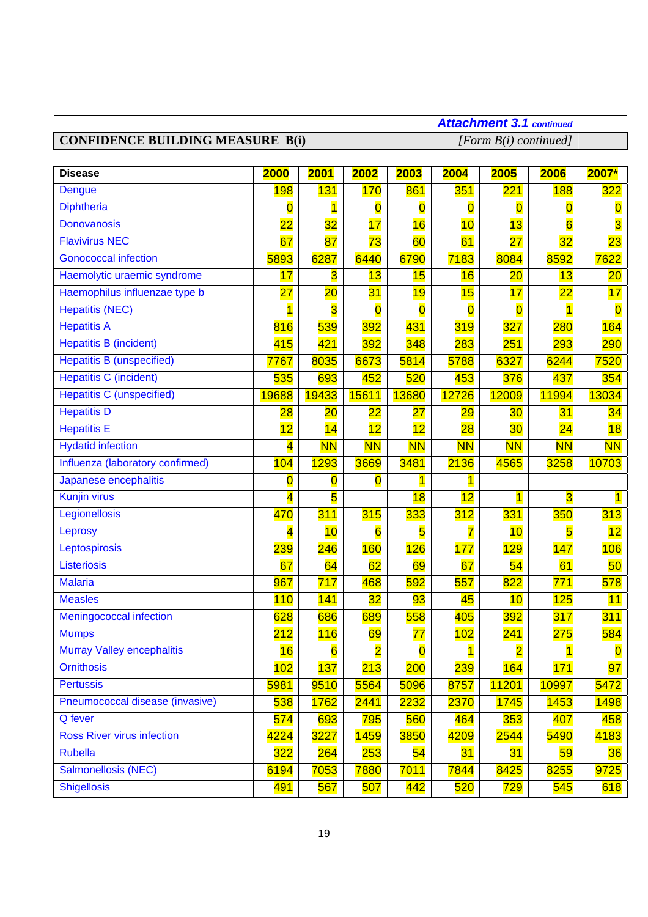*Attachment 3.1 continued*

**CONFIDENCE BUILDING MEASURE B(i)** *[Form B(i) continued]*

| Disease | 2000 | 2001 | 2002 | 2003 | 2004 | 2005 | 2006 | 2007* |
|---|---|---|---|---|---|---|---|---|
| Dengue | 198 | 131 | 170 | 861 | 351 | 221 | 188 | 322 |
| Diphtheria | 0 | 1 | 0 | 0 | 0 | 0 | 0 | 0 |
| Donovanosis | 22 | 32 | 17 | 16 | 10 | 13 | 6 | 3 |
| Flavivirus NEC | 67 | 87 | 73 | 60 | 61 | 27 | 32 | 23 |
| Gonococcal infection | 5893 | 6287 | 6440 | 6790 | 7183 | 8084 | 8592 | 7622 |
| Haemolytic uraemic syndrome | 17 | 3 | 13 | 15 | 16 | 20 | 13 | 20 |
| Haemophilus influenzae type b | 27 | 20 | 31 | 19 | 15 | 17 | 22 | 17 |
| Hepatitis (NEC) | 1 | 3 | 0 | 0 | 0 | 0 | 1 | 0 |
| Hepatitis A | 816 | 539 | 392 | 431 | 319 | 327 | 280 | 164 |
| Hepatitis B (incident) | 415 | 421 | 392 | 348 | 283 | 251 | 293 | 290 |
| Hepatitis B (unspecified) | 7767 | 8035 | 6673 | 5814 | 5788 | 6327 | 6244 | 7520 |
| Hepatitis C (incident) | 535 | 693 | 452 | 520 | 453 | 376 | 437 | 354 |
| Hepatitis C (unspecified) | 19688 | 19433 | 15611 | 13680 | 12726 | 12009 | 11994 | 13034 |
| Hepatitis D | 28 | 20 | 22 | 27 | 29 | 30 | 31 | 34 |
| Hepatitis E | 12 | 14 | 12 | 12 | 28 | 30 | 24 | 18 |
| Hydatid infection | 4 | NN | NN | NN | NN | NN | NN | NN |
| Influenza (laboratory confirmed) | 104 | 1293 | 3669 | 3481 | 2136 | 4565 | 3258 | 10703 |
| Japanese encephalitis | 0 | 0 | 0 | 1 | 1 | | | |
| Kunjin virus | 4 | 5 | | 18 | 12 | 1 | 3 | 1 |
| Legionellosis | 470 | 311 | 315 | 333 | 312 | 331 | 350 | 313 |
| Leprosy | 4 | 10 | 6 | 5 | 7 | 10 | 5 | 12 |
| Leptospirosis | 239 | 246 | 160 | 126 | 177 | 129 | 147 | 106 |
| Listeriosis | 67 | 64 | 62 | 69 | 67 | 54 | 61 | 50 |
| Malaria | 967 | 717 | 468 | 592 | 557 | 822 | 771 | 578 |
| Measles | 110 | 141 | 32 | 93 | 45 | 10 | 125 | 11 |
| Meningococcal infection | 628 | 686 | 689 | 558 | 405 | 392 | 317 | 311 |
| Mumps | 212 | 116 | 69 | 77 | 102 | 241 | 275 | 584 |
| Murray Valley encephalitis | 16 | 6 | 2 | 0 | 1 | 2 | 1 | 0 |
| Ornithosis | 102 | 137 | 213 | 200 | 239 | 164 | 171 | 97 |
| Pertussis | 5981 | 9510 | 5564 | 5096 | 8757 | 11201 | 10997 | 5472 |
| Pneumococcal disease (invasive) | 538 | 1762 | 2441 | 2232 | 2370 | 1745 | 1453 | 1498 |
| Q fever | 574 | 693 | 795 | 560 | 464 | 353 | 407 | 458 |
| Ross River virus infection | 4224 | 3227 | 1459 | 3850 | 4209 | 2544 | 5490 | 4183 |
| Rubella | 322 | 264 | 253 | 54 | 31 | 31 | 59 | 36 |
| Salmonellosis (NEC) | 6194 | 7053 | 7880 | 7011 | 7844 | 8425 | 8255 | 9725 |
| Shigellosis | 491 | 567 | 507 | 442 | 520 | 729 | 545 | 618 |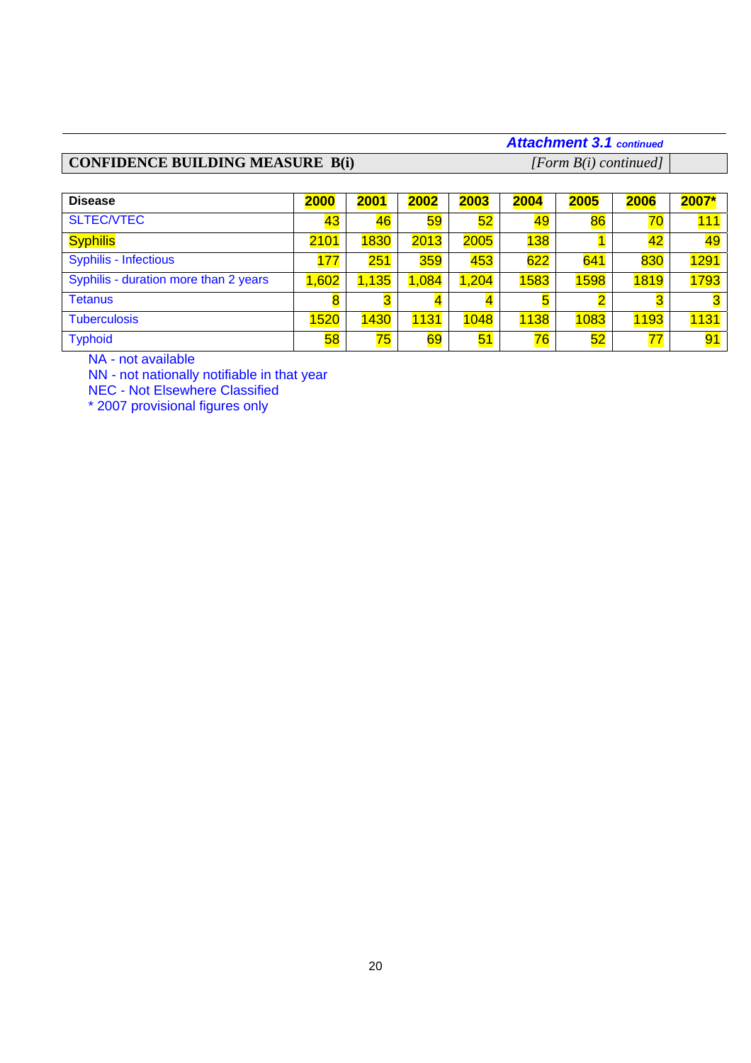*Attachment 3.1 continued*

**CONFIDENCE BUILDING MEASURE B(i)** *[Form B(i) continued]*

| Disease | 2000 | 2001 | 2002 | 2003 | 2004 | 2005 | 2006 | 2007* |
|---|---|---|---|---|---|---|---|---|
| SLTEC/VTEC | 43 | 46 | 59 | 52 | 49 | 86 | 70 | 111 |
| Syphilis | 2101 | 1830 | 2013 | 2005 | 138 | 1 | 42 | 49 |
| Syphilis - Infectious | 177 | 251 | 359 | 453 | 622 | 641 | 830 | 1291 |
| Syphilis - duration more than 2 years | 1,602 | 1,135 | 1,084 | 1,204 | 1583 | 1598 | 1819 | 1793 |
| Tetanus | 8 | 3 | 4 | 4 | 5 | 2 | 3 | 3 |
| Tuberculosis | 1520 | 1430 | 1131 | 1048 | 1138 | 1083 | 1193 | 1131 |
| Typhoid | 58 | 75 | 69 | 51 | 76 | 52 | 77 | 91 |

NA - not available
NN - not nationally notifiable in that year
NEC - Not Elsewhere Classified
* 2007 provisional figures only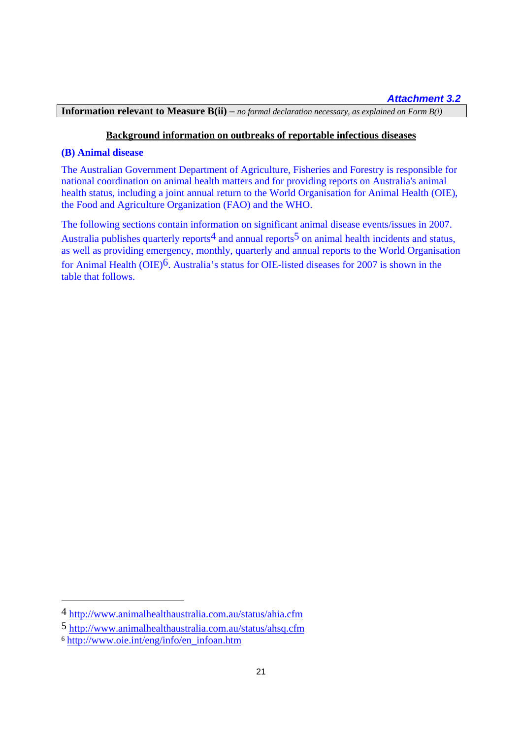***Attachment 3.2***

**Information relevant to Measure B(ii) –** *no formal declaration necessary, as explained on Form B(i)*

**Background information on outbreaks of reportable infectious diseases**

### (B) Animal disease

The Australian Government Department of Agriculture, Fisheries and Forestry is responsible for national coordination on animal health matters and for providing reports on Australia's animal health status, including a joint annual return to the World Organisation for Animal Health (OIE), the Food and Agriculture Organization (FAO) and the WHO.

The following sections contain information on significant animal disease events/issues in 2007. Australia publishes quarterly reports[4] and annual reports[5] on animal health incidents and status, as well as providing emergency, monthly, quarterly and annual reports to the World Organisation for Animal Health (OIE)[6]. Australia's status for OIE-listed diseases for 2007 is shown in the table that follows.

---

[4] http://www.animalhealthaustralia.com.au/status/ahia.cfm

[5] http://www.animalhealthaustralia.com.au/status/ahsq.cfm

[6] http://www.oie.int/eng/info/en_infoan.htm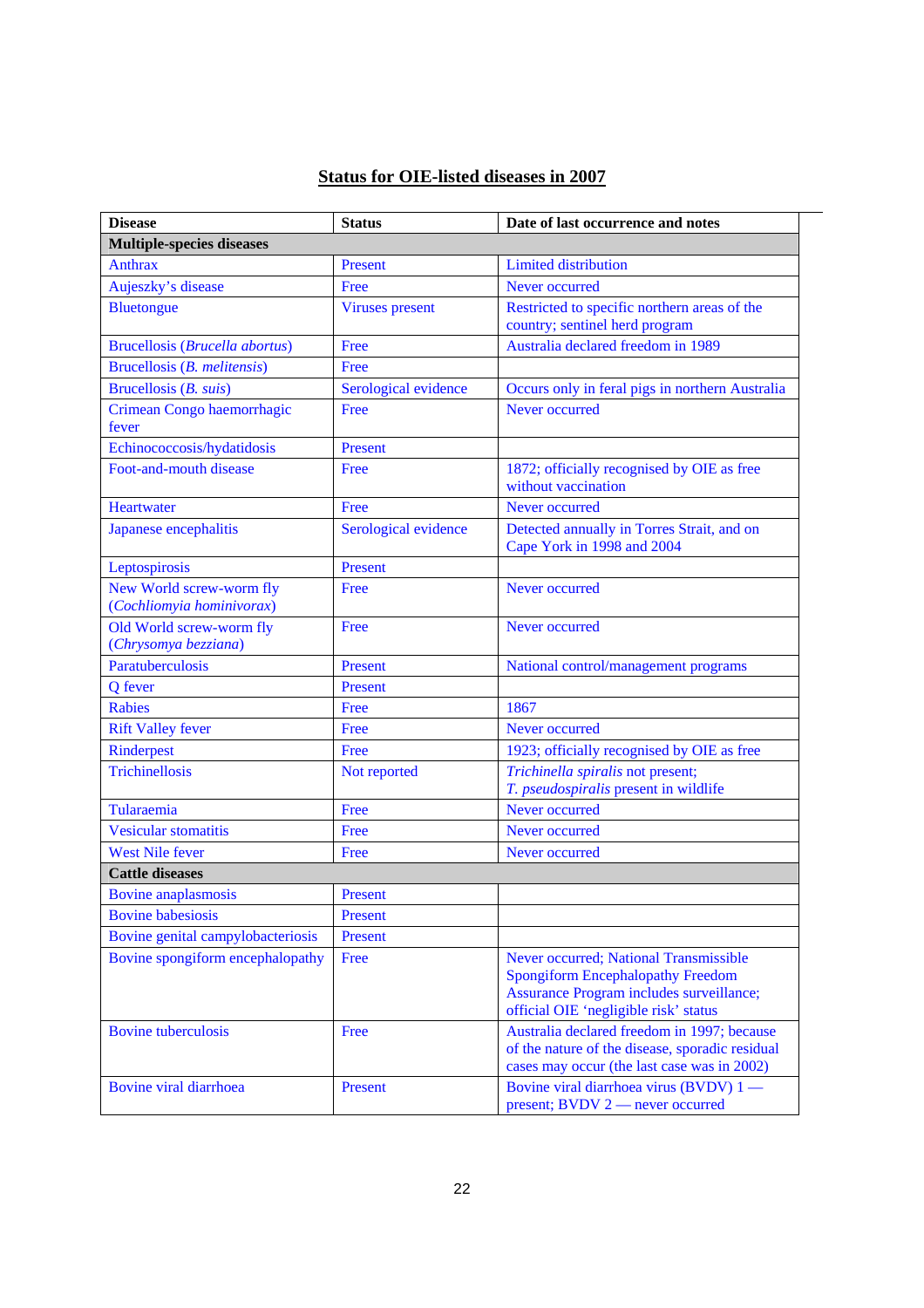## Status for OIE-listed diseases in 2007

| Disease | Status | Date of last occurrence and notes |
|---|---|---|
| **Multiple-species diseases** | | |
| Anthrax | Present | Limited distribution |
| Aujeszky's disease | Free | Never occurred |
| Bluetongue | Viruses present | Restricted to specific northern areas of the country; sentinel herd program |
| Brucellosis (*Brucella abortus*) | Free | Australia declared freedom in 1989 |
| Brucellosis (*B. melitensis*) | Free | |
| Brucellosis (*B. suis*) | Serological evidence | Occurs only in feral pigs in northern Australia |
| Crimean Congo haemorrhagic fever | Free | Never occurred |
| Echinococcosis/hydatidosis | Present | |
| Foot-and-mouth disease | Free | 1872; officially recognised by OIE as free without vaccination |
| Heartwater | Free | Never occurred |
| Japanese encephalitis | Serological evidence | Detected annually in Torres Strait, and on Cape York in 1998 and 2004 |
| Leptospirosis | Present | |
| New World screw-worm fly (*Cochliomyia hominivorax*) | Free | Never occurred |
| Old World screw-worm fly (*Chrysomya bezziana*) | Free | Never occurred |
| Paratuberculosis | Present | National control/management programs |
| Q fever | Present | |
| Rabies | Free | 1867 |
| Rift Valley fever | Free | Never occurred |
| Rinderpest | Free | 1923; officially recognised by OIE as free |
| Trichinellosis | Not reported | *Trichinella spiralis* not present; *T. pseudospiralis* present in wildlife |
| Tularaemia | Free | Never occurred |
| Vesicular stomatitis | Free | Never occurred |
| West Nile fever | Free | Never occurred |
| **Cattle diseases** | | |
| Bovine anaplasmosis | Present | |
| Bovine babesiosis | Present | |
| Bovine genital campylobacteriosis | Present | |
| Bovine spongiform encephalopathy | Free | Never occurred; National Transmissible Spongiform Encephalopathy Freedom Assurance Program includes surveillance; official OIE 'negligible risk' status |
| Bovine tuberculosis | Free | Australia declared freedom in 1997; because of the nature of the disease, sporadic residual cases may occur (the last case was in 2002) |
| Bovine viral diarrhoea | Present | Bovine viral diarrhoea virus (BVDV) 1 — present; BVDV 2 — never occurred |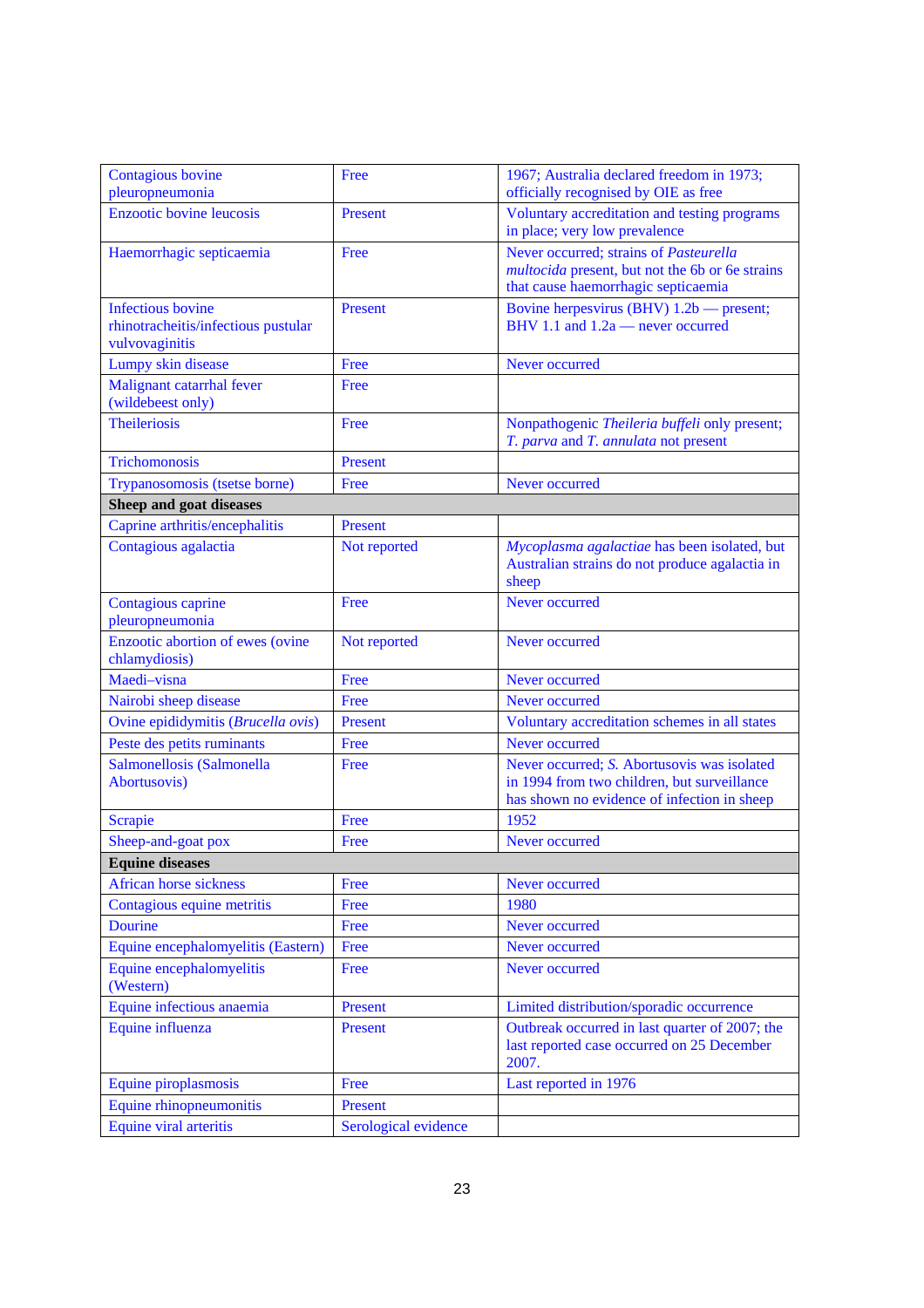| | | |
|---|---|---|
| Contagious bovine pleuropneumonia | Free | 1967; Australia declared freedom in 1973; officially recognised by OIE as free |
| Enzootic bovine leucosis | Present | Voluntary accreditation and testing programs in place; very low prevalence |
| Haemorrhagic septicaemia | Free | Never occurred; strains of *Pasteurella multocida* present, but not the 6b or 6e strains that cause haemorrhagic septicaemia |
| Infectious bovine rhinotracheitis/infectious pustular vulvovaginitis | Present | Bovine herpesvirus (BHV) 1.2b — present; BHV 1.1 and 1.2a — never occurred |
| Lumpy skin disease | Free | Never occurred |
| Malignant catarrhal fever (wildebeest only) | Free | |
| Theileriosis | Free | Nonpathogenic *Theileria buffeli* only present; *T. parva* and *T. annulata* not present |
| Trichomonosis | Present | |
| Trypanosomosis (tsetse borne) | Free | Never occurred |
| **Sheep and goat diseases** | | |
| Caprine arthritis/encephalitis | Present | |
| Contagious agalactia | Not reported | *Mycoplasma agalactiae* has been isolated, but Australian strains do not produce agalactia in sheep |
| Contagious caprine pleuropneumonia | Free | Never occurred |
| Enzootic abortion of ewes (ovine chlamydiosis) | Not reported | Never occurred |
| Maedi–visna | Free | Never occurred |
| Nairobi sheep disease | Free | Never occurred |
| Ovine epididymitis (*Brucella ovis*) | Present | Voluntary accreditation schemes in all states |
| Peste des petits ruminants | Free | Never occurred |
| Salmonellosis (Salmonella Abortusovis) | Free | Never occurred; *S.* Abortusovis was isolated in 1994 from two children, but surveillance has shown no evidence of infection in sheep |
| Scrapie | Free | 1952 |
| Sheep-and-goat pox | Free | Never occurred |
| **Equine diseases** | | |
| African horse sickness | Free | Never occurred |
| Contagious equine metritis | Free | 1980 |
| Dourine | Free | Never occurred |
| Equine encephalomyelitis (Eastern) | Free | Never occurred |
| Equine encephalomyelitis (Western) | Free | Never occurred |
| Equine infectious anaemia | Present | Limited distribution/sporadic occurrence |
| Equine influenza | Present | Outbreak occurred in last quarter of 2007; the last reported case occurred on 25 December 2007. |
| Equine piroplasmosis | Free | Last reported in 1976 |
| Equine rhinopneumonitis | Present | |
| Equine viral arteritis | Serological evidence | |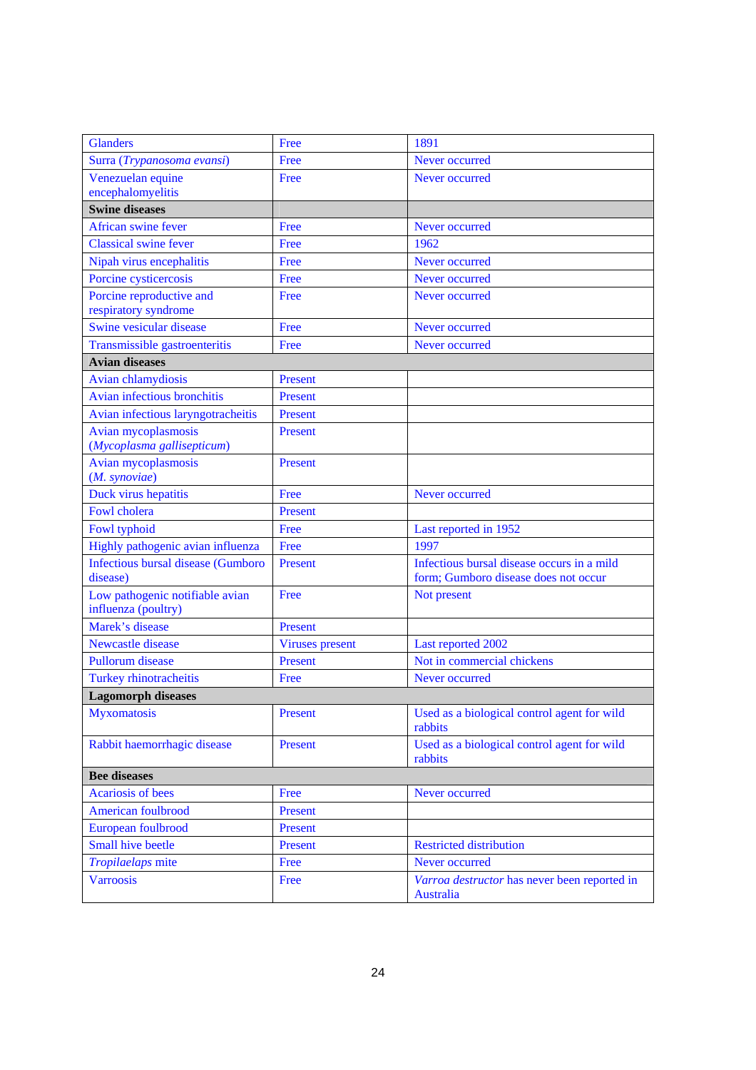| | | |
|---|---|---|
| Glanders | Free | 1891 |
| Surra (*Trypanosoma evansi*) | Free | Never occurred |
| Venezuelan equine encephalomyelitis | Free | Never occurred |
| **Swine diseases** | | |
| African swine fever | Free | Never occurred |
| Classical swine fever | Free | 1962 |
| Nipah virus encephalitis | Free | Never occurred |
| Porcine cysticercosis | Free | Never occurred |
| Porcine reproductive and respiratory syndrome | Free | Never occurred |
| Swine vesicular disease | Free | Never occurred |
| Transmissible gastroenteritis | Free | Never occurred |
| **Avian diseases** | | |
| Avian chlamydiosis | Present | |
| Avian infectious bronchitis | Present | |
| Avian infectious laryngotracheitis | Present | |
| Avian mycoplasmosis (*Mycoplasma gallisepticum*) | Present | |
| Avian mycoplasmosis (*M. synoviae*) | Present | |
| Duck virus hepatitis | Free | Never occurred |
| Fowl cholera | Present | |
| Fowl typhoid | Free | Last reported in 1952 |
| Highly pathogenic avian influenza | Free | 1997 |
| Infectious bursal disease (Gumboro disease) | Present | Infectious bursal disease occurs in a mild form; Gumboro disease does not occur |
| Low pathogenic notifiable avian influenza (poultry) | Free | Not present |
| Marek's disease | Present | |
| Newcastle disease | Viruses present | Last reported 2002 |
| Pullorum disease | Present | Not in commercial chickens |
| Turkey rhinotracheitis | Free | Never occurred |
| **Lagomorph diseases** | | |
| Myxomatosis | Present | Used as a biological control agent for wild rabbits |
| Rabbit haemorrhagic disease | Present | Used as a biological control agent for wild rabbits |
| **Bee diseases** | | |
| Acariosis of bees | Free | Never occurred |
| American foulbrood | Present | |
| European foulbrood | Present | |
| Small hive beetle | Present | Restricted distribution |
| *Tropilaelaps* mite | Free | Never occurred |
| Varroosis | Free | *Varroa destructor* has never been reported in Australia |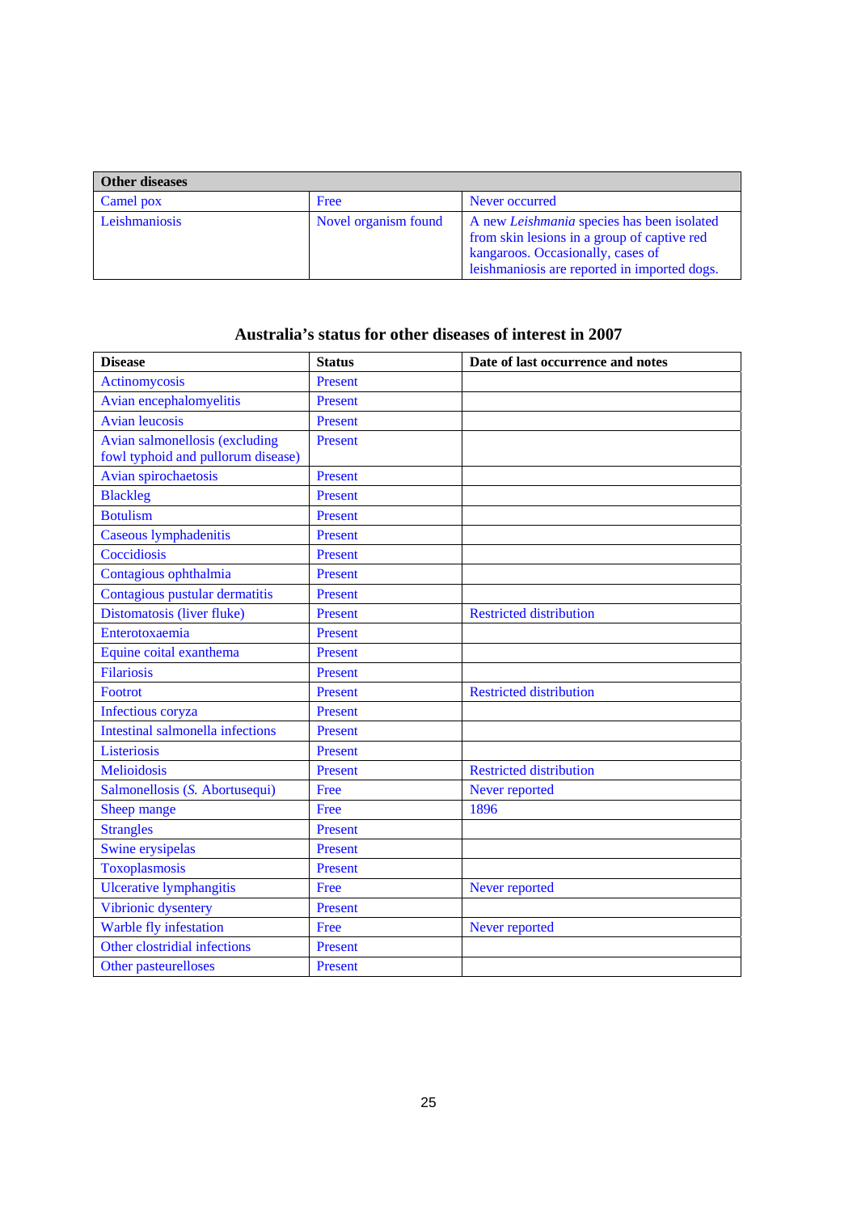| Other diseases | | |
|---|---|---|
| Camel pox | Free | Never occurred |
| Leishmaniosis | Novel organism found | A new *Leishmania* species has been isolated from skin lesions in a group of captive red kangaroos. Occasionally, cases of leishmaniosis are reported in imported dogs. |

### Australia's status for other diseases of interest in 2007

| Disease | Status | Date of last occurrence and notes |
|---|---|---|
| Actinomycosis | Present | |
| Avian encephalomyelitis | Present | |
| Avian leucosis | Present | |
| Avian salmonellosis (excluding fowl typhoid and pullorum disease) | Present | |
| Avian spirochaetosis | Present | |
| Blackleg | Present | |
| Botulism | Present | |
| Caseous lymphadenitis | Present | |
| Coccidiosis | Present | |
| Contagious ophthalmia | Present | |
| Contagious pustular dermatitis | Present | |
| Distomatosis (liver fluke) | Present | Restricted distribution |
| Enterotoxaemia | Present | |
| Equine coital exanthema | Present | |
| Filariosis | Present | |
| Footrot | Present | Restricted distribution |
| Infectious coryza | Present | |
| Intestinal salmonella infections | Present | |
| Listeriosis | Present | |
| Melioidosis | Present | Restricted distribution |
| Salmonellosis (*S.* Abortusequi) | Free | Never reported |
| Sheep mange | Free | 1896 |
| Strangles | Present | |
| Swine erysipelas | Present | |
| Toxoplasmosis | Present | |
| Ulcerative lymphangitis | Free | Never reported |
| Vibrionic dysentery | Present | |
| Warble fly infestation | Free | Never reported |
| Other clostridial infections | Present | |
| Other pasteurelloses | Present | |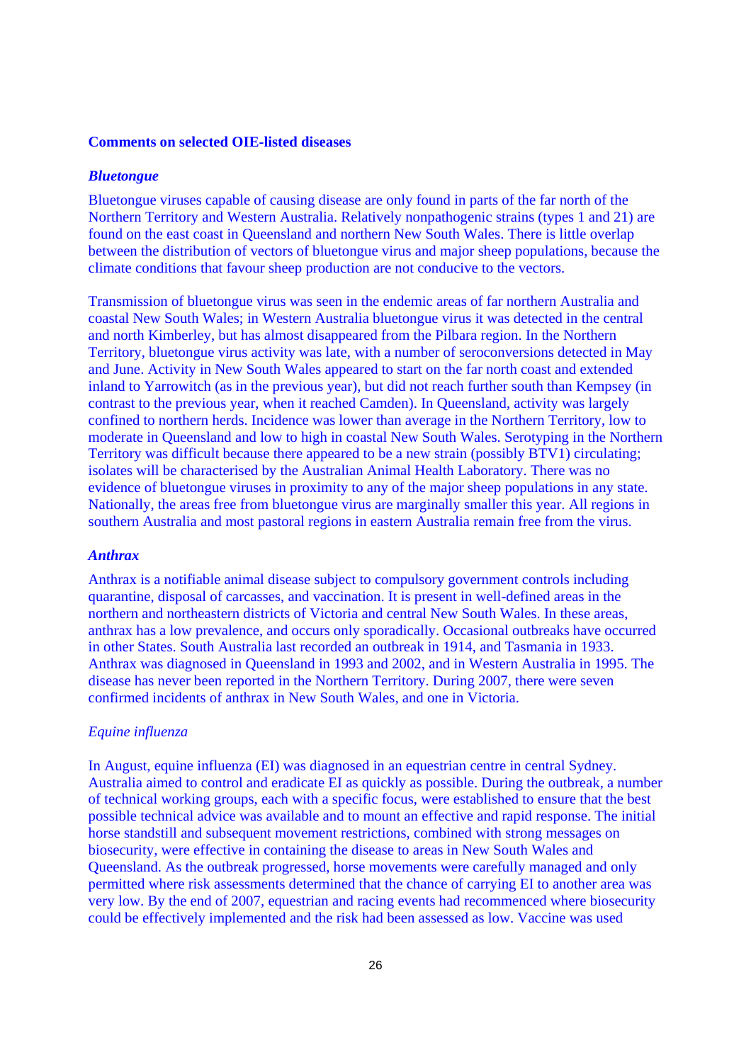**Comments on selected OIE-listed diseases**

***Bluetongue***

Bluetongue viruses capable of causing disease are only found in parts of the far north of the Northern Territory and Western Australia. Relatively nonpathogenic strains (types 1 and 21) are found on the east coast in Queensland and northern New South Wales. There is little overlap between the distribution of vectors of bluetongue virus and major sheep populations, because the climate conditions that favour sheep production are not conducive to the vectors.

Transmission of bluetongue virus was seen in the endemic areas of far northern Australia and coastal New South Wales; in Western Australia bluetongue virus it was detected in the central and north Kimberley, but has almost disappeared from the Pilbara region. In the Northern Territory, bluetongue virus activity was late, with a number of seroconversions detected in May and June. Activity in New South Wales appeared to start on the far north coast and extended inland to Yarrowitch (as in the previous year), but did not reach further south than Kempsey (in contrast to the previous year, when it reached Camden). In Queensland, activity was largely confined to northern herds. Incidence was lower than average in the Northern Territory, low to moderate in Queensland and low to high in coastal New South Wales. Serotyping in the Northern Territory was difficult because there appeared to be a new strain (possibly BTV1) circulating; isolates will be characterised by the Australian Animal Health Laboratory. There was no evidence of bluetongue viruses in proximity to any of the major sheep populations in any state. Nationally, the areas free from bluetongue virus are marginally smaller this year. All regions in southern Australia and most pastoral regions in eastern Australia remain free from the virus.

***Anthrax***

Anthrax is a notifiable animal disease subject to compulsory government controls including quarantine, disposal of carcasses, and vaccination. It is present in well-defined areas in the northern and northeastern districts of Victoria and central New South Wales. In these areas, anthrax has a low prevalence, and occurs only sporadically. Occasional outbreaks have occurred in other States. South Australia last recorded an outbreak in 1914, and Tasmania in 1933. Anthrax was diagnosed in Queensland in 1993 and 2002, and in Western Australia in 1995. The disease has never been reported in the Northern Territory. During 2007, there were seven confirmed incidents of anthrax in New South Wales, and one in Victoria.

*Equine influenza*

In August, equine influenza (EI) was diagnosed in an equestrian centre in central Sydney. Australia aimed to control and eradicate EI as quickly as possible. During the outbreak, a number of technical working groups, each with a specific focus, were established to ensure that the best possible technical advice was available and to mount an effective and rapid response. The initial horse standstill and subsequent movement restrictions, combined with strong messages on biosecurity, were effective in containing the disease to areas in New South Wales and Queensland. As the outbreak progressed, horse movements were carefully managed and only permitted where risk assessments determined that the chance of carrying EI to another area was very low. By the end of 2007, equestrian and racing events had recommenced where biosecurity could be effectively implemented and the risk had been assessed as low. Vaccine was used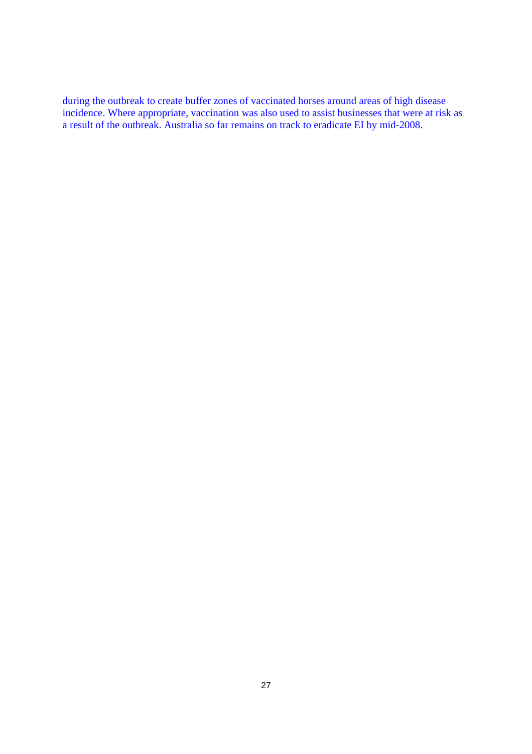during the outbreak to create buffer zones of vaccinated horses around areas of high disease incidence. Where appropriate, vaccination was also used to assist businesses that were at risk as a result of the outbreak. Australia so far remains on track to eradicate EI by mid-2008.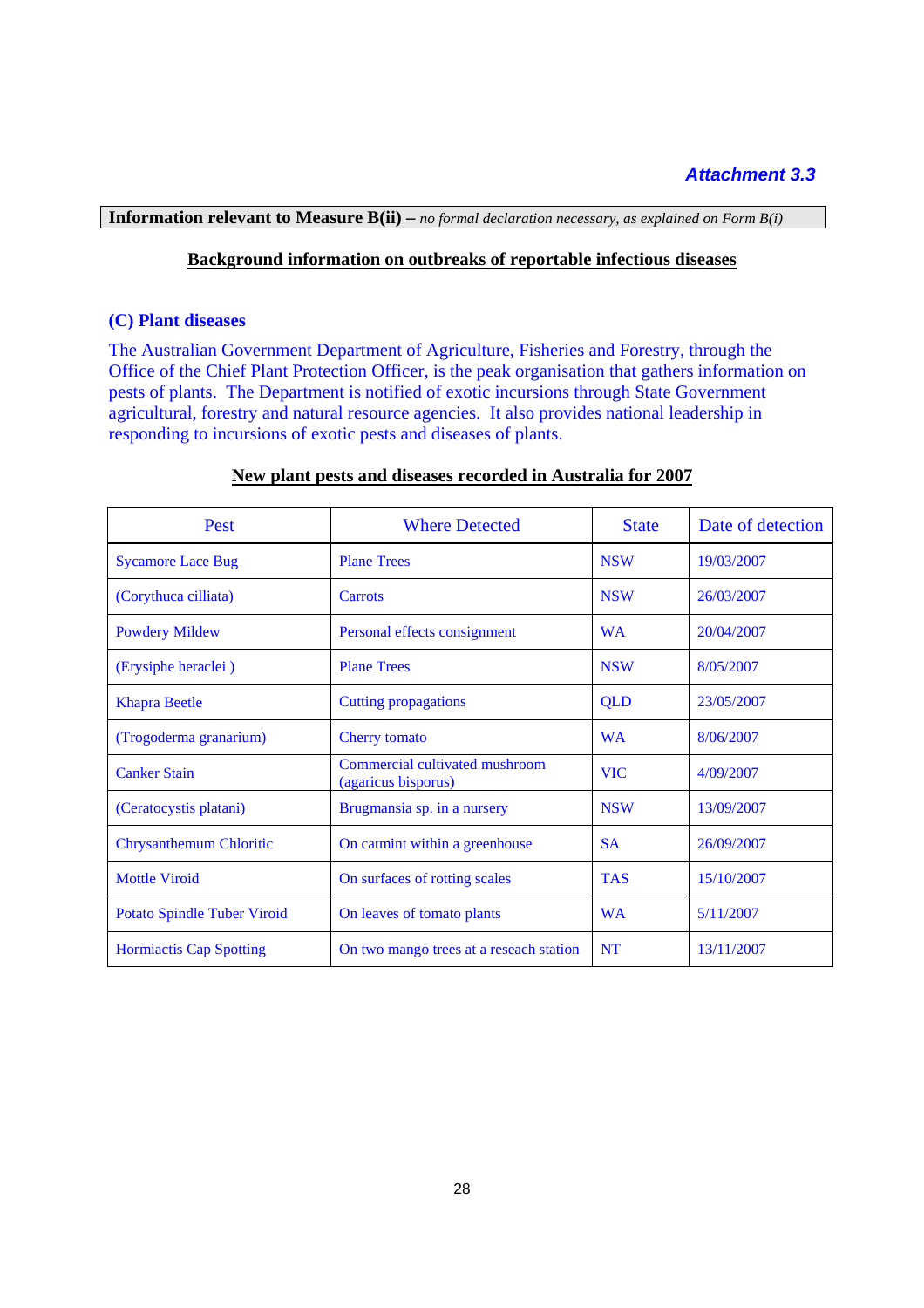*Attachment 3.3*

**Information relevant to Measure B(ii) –** *no formal declaration necessary, as explained on Form B(i)*

**Background information on outbreaks of reportable infectious diseases**

## (C) Plant diseases

The Australian Government Department of Agriculture, Fisheries and Forestry, through the Office of the Chief Plant Protection Officer, is the peak organisation that gathers information on pests of plants. The Department is notified of exotic incursions through State Government agricultural, forestry and natural resource agencies. It also provides national leadership in responding to incursions of exotic pests and diseases of plants.

**New plant pests and diseases recorded in Australia for 2007**

| Pest | Where Detected | State | Date of detection |
|---|---|---|---|
| Sycamore Lace Bug | Plane Trees | NSW | 19/03/2007 |
| (Corythuca cilliata) | Carrots | NSW | 26/03/2007 |
| Powdery Mildew | Personal effects consignment | WA | 20/04/2007 |
| (Erysiphe heraclei ) | Plane Trees | NSW | 8/05/2007 |
| Khapra Beetle | Cutting propagations | QLD | 23/05/2007 |
| (Trogoderma granarium) | Cherry tomato | WA | 8/06/2007 |
| Canker Stain | Commercial cultivated mushroom (agaricus bisporus) | VIC | 4/09/2007 |
| (Ceratocystis platani) | Brugmansia sp. in a nursery | NSW | 13/09/2007 |
| Chrysanthemum Chloritic | On catmint within a greenhouse | SA | 26/09/2007 |
| Mottle Viroid | On surfaces of rotting scales | TAS | 15/10/2007 |
| Potato Spindle Tuber Viroid | On leaves of tomato plants | WA | 5/11/2007 |
| Hormiactis Cap Spotting | On two mango trees at a reseach station | NT | 13/11/2007 |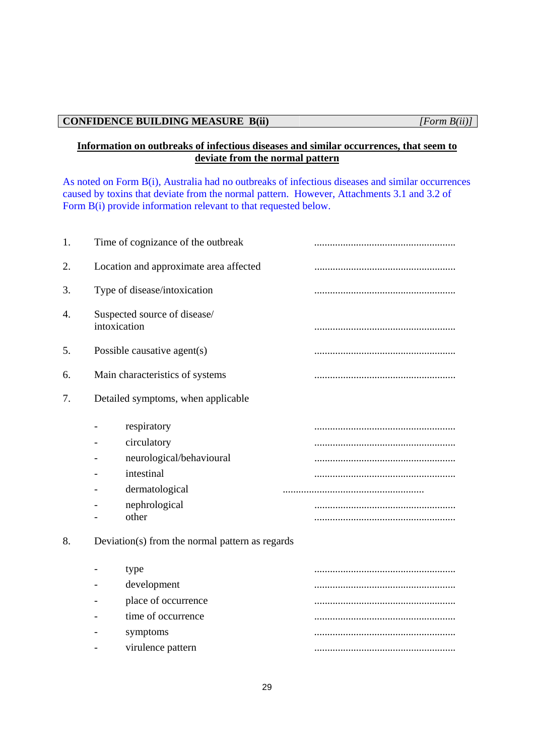**CONFIDENCE BUILDING MEASURE B(ii)** *[Form B(ii)]*

**Information on outbreaks of infectious diseases and similar occurrences, that seem to deviate from the normal pattern**

As noted on Form B(i), Australia had no outbreaks of infectious diseases and similar occurrences caused by toxins that deviate from the normal pattern. However, Attachments 3.1 and 3.2 of Form B(i) provide information relevant to that requested below.

1. Time of cognizance of the outbreak ......................................................
2. Location and approximate area affected ......................................................
3. Type of disease/intoxication ......................................................
4. Suspected source of disease/ intoxication ......................................................
5. Possible causative agent(s) ......................................................
6. Main characteristics of systems ......................................................
7. Detailed symptoms, when applicable
   - respiratory ......................................................
   - circulatory ......................................................
   - neurological/behavioural ......................................................
   - intestinal ......................................................
   - dermatological ......................................................
   - nephrological ......................................................
   - other ......................................................
8. Deviation(s) from the normal pattern as regards
   - type ......................................................
   - development ......................................................
   - place of occurrence ......................................................
   - time of occurrence ......................................................
   - symptoms ......................................................
   - virulence pattern ......................................................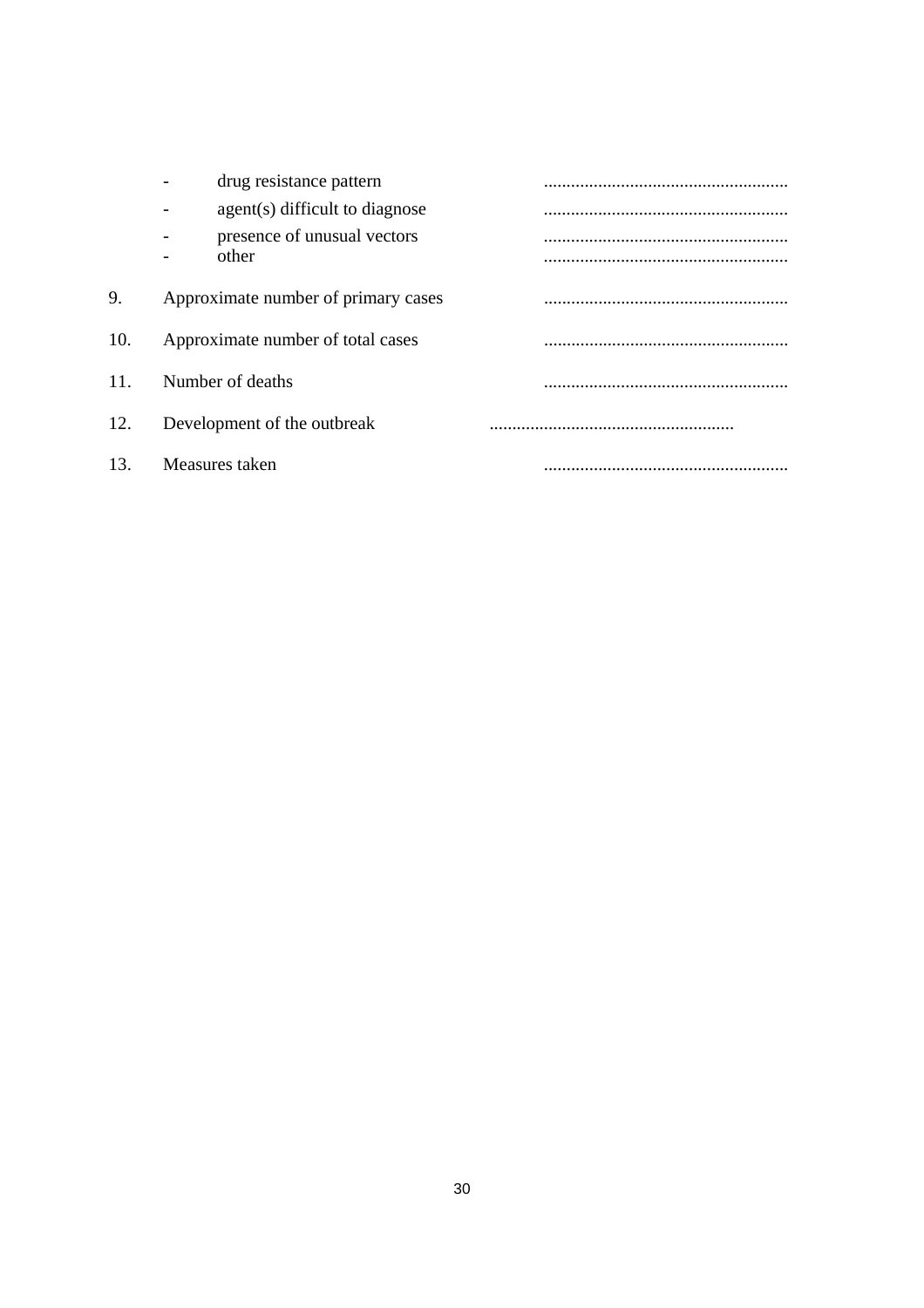- drug resistance pattern ......................................................
- agent(s) difficult to diagnose ......................................................
- presence of unusual vectors ......................................................
- other ......................................................

9. Approximate number of primary cases ......................................................

10. Approximate number of total cases ......................................................

11. Number of deaths ......................................................

12. Development of the outbreak ......................................................

13. Measures taken ......................................................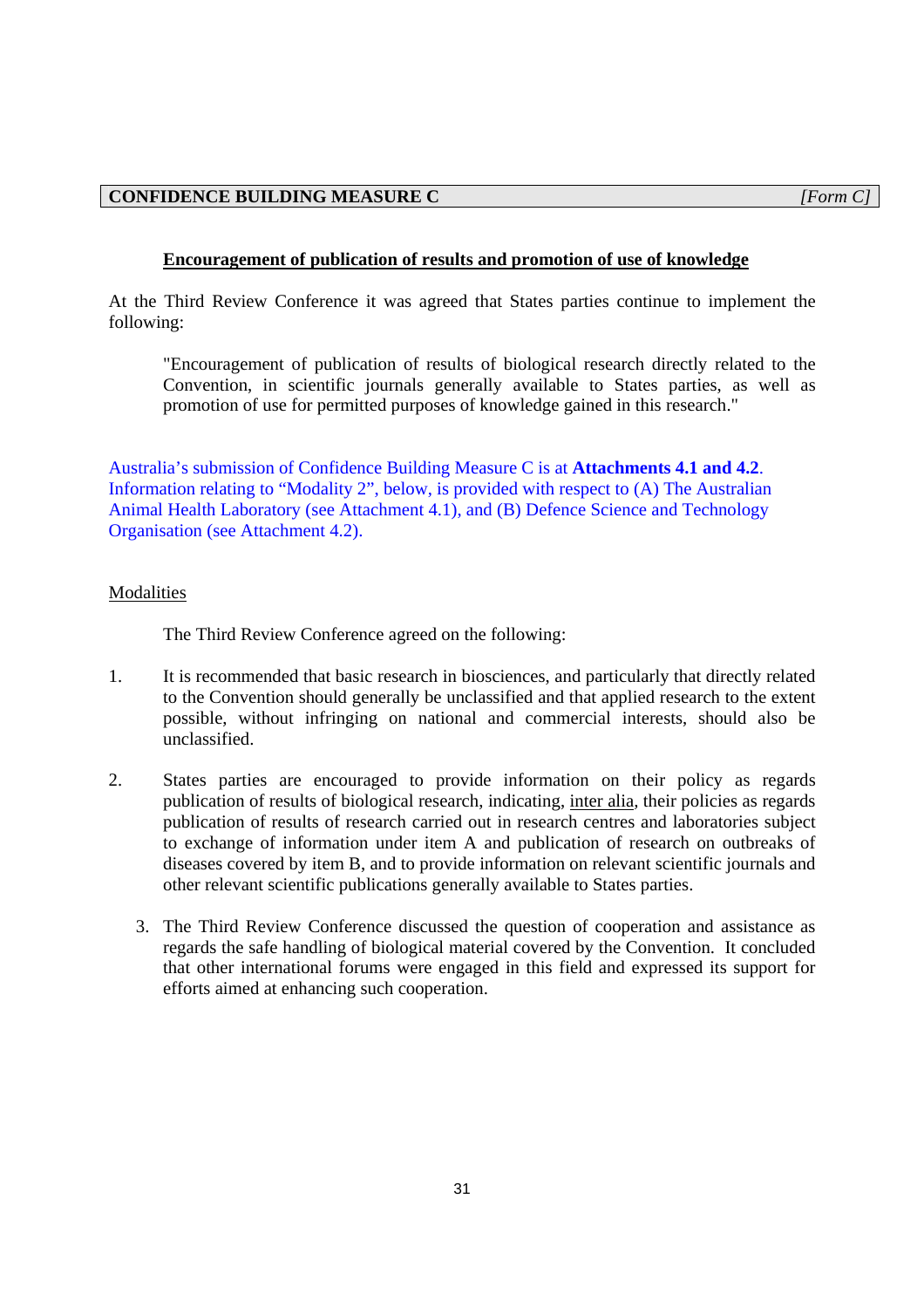**CONFIDENCE BUILDING MEASURE C** *[Form C]*

## Encouragement of publication of results and promotion of use of knowledge

At the Third Review Conference it was agreed that States parties continue to implement the following:

> "Encouragement of publication of results of biological research directly related to the Convention, in scientific journals generally available to States parties, as well as promotion of use for permitted purposes of knowledge gained in this research."

Australia's submission of Confidence Building Measure C is at **Attachments 4.1 and 4.2**. Information relating to "Modality 2", below, is provided with respect to (A) The Australian Animal Health Laboratory (see Attachment 4.1), and (B) Defence Science and Technology Organisation (see Attachment 4.2).

### Modalities

The Third Review Conference agreed on the following:

1. It is recommended that basic research in biosciences, and particularly that directly related to the Convention should generally be unclassified and that applied research to the extent possible, without infringing on national and commercial interests, should also be unclassified.

2. States parties are encouraged to provide information on their policy as regards publication of results of biological research, indicating, inter alia, their policies as regards publication of results of research carried out in research centres and laboratories subject to exchange of information under item A and publication of research on outbreaks of diseases covered by item B, and to provide information on relevant scientific journals and other relevant scientific publications generally available to States parties.

3. The Third Review Conference discussed the question of cooperation and assistance as regards the safe handling of biological material covered by the Convention. It concluded that other international forums were engaged in this field and expressed its support for efforts aimed at enhancing such cooperation.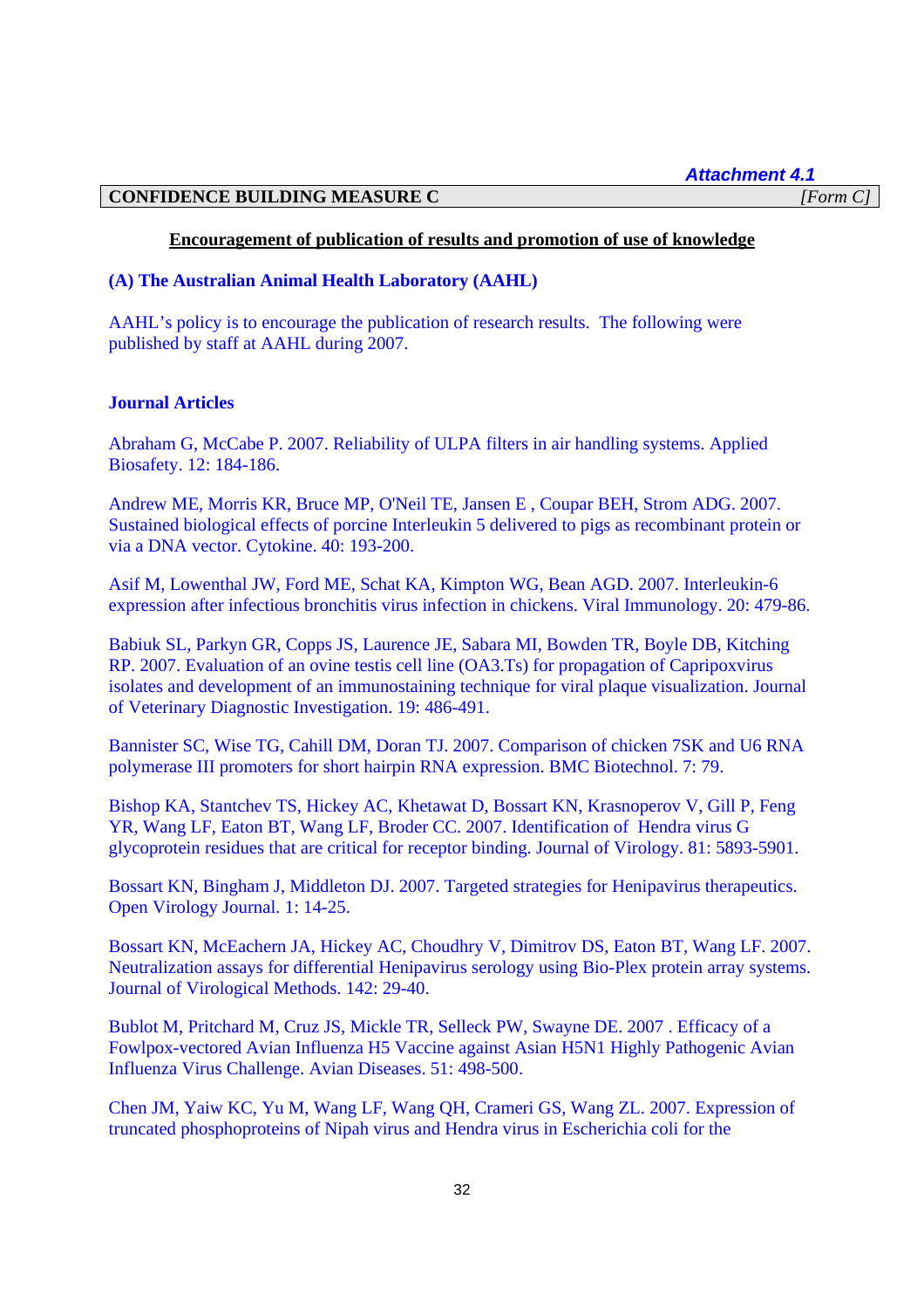*Attachment 4.1*

**CONFIDENCE BUILDING MEASURE C** *[Form C]*

**Encouragement of publication of results and promotion of use of knowledge**

**(A) The Australian Animal Health Laboratory (AAHL)**

AAHL's policy is to encourage the publication of research results. The following were published by staff at AAHL during 2007.

**Journal Articles**

Abraham G, McCabe P. 2007. Reliability of ULPA filters in air handling systems. Applied Biosafety. 12: 184-186.

Andrew ME, Morris KR, Bruce MP, O'Neil TE, Jansen E , Coupar BEH, Strom ADG. 2007. Sustained biological effects of porcine Interleukin 5 delivered to pigs as recombinant protein or via a DNA vector. Cytokine. 40: 193-200.

Asif M, Lowenthal JW, Ford ME, Schat KA, Kimpton WG, Bean AGD. 2007. Interleukin-6 expression after infectious bronchitis virus infection in chickens. Viral Immunology. 20: 479-86.

Babiuk SL, Parkyn GR, Copps JS, Laurence JE, Sabara MI, Bowden TR, Boyle DB, Kitching RP. 2007. Evaluation of an ovine testis cell line (OA3.Ts) for propagation of Capripoxvirus isolates and development of an immunostaining technique for viral plaque visualization. Journal of Veterinary Diagnostic Investigation. 19: 486-491.

Bannister SC, Wise TG, Cahill DM, Doran TJ. 2007. Comparison of chicken 7SK and U6 RNA polymerase III promoters for short hairpin RNA expression. BMC Biotechnol. 7: 79.

Bishop KA, Stantchev TS, Hickey AC, Khetawat D, Bossart KN, Krasnoperov V, Gill P, Feng YR, Wang LF, Eaton BT, Wang LF, Broder CC. 2007. Identification of Hendra virus G glycoprotein residues that are critical for receptor binding. Journal of Virology. 81: 5893-5901.

Bossart KN, Bingham J, Middleton DJ. 2007. Targeted strategies for Henipavirus therapeutics. Open Virology Journal. 1: 14-25.

Bossart KN, McEachern JA, Hickey AC, Choudhry V, Dimitrov DS, Eaton BT, Wang LF. 2007. Neutralization assays for differential Henipavirus serology using Bio-Plex protein array systems. Journal of Virological Methods. 142: 29-40.

Bublot M, Pritchard M, Cruz JS, Mickle TR, Selleck PW, Swayne DE. 2007 . Efficacy of a Fowlpox-vectored Avian Influenza H5 Vaccine against Asian H5N1 Highly Pathogenic Avian Influenza Virus Challenge. Avian Diseases. 51: 498-500.

Chen JM, Yaiw KC, Yu M, Wang LF, Wang QH, Crameri GS, Wang ZL. 2007. Expression of truncated phosphoproteins of Nipah virus and Hendra virus in Escherichia coli for the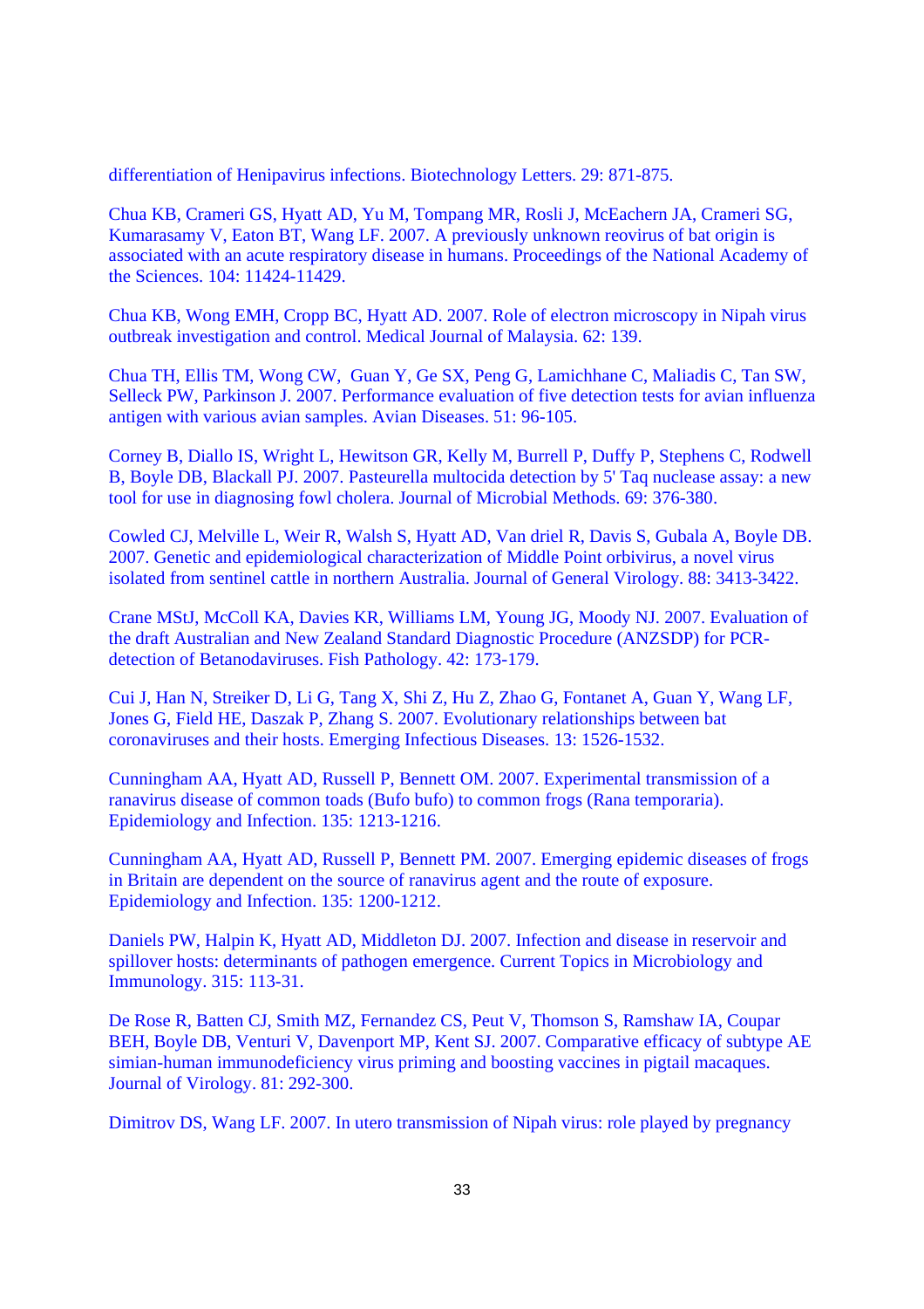differentiation of Henipavirus infections. Biotechnology Letters. 29: 871-875.

Chua KB, Crameri GS, Hyatt AD, Yu M, Tompang MR, Rosli J, McEachern JA, Crameri SG, Kumarasamy V, Eaton BT, Wang LF. 2007. A previously unknown reovirus of bat origin is associated with an acute respiratory disease in humans. Proceedings of the National Academy of the Sciences. 104: 11424-11429.

Chua KB, Wong EMH, Cropp BC, Hyatt AD. 2007. Role of electron microscopy in Nipah virus outbreak investigation and control. Medical Journal of Malaysia. 62: 139.

Chua TH, Ellis TM, Wong CW, Guan Y, Ge SX, Peng G, Lamichhane C, Maliadis C, Tan SW, Selleck PW, Parkinson J. 2007. Performance evaluation of five detection tests for avian influenza antigen with various avian samples. Avian Diseases. 51: 96-105.

Corney B, Diallo IS, Wright L, Hewitson GR, Kelly M, Burrell P, Duffy P, Stephens C, Rodwell B, Boyle DB, Blackall PJ. 2007. Pasteurella multocida detection by 5' Taq nuclease assay: a new tool for use in diagnosing fowl cholera. Journal of Microbial Methods. 69: 376-380.

Cowled CJ, Melville L, Weir R, Walsh S, Hyatt AD, Van driel R, Davis S, Gubala A, Boyle DB. 2007. Genetic and epidemiological characterization of Middle Point orbivirus, a novel virus isolated from sentinel cattle in northern Australia. Journal of General Virology. 88: 3413-3422.

Crane MStJ, McColl KA, Davies KR, Williams LM, Young JG, Moody NJ. 2007. Evaluation of the draft Australian and New Zealand Standard Diagnostic Procedure (ANZSDP) for PCR-detection of Betanodaviruses. Fish Pathology. 42: 173-179.

Cui J, Han N, Streiker D, Li G, Tang X, Shi Z, Hu Z, Zhao G, Fontanet A, Guan Y, Wang LF, Jones G, Field HE, Daszak P, Zhang S. 2007. Evolutionary relationships between bat coronaviruses and their hosts. Emerging Infectious Diseases. 13: 1526-1532.

Cunningham AA, Hyatt AD, Russell P, Bennett OM. 2007. Experimental transmission of a ranavirus disease of common toads (Bufo bufo) to common frogs (Rana temporaria). Epidemiology and Infection. 135: 1213-1216.

Cunningham AA, Hyatt AD, Russell P, Bennett PM. 2007. Emerging epidemic diseases of frogs in Britain are dependent on the source of ranavirus agent and the route of exposure. Epidemiology and Infection. 135: 1200-1212.

Daniels PW, Halpin K, Hyatt AD, Middleton DJ. 2007. Infection and disease in reservoir and spillover hosts: determinants of pathogen emergence. Current Topics in Microbiology and Immunology. 315: 113-31.

De Rose R, Batten CJ, Smith MZ, Fernandez CS, Peut V, Thomson S, Ramshaw IA, Coupar BEH, Boyle DB, Venturi V, Davenport MP, Kent SJ. 2007. Comparative efficacy of subtype AE simian-human immunodeficiency virus priming and boosting vaccines in pigtail macaques. Journal of Virology. 81: 292-300.

Dimitrov DS, Wang LF. 2007. In utero transmission of Nipah virus: role played by pregnancy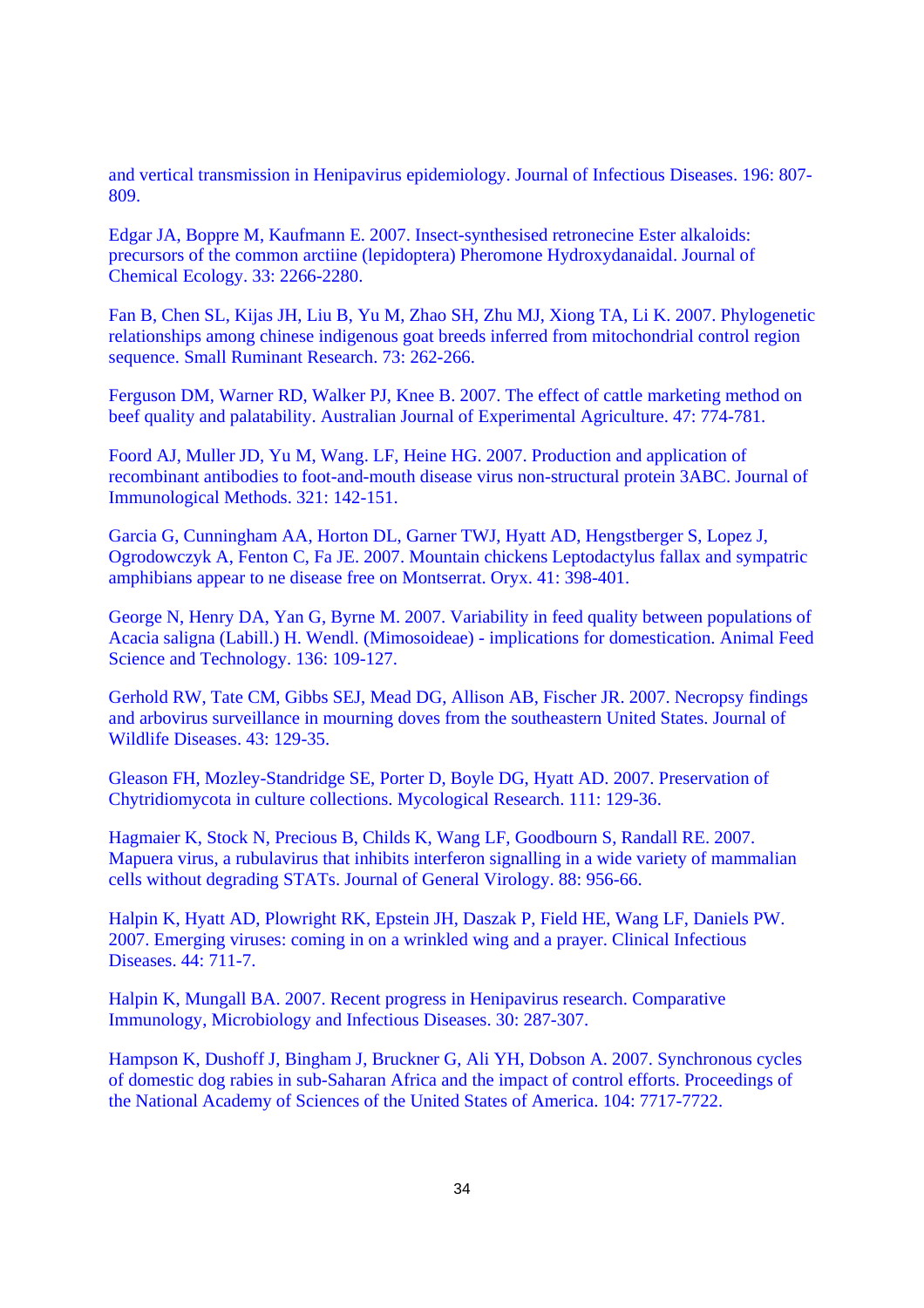and vertical transmission in Henipavirus epidemiology. Journal of Infectious Diseases. 196: 807-809.

Edgar JA, Boppre M, Kaufmann E. 2007. Insect-synthesised retronecine Ester alkaloids: precursors of the common arctiine (lepidoptera) Pheromone Hydroxydanaidal. Journal of Chemical Ecology. 33: 2266-2280.

Fan B, Chen SL, Kijas JH, Liu B, Yu M, Zhao SH, Zhu MJ, Xiong TA, Li K. 2007. Phylogenetic relationships among chinese indigenous goat breeds inferred from mitochondrial control region sequence. Small Ruminant Research. 73: 262-266.

Ferguson DM, Warner RD, Walker PJ, Knee B. 2007. The effect of cattle marketing method on beef quality and palatability. Australian Journal of Experimental Agriculture. 47: 774-781.

Foord AJ, Muller JD, Yu M, Wang. LF, Heine HG. 2007. Production and application of recombinant antibodies to foot-and-mouth disease virus non-structural protein 3ABC. Journal of Immunological Methods. 321: 142-151.

Garcia G, Cunningham AA, Horton DL, Garner TWJ, Hyatt AD, Hengstberger S, Lopez J, Ogrodowczyk A, Fenton C, Fa JE. 2007. Mountain chickens Leptodactylus fallax and sympatric amphibians appear to ne disease free on Montserrat. Oryx. 41: 398-401.

George N, Henry DA, Yan G, Byrne M. 2007. Variability in feed quality between populations of Acacia saligna (Labill.) H. Wendl. (Mimosoideae) - implications for domestication. Animal Feed Science and Technology. 136: 109-127.

Gerhold RW, Tate CM, Gibbs SEJ, Mead DG, Allison AB, Fischer JR. 2007. Necropsy findings and arbovirus surveillance in mourning doves from the southeastern United States. Journal of Wildlife Diseases. 43: 129-35.

Gleason FH, Mozley-Standridge SE, Porter D, Boyle DG, Hyatt AD. 2007. Preservation of Chytridiomycota in culture collections. Mycological Research. 111: 129-36.

Hagmaier K, Stock N, Precious B, Childs K, Wang LF, Goodbourn S, Randall RE. 2007. Mapuera virus, a rubulavirus that inhibits interferon signalling in a wide variety of mammalian cells without degrading STATs. Journal of General Virology. 88: 956-66.

Halpin K, Hyatt AD, Plowright RK, Epstein JH, Daszak P, Field HE, Wang LF, Daniels PW. 2007. Emerging viruses: coming in on a wrinkled wing and a prayer. Clinical Infectious Diseases. 44: 711-7.

Halpin K, Mungall BA. 2007. Recent progress in Henipavirus research. Comparative Immunology, Microbiology and Infectious Diseases. 30: 287-307.

Hampson K, Dushoff J, Bingham J, Bruckner G, Ali YH, Dobson A. 2007. Synchronous cycles of domestic dog rabies in sub-Saharan Africa and the impact of control efforts. Proceedings of the National Academy of Sciences of the United States of America. 104: 7717-7722.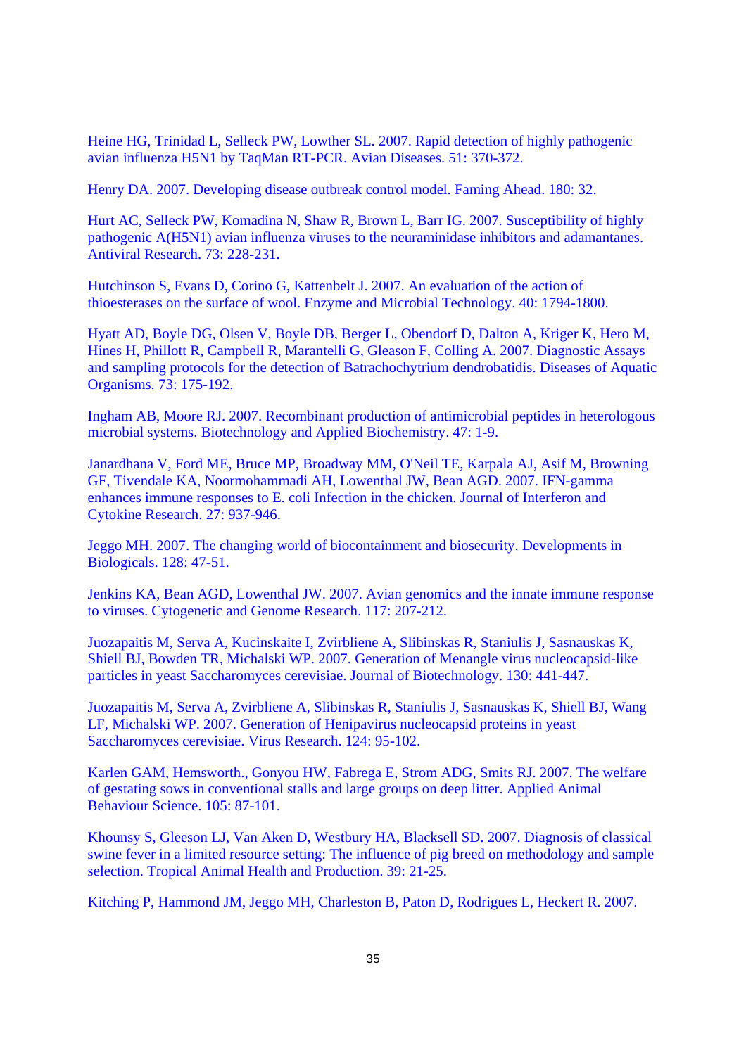Heine HG, Trinidad L, Selleck PW, Lowther SL. 2007. Rapid detection of highly pathogenic avian influenza H5N1 by TaqMan RT-PCR. Avian Diseases. 51: 370-372.

Henry DA. 2007. Developing disease outbreak control model. Faming Ahead. 180: 32.

Hurt AC, Selleck PW, Komadina N, Shaw R, Brown L, Barr IG. 2007. Susceptibility of highly pathogenic A(H5N1) avian influenza viruses to the neuraminidase inhibitors and adamantanes. Antiviral Research. 73: 228-231.

Hutchinson S, Evans D, Corino G, Kattenbelt J. 2007. An evaluation of the action of thioesterases on the surface of wool. Enzyme and Microbial Technology. 40: 1794-1800.

Hyatt AD, Boyle DG, Olsen V, Boyle DB, Berger L, Obendorf D, Dalton A, Kriger K, Hero M, Hines H, Phillott R, Campbell R, Marantelli G, Gleason F, Colling A. 2007. Diagnostic Assays and sampling protocols for the detection of Batrachochytrium dendrobatidis. Diseases of Aquatic Organisms. 73: 175-192.

Ingham AB, Moore RJ. 2007. Recombinant production of antimicrobial peptides in heterologous microbial systems. Biotechnology and Applied Biochemistry. 47: 1-9.

Janardhana V, Ford ME, Bruce MP, Broadway MM, O'Neil TE, Karpala AJ, Asif M, Browning GF, Tivendale KA, Noormohammadi AH, Lowenthal JW, Bean AGD. 2007. IFN-gamma enhances immune responses to E. coli Infection in the chicken. Journal of Interferon and Cytokine Research. 27: 937-946.

Jeggo MH. 2007. The changing world of biocontainment and biosecurity. Developments in Biologicals. 128: 47-51.

Jenkins KA, Bean AGD, Lowenthal JW. 2007. Avian genomics and the innate immune response to viruses. Cytogenetic and Genome Research. 117: 207-212.

Juozapaitis M, Serva A, Kucinskaite I, Zvirbliene A, Slibinskas R, Staniulis J, Sasnauskas K, Shiell BJ, Bowden TR, Michalski WP. 2007. Generation of Menangle virus nucleocapsid-like particles in yeast Saccharomyces cerevisiae. Journal of Biotechnology. 130: 441-447.

Juozapaitis M, Serva A, Zvirbliene A, Slibinskas R, Staniulis J, Sasnauskas K, Shiell BJ, Wang LF, Michalski WP. 2007. Generation of Henipavirus nucleocapsid proteins in yeast Saccharomyces cerevisiae. Virus Research. 124: 95-102.

Karlen GAM, Hemsworth., Gonyou HW, Fabrega E, Strom ADG, Smits RJ. 2007. The welfare of gestating sows in conventional stalls and large groups on deep litter. Applied Animal Behaviour Science. 105: 87-101.

Khounsy S, Gleeson LJ, Van Aken D, Westbury HA, Blacksell SD. 2007. Diagnosis of classical swine fever in a limited resource setting: The influence of pig breed on methodology and sample selection. Tropical Animal Health and Production. 39: 21-25.

Kitching P, Hammond JM, Jeggo MH, Charleston B, Paton D, Rodrigues L, Heckert R. 2007.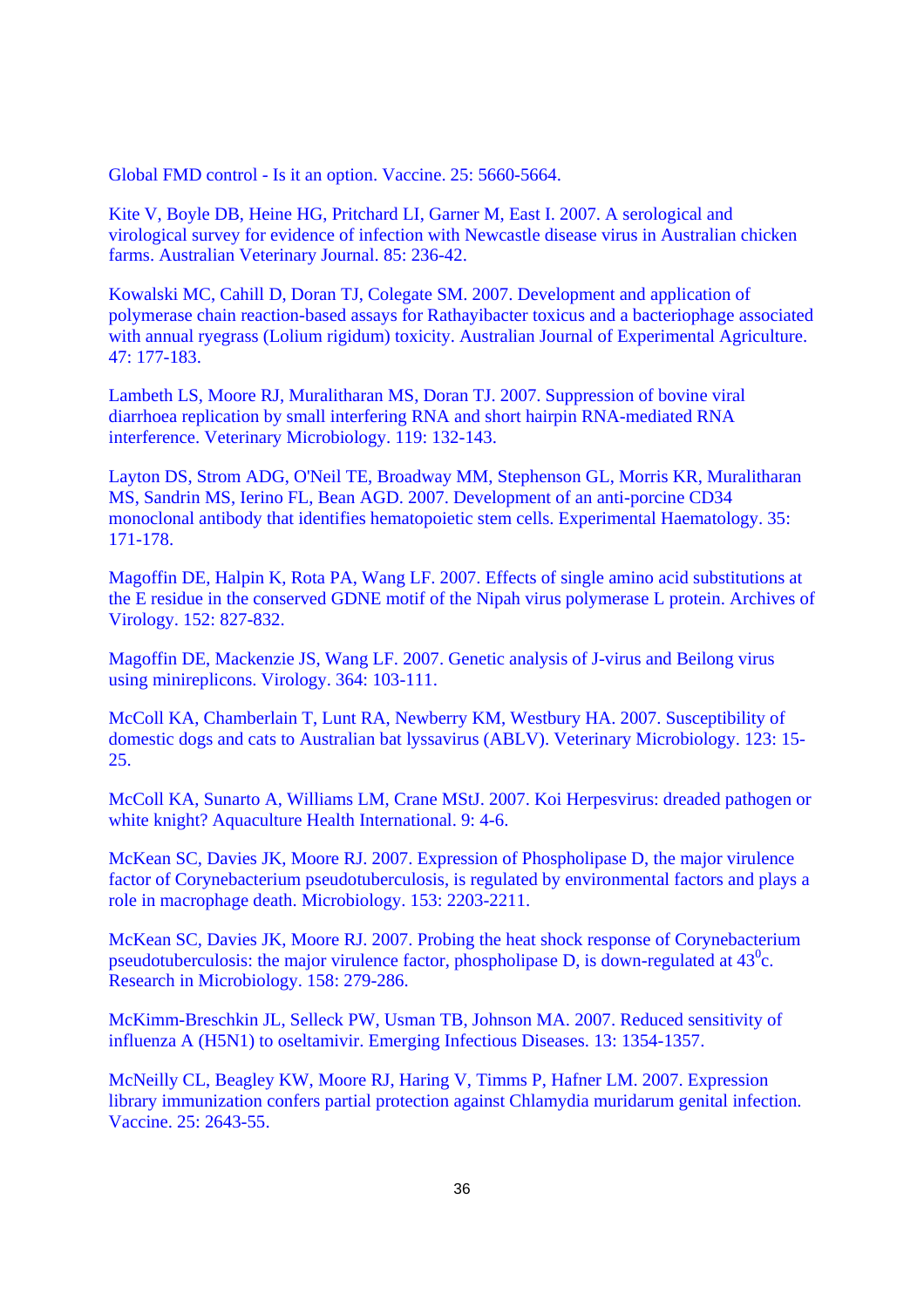Global FMD control - Is it an option. Vaccine. 25: 5660-5664.

Kite V, Boyle DB, Heine HG, Pritchard LI, Garner M, East I. 2007. A serological and virological survey for evidence of infection with Newcastle disease virus in Australian chicken farms. Australian Veterinary Journal. 85: 236-42.

Kowalski MC, Cahill D, Doran TJ, Colegate SM. 2007. Development and application of polymerase chain reaction-based assays for Rathayibacter toxicus and a bacteriophage associated with annual ryegrass (Lolium rigidum) toxicity. Australian Journal of Experimental Agriculture. 47: 177-183.

Lambeth LS, Moore RJ, Muralitharan MS, Doran TJ. 2007. Suppression of bovine viral diarrhoea replication by small interfering RNA and short hairpin RNA-mediated RNA interference. Veterinary Microbiology. 119: 132-143.

Layton DS, Strom ADG, O'Neil TE, Broadway MM, Stephenson GL, Morris KR, Muralitharan MS, Sandrin MS, Ierino FL, Bean AGD. 2007. Development of an anti-porcine CD34 monoclonal antibody that identifies hematopoietic stem cells. Experimental Haematology. 35: 171-178.

Magoffin DE, Halpin K, Rota PA, Wang LF. 2007. Effects of single amino acid substitutions at the E residue in the conserved GDNE motif of the Nipah virus polymerase L protein. Archives of Virology. 152: 827-832.

Magoffin DE, Mackenzie JS, Wang LF. 2007. Genetic analysis of J-virus and Beilong virus using minireplicons. Virology. 364: 103-111.

McColl KA, Chamberlain T, Lunt RA, Newberry KM, Westbury HA. 2007. Susceptibility of domestic dogs and cats to Australian bat lyssavirus (ABLV). Veterinary Microbiology. 123: 15-25.

McColl KA, Sunarto A, Williams LM, Crane MStJ. 2007. Koi Herpesvirus: dreaded pathogen or white knight? Aquaculture Health International. 9: 4-6.

McKean SC, Davies JK, Moore RJ. 2007. Expression of Phospholipase D, the major virulence factor of Corynebacterium pseudotuberculosis, is regulated by environmental factors and plays a role in macrophage death. Microbiology. 153: 2203-2211.

McKean SC, Davies JK, Moore RJ. 2007. Probing the heat shock response of Corynebacterium pseudotuberculosis: the major virulence factor, phospholipase D, is down-regulated at $43^{0}$c. Research in Microbiology. 158: 279-286.

McKimm-Breschkin JL, Selleck PW, Usman TB, Johnson MA. 2007. Reduced sensitivity of influenza A (H5N1) to oseltamivir. Emerging Infectious Diseases. 13: 1354-1357.

McNeilly CL, Beagley KW, Moore RJ, Haring V, Timms P, Hafner LM. 2007. Expression library immunization confers partial protection against Chlamydia muridarum genital infection. Vaccine. 25: 2643-55.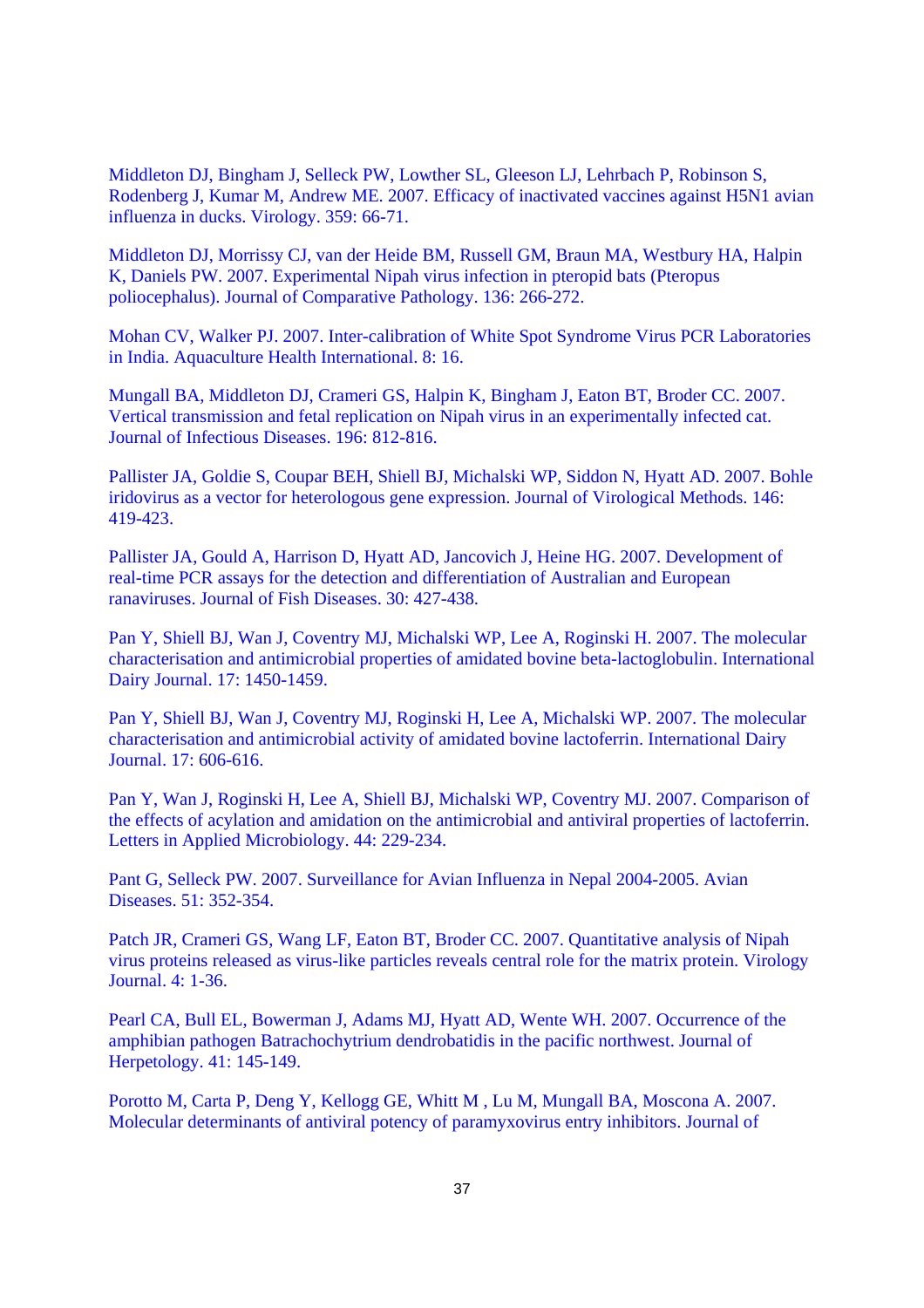Middleton DJ, Bingham J, Selleck PW, Lowther SL, Gleeson LJ, Lehrbach P, Robinson S, Rodenberg J, Kumar M, Andrew ME. 2007. Efficacy of inactivated vaccines against H5N1 avian influenza in ducks. Virology. 359: 66-71.

Middleton DJ, Morrissy CJ, van der Heide BM, Russell GM, Braun MA, Westbury HA, Halpin K, Daniels PW. 2007. Experimental Nipah virus infection in pteropid bats (Pteropus poliocephalus). Journal of Comparative Pathology. 136: 266-272.

Mohan CV, Walker PJ. 2007. Inter-calibration of White Spot Syndrome Virus PCR Laboratories in India. Aquaculture Health International. 8: 16.

Mungall BA, Middleton DJ, Crameri GS, Halpin K, Bingham J, Eaton BT, Broder CC. 2007. Vertical transmission and fetal replication on Nipah virus in an experimentally infected cat. Journal of Infectious Diseases. 196: 812-816.

Pallister JA, Goldie S, Coupar BEH, Shiell BJ, Michalski WP, Siddon N, Hyatt AD. 2007. Bohle iridovirus as a vector for heterologous gene expression. Journal of Virological Methods. 146: 419-423.

Pallister JA, Gould A, Harrison D, Hyatt AD, Jancovich J, Heine HG. 2007. Development of real-time PCR assays for the detection and differentiation of Australian and European ranaviruses. Journal of Fish Diseases. 30: 427-438.

Pan Y, Shiell BJ, Wan J, Coventry MJ, Michalski WP, Lee A, Roginski H. 2007. The molecular characterisation and antimicrobial properties of amidated bovine beta-lactoglobulin. International Dairy Journal. 17: 1450-1459.

Pan Y, Shiell BJ, Wan J, Coventry MJ, Roginski H, Lee A, Michalski WP. 2007. The molecular characterisation and antimicrobial activity of amidated bovine lactoferrin. International Dairy Journal. 17: 606-616.

Pan Y, Wan J, Roginski H, Lee A, Shiell BJ, Michalski WP, Coventry MJ. 2007. Comparison of the effects of acylation and amidation on the antimicrobial and antiviral properties of lactoferrin. Letters in Applied Microbiology. 44: 229-234.

Pant G, Selleck PW. 2007. Surveillance for Avian Influenza in Nepal 2004-2005. Avian Diseases. 51: 352-354.

Patch JR, Crameri GS, Wang LF, Eaton BT, Broder CC. 2007. Quantitative analysis of Nipah virus proteins released as virus-like particles reveals central role for the matrix protein. Virology Journal. 4: 1-36.

Pearl CA, Bull EL, Bowerman J, Adams MJ, Hyatt AD, Wente WH. 2007. Occurrence of the amphibian pathogen Batrachochytrium dendrobatidis in the pacific northwest. Journal of Herpetology. 41: 145-149.

Porotto M, Carta P, Deng Y, Kellogg GE, Whitt M , Lu M, Mungall BA, Moscona A. 2007. Molecular determinants of antiviral potency of paramyxovirus entry inhibitors. Journal of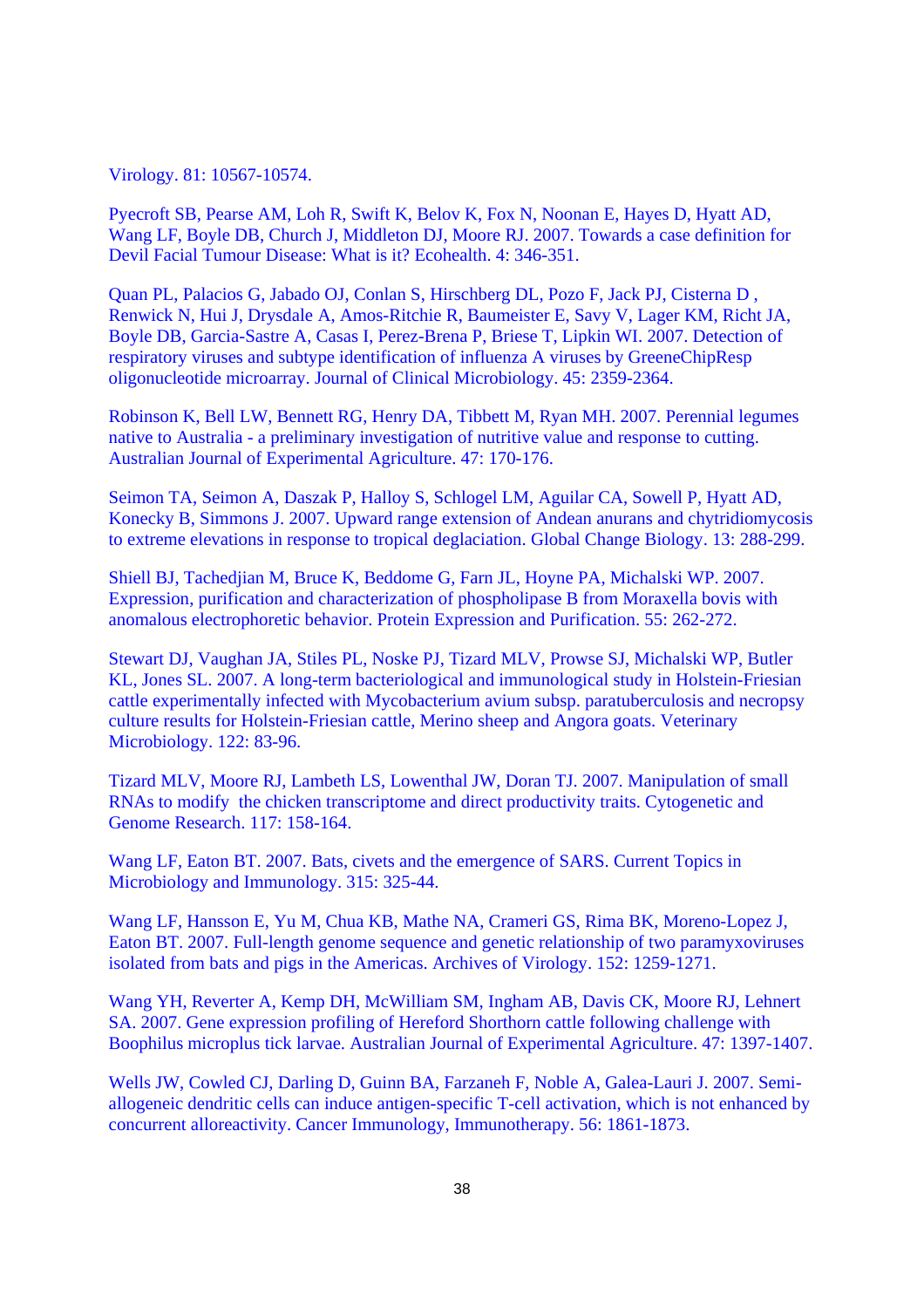Virology. 81: 10567-10574.

Pyecroft SB, Pearse AM, Loh R, Swift K, Belov K, Fox N, Noonan E, Hayes D, Hyatt AD, Wang LF, Boyle DB, Church J, Middleton DJ, Moore RJ. 2007. Towards a case definition for Devil Facial Tumour Disease: What is it? Ecohealth. 4: 346-351.

Quan PL, Palacios G, Jabado OJ, Conlan S, Hirschberg DL, Pozo F, Jack PJ, Cisterna D , Renwick N, Hui J, Drysdale A, Amos-Ritchie R, Baumeister E, Savy V, Lager KM, Richt JA, Boyle DB, Garcia-Sastre A, Casas I, Perez-Brena P, Briese T, Lipkin WI. 2007. Detection of respiratory viruses and subtype identification of influenza A viruses by GreeneChipResp oligonucleotide microarray. Journal of Clinical Microbiology. 45: 2359-2364.

Robinson K, Bell LW, Bennett RG, Henry DA, Tibbett M, Ryan MH. 2007. Perennial legumes native to Australia - a preliminary investigation of nutritive value and response to cutting. Australian Journal of Experimental Agriculture. 47: 170-176.

Seimon TA, Seimon A, Daszak P, Halloy S, Schlogel LM, Aguilar CA, Sowell P, Hyatt AD, Konecky B, Simmons J. 2007. Upward range extension of Andean anurans and chytridiomycosis to extreme elevations in response to tropical deglaciation. Global Change Biology. 13: 288-299.

Shiell BJ, Tachedjian M, Bruce K, Beddome G, Farn JL, Hoyne PA, Michalski WP. 2007. Expression, purification and characterization of phospholipase B from Moraxella bovis with anomalous electrophoretic behavior. Protein Expression and Purification. 55: 262-272.

Stewart DJ, Vaughan JA, Stiles PL, Noske PJ, Tizard MLV, Prowse SJ, Michalski WP, Butler KL, Jones SL. 2007. A long-term bacteriological and immunological study in Holstein-Friesian cattle experimentally infected with Mycobacterium avium subsp. paratuberculosis and necropsy culture results for Holstein-Friesian cattle, Merino sheep and Angora goats. Veterinary Microbiology. 122: 83-96.

Tizard MLV, Moore RJ, Lambeth LS, Lowenthal JW, Doran TJ. 2007. Manipulation of small RNAs to modify the chicken transcriptome and direct productivity traits. Cytogenetic and Genome Research. 117: 158-164.

Wang LF, Eaton BT. 2007. Bats, civets and the emergence of SARS. Current Topics in Microbiology and Immunology. 315: 325-44.

Wang LF, Hansson E, Yu M, Chua KB, Mathe NA, Crameri GS, Rima BK, Moreno-Lopez J, Eaton BT. 2007. Full-length genome sequence and genetic relationship of two paramyxoviruses isolated from bats and pigs in the Americas. Archives of Virology. 152: 1259-1271.

Wang YH, Reverter A, Kemp DH, McWilliam SM, Ingham AB, Davis CK, Moore RJ, Lehnert SA. 2007. Gene expression profiling of Hereford Shorthorn cattle following challenge with Boophilus microplus tick larvae. Australian Journal of Experimental Agriculture. 47: 1397-1407.

Wells JW, Cowled CJ, Darling D, Guinn BA, Farzaneh F, Noble A, Galea-Lauri J. 2007. Semi-allogeneic dendritic cells can induce antigen-specific T-cell activation, which is not enhanced by concurrent alloreactivity. Cancer Immunology, Immunotherapy. 56: 1861-1873.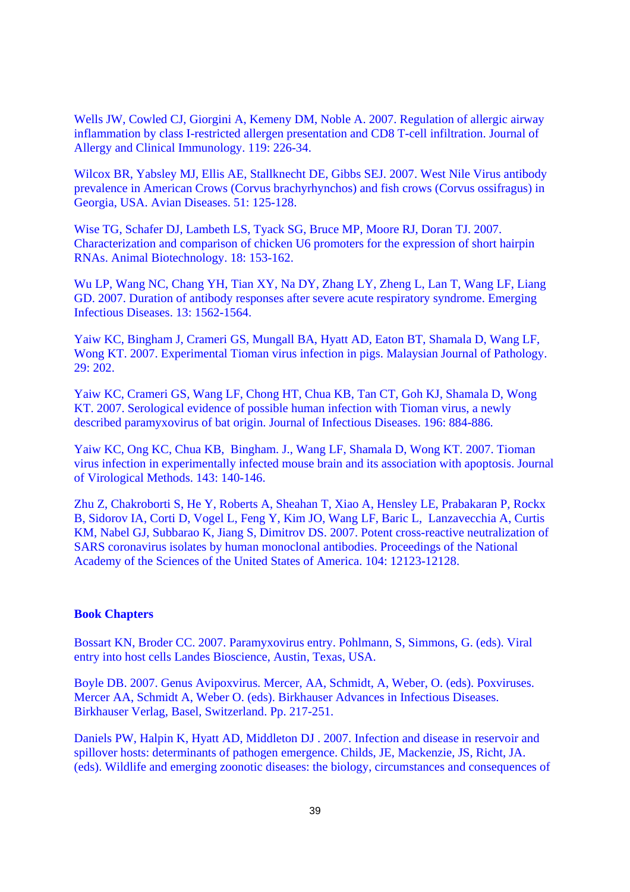Wells JW, Cowled CJ, Giorgini A, Kemeny DM, Noble A. 2007. Regulation of allergic airway inflammation by class I-restricted allergen presentation and CD8 T-cell infiltration. Journal of Allergy and Clinical Immunology. 119: 226-34.

Wilcox BR, Yabsley MJ, Ellis AE, Stallknecht DE, Gibbs SEJ. 2007. West Nile Virus antibody prevalence in American Crows (Corvus brachyrhynchos) and fish crows (Corvus ossifragus) in Georgia, USA. Avian Diseases. 51: 125-128.

Wise TG, Schafer DJ, Lambeth LS, Tyack SG, Bruce MP, Moore RJ, Doran TJ. 2007. Characterization and comparison of chicken U6 promoters for the expression of short hairpin RNAs. Animal Biotechnology. 18: 153-162.

Wu LP, Wang NC, Chang YH, Tian XY, Na DY, Zhang LY, Zheng L, Lan T, Wang LF, Liang GD. 2007. Duration of antibody responses after severe acute respiratory syndrome. Emerging Infectious Diseases. 13: 1562-1564.

Yaiw KC, Bingham J, Crameri GS, Mungall BA, Hyatt AD, Eaton BT, Shamala D, Wang LF, Wong KT. 2007. Experimental Tioman virus infection in pigs. Malaysian Journal of Pathology. 29: 202.

Yaiw KC, Crameri GS, Wang LF, Chong HT, Chua KB, Tan CT, Goh KJ, Shamala D, Wong KT. 2007. Serological evidence of possible human infection with Tioman virus, a newly described paramyxovirus of bat origin. Journal of Infectious Diseases. 196: 884-886.

Yaiw KC, Ong KC, Chua KB, Bingham. J., Wang LF, Shamala D, Wong KT. 2007. Tioman virus infection in experimentally infected mouse brain and its association with apoptosis. Journal of Virological Methods. 143: 140-146.

Zhu Z, Chakroborti S, He Y, Roberts A, Sheahan T, Xiao A, Hensley LE, Prabakaran P, Rockx B, Sidorov IA, Corti D, Vogel L, Feng Y, Kim JO, Wang LF, Baric L, Lanzavecchia A, Curtis KM, Nabel GJ, Subbarao K, Jiang S, Dimitrov DS. 2007. Potent cross-reactive neutralization of SARS coronavirus isolates by human monoclonal antibodies. Proceedings of the National Academy of the Sciences of the United States of America. 104: 12123-12128.

## Book Chapters

Bossart KN, Broder CC. 2007. Paramyxovirus entry. Pohlmann, S, Simmons, G. (eds). Viral entry into host cells Landes Bioscience, Austin, Texas, USA.

Boyle DB. 2007. Genus Avipoxvirus. Mercer, AA, Schmidt, A, Weber, O. (eds). Poxviruses. Mercer AA, Schmidt A, Weber O. (eds). Birkhauser Advances in Infectious Diseases. Birkhauser Verlag, Basel, Switzerland. Pp. 217-251.

Daniels PW, Halpin K, Hyatt AD, Middleton DJ . 2007. Infection and disease in reservoir and spillover hosts: determinants of pathogen emergence. Childs, JE, Mackenzie, JS, Richt, JA. (eds). Wildlife and emerging zoonotic diseases: the biology, circumstances and consequences of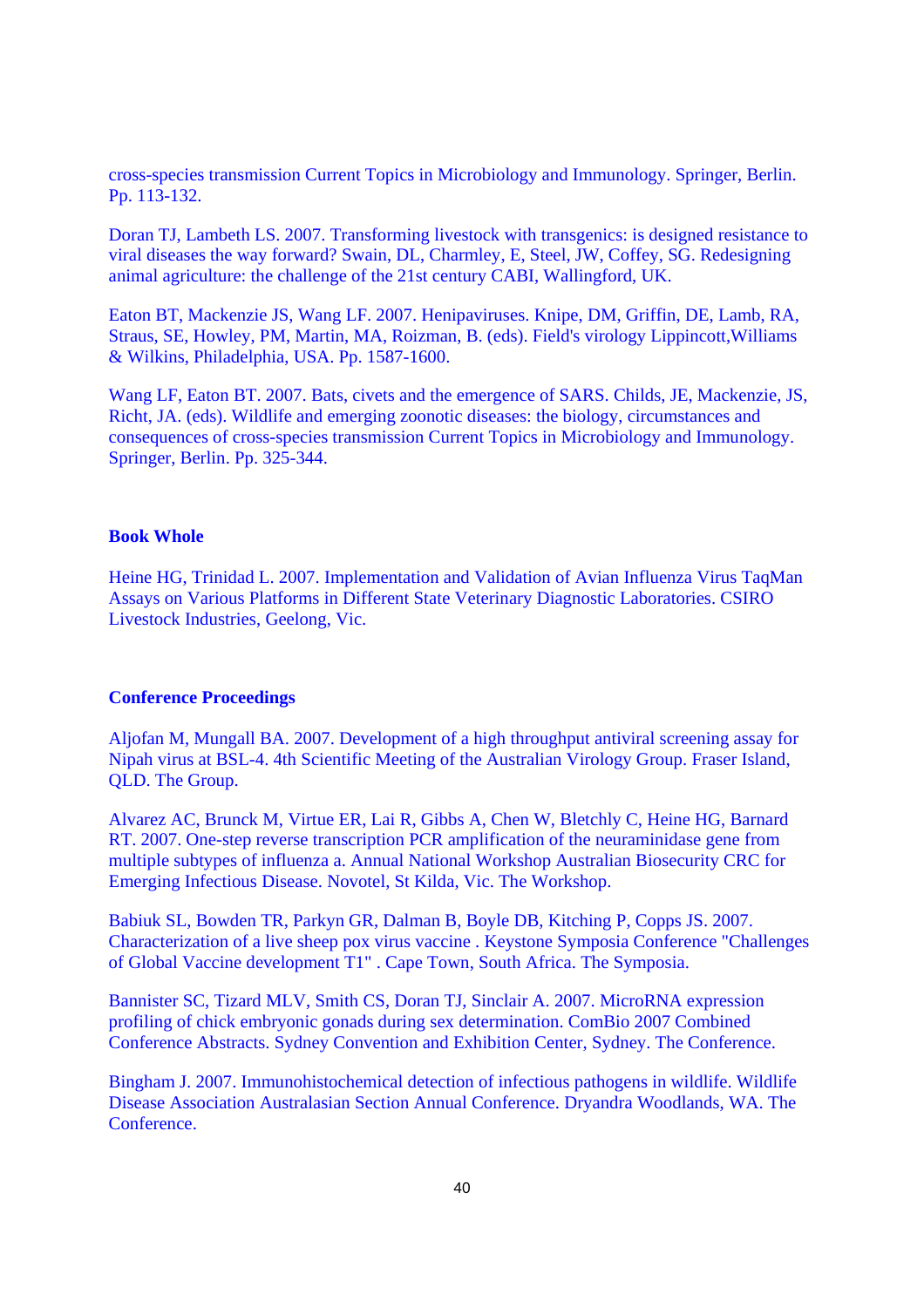cross-species transmission Current Topics in Microbiology and Immunology. Springer, Berlin. Pp. 113-132.

Doran TJ, Lambeth LS. 2007. Transforming livestock with transgenics: is designed resistance to viral diseases the way forward? Swain, DL, Charmley, E, Steel, JW, Coffey, SG. Redesigning animal agriculture: the challenge of the 21st century CABI, Wallingford, UK.

Eaton BT, Mackenzie JS, Wang LF. 2007. Henipaviruses. Knipe, DM, Griffin, DE, Lamb, RA, Straus, SE, Howley, PM, Martin, MA, Roizman, B. (eds). Field's virology Lippincott,Williams & Wilkins, Philadelphia, USA. Pp. 1587-1600.

Wang LF, Eaton BT. 2007. Bats, civets and the emergence of SARS. Childs, JE, Mackenzie, JS, Richt, JA. (eds). Wildlife and emerging zoonotic diseases: the biology, circumstances and consequences of cross-species transmission Current Topics in Microbiology and Immunology. Springer, Berlin. Pp. 325-344.

**Book Whole**

Heine HG, Trinidad L. 2007. Implementation and Validation of Avian Influenza Virus TaqMan Assays on Various Platforms in Different State Veterinary Diagnostic Laboratories. CSIRO Livestock Industries, Geelong, Vic.

**Conference Proceedings**

Aljofan M, Mungall BA. 2007. Development of a high throughput antiviral screening assay for Nipah virus at BSL-4. 4th Scientific Meeting of the Australian Virology Group. Fraser Island, QLD. The Group.

Alvarez AC, Brunck M, Virtue ER, Lai R, Gibbs A, Chen W, Bletchly C, Heine HG, Barnard RT. 2007. One-step reverse transcription PCR amplification of the neuraminidase gene from multiple subtypes of influenza a. Annual National Workshop Australian Biosecurity CRC for Emerging Infectious Disease. Novotel, St Kilda, Vic. The Workshop.

Babiuk SL, Bowden TR, Parkyn GR, Dalman B, Boyle DB, Kitching P, Copps JS. 2007. Characterization of a live sheep pox virus vaccine . Keystone Symposia Conference "Challenges of Global Vaccine development T1" . Cape Town, South Africa. The Symposia.

Bannister SC, Tizard MLV, Smith CS, Doran TJ, Sinclair A. 2007. MicroRNA expression profiling of chick embryonic gonads during sex determination. ComBio 2007 Combined Conference Abstracts. Sydney Convention and Exhibition Center, Sydney. The Conference.

Bingham J. 2007. Immunohistochemical detection of infectious pathogens in wildlife. Wildlife Disease Association Australasian Section Annual Conference. Dryandra Woodlands, WA. The Conference.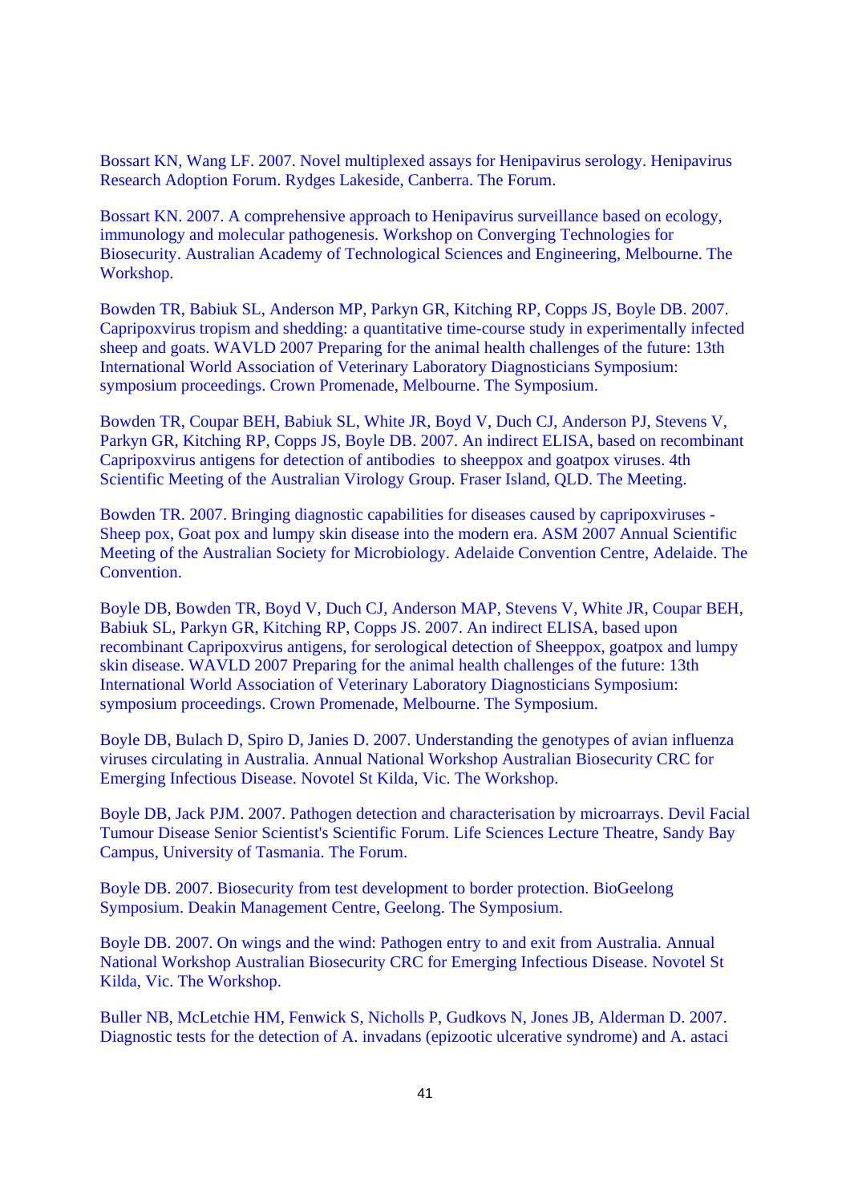Bossart KN, Wang LF. 2007. Novel multiplexed assays for Henipavirus serology. Henipavirus Research Adoption Forum. Rydges Lakeside, Canberra. The Forum.

Bossart KN. 2007. A comprehensive approach to Henipavirus surveillance based on ecology, immunology and molecular pathogenesis. Workshop on Converging Technologies for Biosecurity. Australian Academy of Technological Sciences and Engineering, Melbourne. The Workshop.

Bowden TR, Babiuk SL, Anderson MP, Parkyn GR, Kitching RP, Copps JS, Boyle DB. 2007. Capripoxvirus tropism and shedding: a quantitative time-course study in experimentally infected sheep and goats. WAVLD 2007 Preparing for the animal health challenges of the future: 13th International World Association of Veterinary Laboratory Diagnosticians Symposium: symposium proceedings. Crown Promenade, Melbourne. The Symposium.

Bowden TR, Coupar BEH, Babiuk SL, White JR, Boyd V, Duch CJ, Anderson PJ, Stevens V, Parkyn GR, Kitching RP, Copps JS, Boyle DB. 2007. An indirect ELISA, based on recombinant Capripoxvirus antigens for detection of antibodies to sheeppox and goatpox viruses. 4th Scientific Meeting of the Australian Virology Group. Fraser Island, QLD. The Meeting.

Bowden TR. 2007. Bringing diagnostic capabilities for diseases caused by capripoxviruses - Sheep pox, Goat pox and lumpy skin disease into the modern era. ASM 2007 Annual Scientific Meeting of the Australian Society for Microbiology. Adelaide Convention Centre, Adelaide. The Convention.

Boyle DB, Bowden TR, Boyd V, Duch CJ, Anderson MAP, Stevens V, White JR, Coupar BEH, Babiuk SL, Parkyn GR, Kitching RP, Copps JS. 2007. An indirect ELISA, based upon recombinant Capripoxvirus antigens, for serological detection of Sheeppox, goatpox and lumpy skin disease. WAVLD 2007 Preparing for the animal health challenges of the future: 13th International World Association of Veterinary Laboratory Diagnosticians Symposium: symposium proceedings. Crown Promenade, Melbourne. The Symposium.

Boyle DB, Bulach D, Spiro D, Janies D. 2007. Understanding the genotypes of avian influenza viruses circulating in Australia. Annual National Workshop Australian Biosecurity CRC for Emerging Infectious Disease. Novotel St Kilda, Vic. The Workshop.

Boyle DB, Jack PJM. 2007. Pathogen detection and characterisation by microarrays. Devil Facial Tumour Disease Senior Scientist's Scientific Forum. Life Sciences Lecture Theatre, Sandy Bay Campus, University of Tasmania. The Forum.

Boyle DB. 2007. Biosecurity from test development to border protection. BioGeelong Symposium. Deakin Management Centre, Geelong. The Symposium.

Boyle DB. 2007. On wings and the wind: Pathogen entry to and exit from Australia. Annual National Workshop Australian Biosecurity CRC for Emerging Infectious Disease. Novotel St Kilda, Vic. The Workshop.

Buller NB, McLetchie HM, Fenwick S, Nicholls P, Gudkovs N, Jones JB, Alderman D. 2007. Diagnostic tests for the detection of A. invadans (epizootic ulcerative syndrome) and A. astaci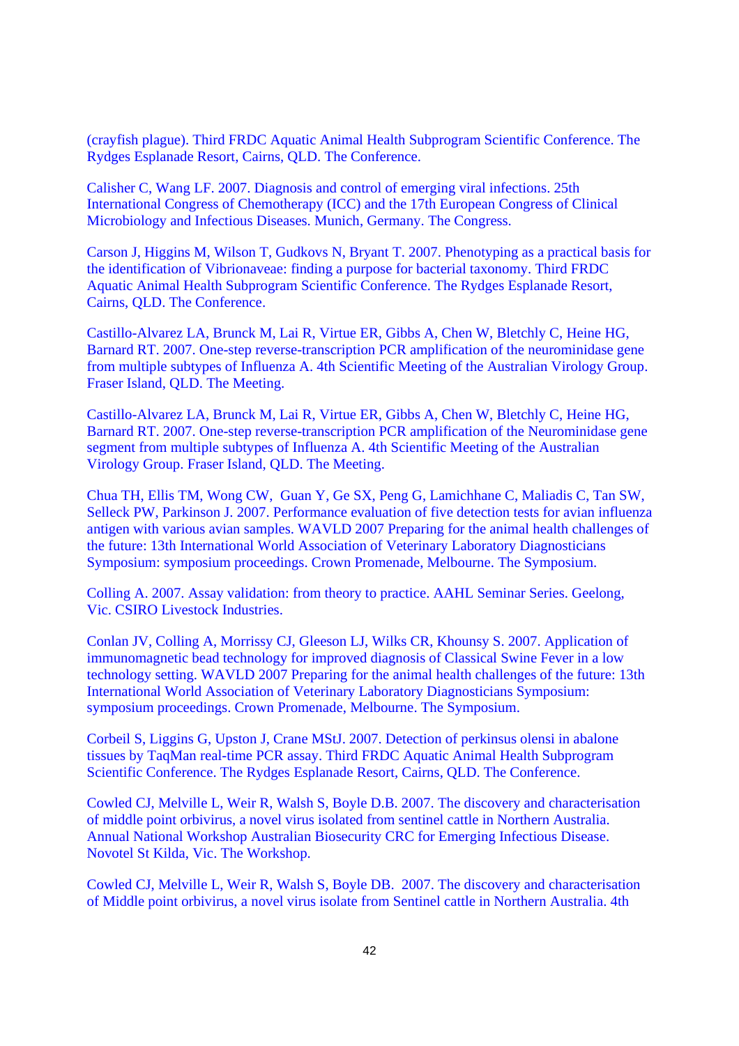(crayfish plague). Third FRDC Aquatic Animal Health Subprogram Scientific Conference. The Rydges Esplanade Resort, Cairns, QLD. The Conference.

Calisher C, Wang LF. 2007. Diagnosis and control of emerging viral infections. 25th International Congress of Chemotherapy (ICC) and the 17th European Congress of Clinical Microbiology and Infectious Diseases. Munich, Germany. The Congress.

Carson J, Higgins M, Wilson T, Gudkovs N, Bryant T. 2007. Phenotyping as a practical basis for the identification of Vibrionaveae: finding a purpose for bacterial taxonomy. Third FRDC Aquatic Animal Health Subprogram Scientific Conference. The Rydges Esplanade Resort, Cairns, QLD. The Conference.

Castillo-Alvarez LA, Brunck M, Lai R, Virtue ER, Gibbs A, Chen W, Bletchly C, Heine HG, Barnard RT. 2007. One-step reverse-transcription PCR amplification of the neurominidase gene from multiple subtypes of Influenza A. 4th Scientific Meeting of the Australian Virology Group. Fraser Island, QLD. The Meeting.

Castillo-Alvarez LA, Brunck M, Lai R, Virtue ER, Gibbs A, Chen W, Bletchly C, Heine HG, Barnard RT. 2007. One-step reverse-transcription PCR amplification of the Neurominidase gene segment from multiple subtypes of Influenza A. 4th Scientific Meeting of the Australian Virology Group. Fraser Island, QLD. The Meeting.

Chua TH, Ellis TM, Wong CW, Guan Y, Ge SX, Peng G, Lamichhane C, Maliadis C, Tan SW, Selleck PW, Parkinson J. 2007. Performance evaluation of five detection tests for avian influenza antigen with various avian samples. WAVLD 2007 Preparing for the animal health challenges of the future: 13th International World Association of Veterinary Laboratory Diagnosticians Symposium: symposium proceedings. Crown Promenade, Melbourne. The Symposium.

Colling A. 2007. Assay validation: from theory to practice. AAHL Seminar Series. Geelong, Vic. CSIRO Livestock Industries.

Conlan JV, Colling A, Morrissy CJ, Gleeson LJ, Wilks CR, Khounsy S. 2007. Application of immunomagnetic bead technology for improved diagnosis of Classical Swine Fever in a low technology setting. WAVLD 2007 Preparing for the animal health challenges of the future: 13th International World Association of Veterinary Laboratory Diagnosticians Symposium: symposium proceedings. Crown Promenade, Melbourne. The Symposium.

Corbeil S, Liggins G, Upston J, Crane MStJ. 2007. Detection of perkinsus olensi in abalone tissues by TaqMan real-time PCR assay. Third FRDC Aquatic Animal Health Subprogram Scientific Conference. The Rydges Esplanade Resort, Cairns, QLD. The Conference.

Cowled CJ, Melville L, Weir R, Walsh S, Boyle D.B. 2007. The discovery and characterisation of middle point orbivirus, a novel virus isolated from sentinel cattle in Northern Australia. Annual National Workshop Australian Biosecurity CRC for Emerging Infectious Disease. Novotel St Kilda, Vic. The Workshop.

Cowled CJ, Melville L, Weir R, Walsh S, Boyle DB. 2007. The discovery and characterisation of Middle point orbivirus, a novel virus isolate from Sentinel cattle in Northern Australia. 4th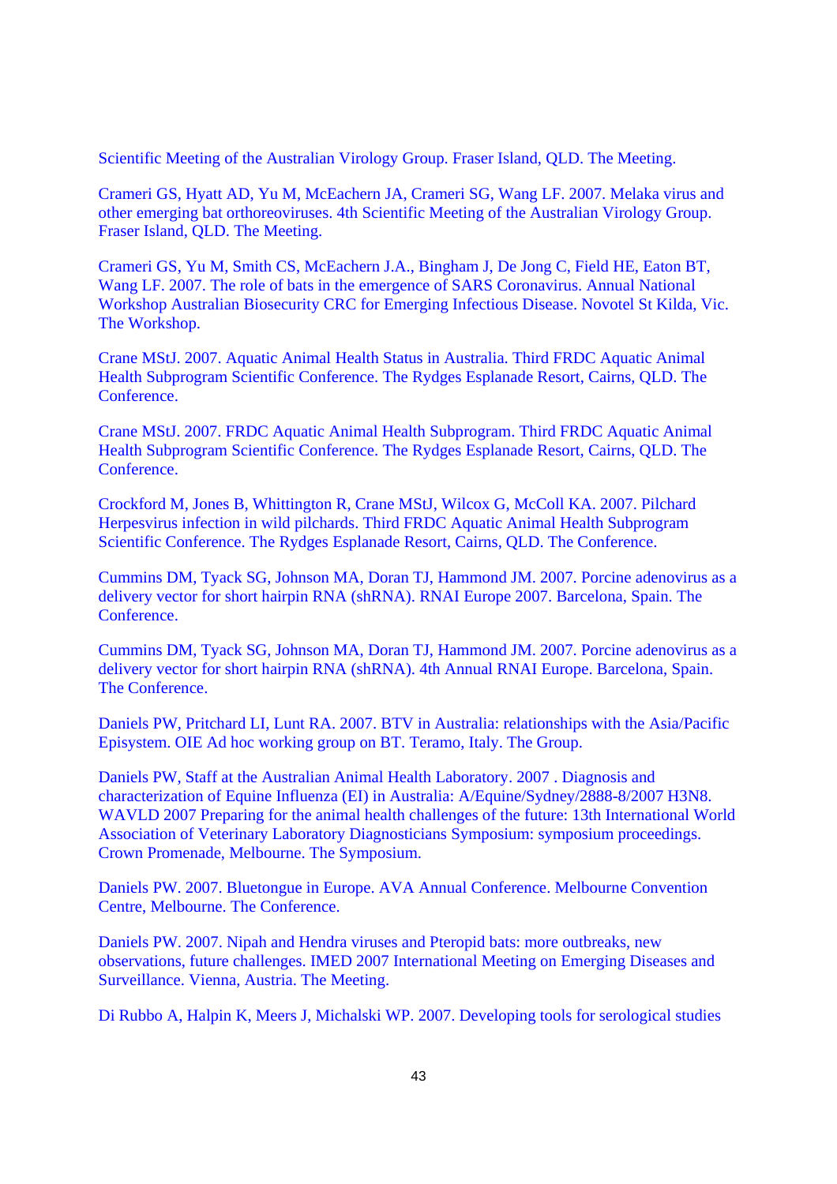Scientific Meeting of the Australian Virology Group. Fraser Island, QLD. The Meeting.

Crameri GS, Hyatt AD, Yu M, McEachern JA, Crameri SG, Wang LF. 2007. Melaka virus and other emerging bat orthoreoviruses. 4th Scientific Meeting of the Australian Virology Group. Fraser Island, QLD. The Meeting.

Crameri GS, Yu M, Smith CS, McEachern J.A., Bingham J, De Jong C, Field HE, Eaton BT, Wang LF. 2007. The role of bats in the emergence of SARS Coronavirus. Annual National Workshop Australian Biosecurity CRC for Emerging Infectious Disease. Novotel St Kilda, Vic. The Workshop.

Crane MStJ. 2007. Aquatic Animal Health Status in Australia. Third FRDC Aquatic Animal Health Subprogram Scientific Conference. The Rydges Esplanade Resort, Cairns, QLD. The Conference.

Crane MStJ. 2007. FRDC Aquatic Animal Health Subprogram. Third FRDC Aquatic Animal Health Subprogram Scientific Conference. The Rydges Esplanade Resort, Cairns, QLD. The Conference.

Crockford M, Jones B, Whittington R, Crane MStJ, Wilcox G, McColl KA. 2007. Pilchard Herpesvirus infection in wild pilchards. Third FRDC Aquatic Animal Health Subprogram Scientific Conference. The Rydges Esplanade Resort, Cairns, QLD. The Conference.

Cummins DM, Tyack SG, Johnson MA, Doran TJ, Hammond JM. 2007. Porcine adenovirus as a delivery vector for short hairpin RNA (shRNA). RNAI Europe 2007. Barcelona, Spain. The Conference.

Cummins DM, Tyack SG, Johnson MA, Doran TJ, Hammond JM. 2007. Porcine adenovirus as a delivery vector for short hairpin RNA (shRNA). 4th Annual RNAI Europe. Barcelona, Spain. The Conference.

Daniels PW, Pritchard LI, Lunt RA. 2007. BTV in Australia: relationships with the Asia/Pacific Episystem. OIE Ad hoc working group on BT. Teramo, Italy. The Group.

Daniels PW, Staff at the Australian Animal Health Laboratory. 2007 . Diagnosis and characterization of Equine Influenza (EI) in Australia: A/Equine/Sydney/2888-8/2007 H3N8. WAVLD 2007 Preparing for the animal health challenges of the future: 13th International World Association of Veterinary Laboratory Diagnosticians Symposium: symposium proceedings. Crown Promenade, Melbourne. The Symposium.

Daniels PW. 2007. Bluetongue in Europe. AVA Annual Conference. Melbourne Convention Centre, Melbourne. The Conference.

Daniels PW. 2007. Nipah and Hendra viruses and Pteropid bats: more outbreaks, new observations, future challenges. IMED 2007 International Meeting on Emerging Diseases and Surveillance. Vienna, Austria. The Meeting.

Di Rubbo A, Halpin K, Meers J, Michalski WP. 2007. Developing tools for serological studies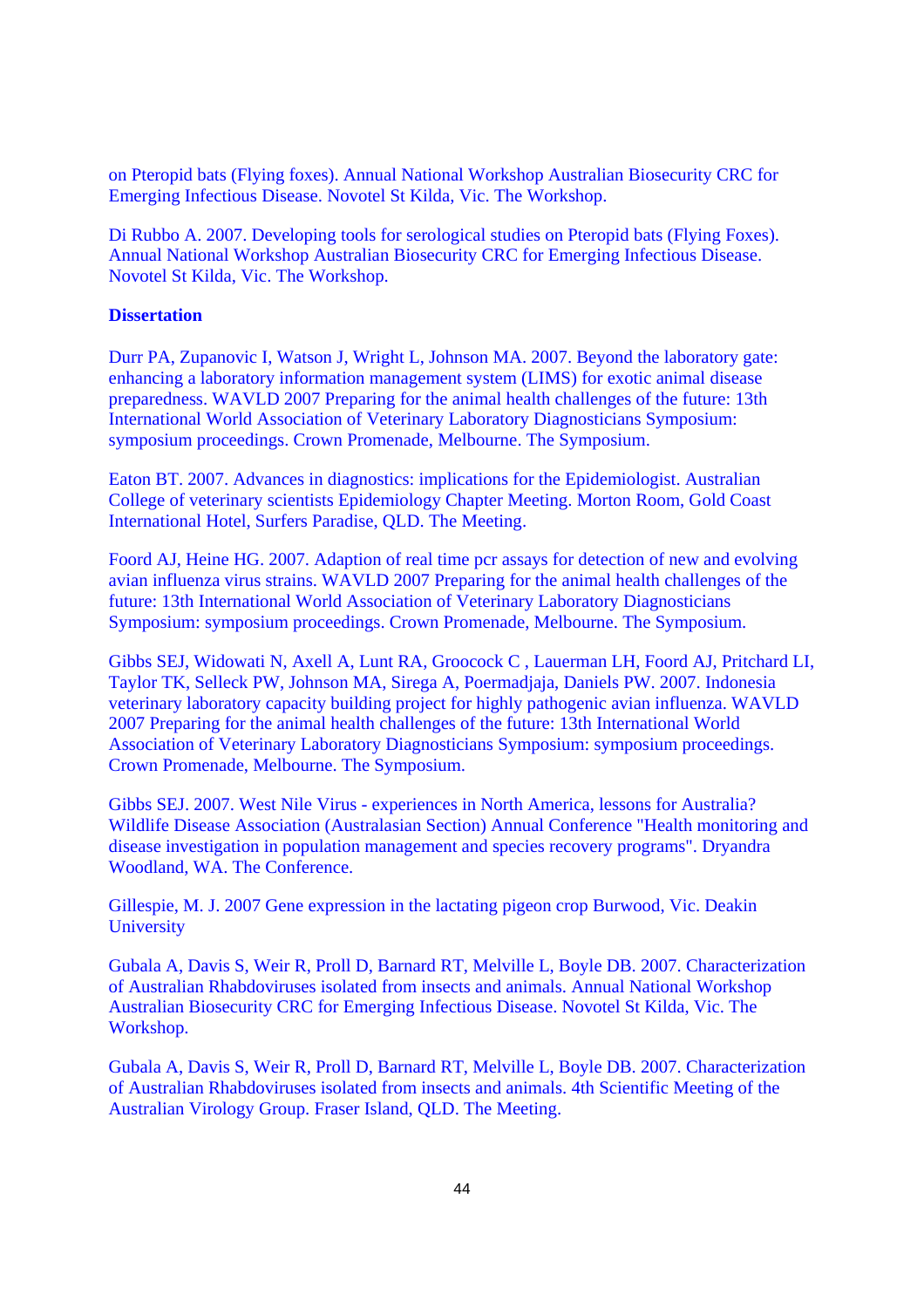on Pteropid bats (Flying foxes). Annual National Workshop Australian Biosecurity CRC for Emerging Infectious Disease. Novotel St Kilda, Vic. The Workshop.

Di Rubbo A. 2007. Developing tools for serological studies on Pteropid bats (Flying Foxes). Annual National Workshop Australian Biosecurity CRC for Emerging Infectious Disease. Novotel St Kilda, Vic. The Workshop.

**Dissertation**

Durr PA, Zupanovic I, Watson J, Wright L, Johnson MA. 2007. Beyond the laboratory gate: enhancing a laboratory information management system (LIMS) for exotic animal disease preparedness. WAVLD 2007 Preparing for the animal health challenges of the future: 13th International World Association of Veterinary Laboratory Diagnosticians Symposium: symposium proceedings. Crown Promenade, Melbourne. The Symposium.

Eaton BT. 2007. Advances in diagnostics: implications for the Epidemiologist. Australian College of veterinary scientists Epidemiology Chapter Meeting. Morton Room, Gold Coast International Hotel, Surfers Paradise, QLD. The Meeting.

Foord AJ, Heine HG. 2007. Adaption of real time pcr assays for detection of new and evolving avian influenza virus strains. WAVLD 2007 Preparing for the animal health challenges of the future: 13th International World Association of Veterinary Laboratory Diagnosticians Symposium: symposium proceedings. Crown Promenade, Melbourne. The Symposium.

Gibbs SEJ, Widowati N, Axell A, Lunt RA, Groocock C , Lauerman LH, Foord AJ, Pritchard LI, Taylor TK, Selleck PW, Johnson MA, Sirega A, Poermadjaja, Daniels PW. 2007. Indonesia veterinary laboratory capacity building project for highly pathogenic avian influenza. WAVLD 2007 Preparing for the animal health challenges of the future: 13th International World Association of Veterinary Laboratory Diagnosticians Symposium: symposium proceedings. Crown Promenade, Melbourne. The Symposium.

Gibbs SEJ. 2007. West Nile Virus - experiences in North America, lessons for Australia? Wildlife Disease Association (Australasian Section) Annual Conference "Health monitoring and disease investigation in population management and species recovery programs". Dryandra Woodland, WA. The Conference.

Gillespie, M. J. 2007 Gene expression in the lactating pigeon crop Burwood, Vic. Deakin University

Gubala A, Davis S, Weir R, Proll D, Barnard RT, Melville L, Boyle DB. 2007. Characterization of Australian Rhabdoviruses isolated from insects and animals. Annual National Workshop Australian Biosecurity CRC for Emerging Infectious Disease. Novotel St Kilda, Vic. The Workshop.

Gubala A, Davis S, Weir R, Proll D, Barnard RT, Melville L, Boyle DB. 2007. Characterization of Australian Rhabdoviruses isolated from insects and animals. 4th Scientific Meeting of the Australian Virology Group. Fraser Island, QLD. The Meeting.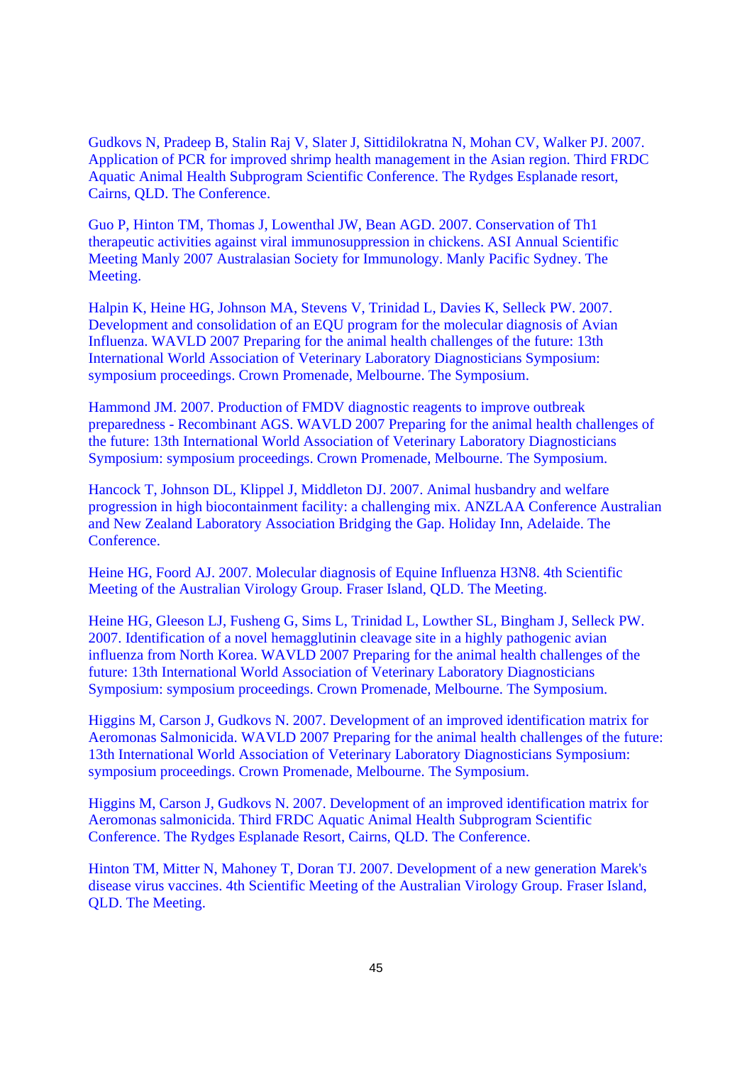Gudkovs N, Pradeep B, Stalin Raj V, Slater J, Sittidilokratna N, Mohan CV, Walker PJ. 2007. Application of PCR for improved shrimp health management in the Asian region. Third FRDC Aquatic Animal Health Subprogram Scientific Conference. The Rydges Esplanade resort, Cairns, QLD. The Conference.

Guo P, Hinton TM, Thomas J, Lowenthal JW, Bean AGD. 2007. Conservation of Th1 therapeutic activities against viral immunosuppression in chickens. ASI Annual Scientific Meeting Manly 2007 Australasian Society for Immunology. Manly Pacific Sydney. The Meeting.

Halpin K, Heine HG, Johnson MA, Stevens V, Trinidad L, Davies K, Selleck PW. 2007. Development and consolidation of an EQU program for the molecular diagnosis of Avian Influenza. WAVLD 2007 Preparing for the animal health challenges of the future: 13th International World Association of Veterinary Laboratory Diagnosticians Symposium: symposium proceedings. Crown Promenade, Melbourne. The Symposium.

Hammond JM. 2007. Production of FMDV diagnostic reagents to improve outbreak preparedness - Recombinant AGS. WAVLD 2007 Preparing for the animal health challenges of the future: 13th International World Association of Veterinary Laboratory Diagnosticians Symposium: symposium proceedings. Crown Promenade, Melbourne. The Symposium.

Hancock T, Johnson DL, Klippel J, Middleton DJ. 2007. Animal husbandry and welfare progression in high biocontainment facility: a challenging mix. ANZLAA Conference Australian and New Zealand Laboratory Association Bridging the Gap. Holiday Inn, Adelaide. The Conference.

Heine HG, Foord AJ. 2007. Molecular diagnosis of Equine Influenza H3N8. 4th Scientific Meeting of the Australian Virology Group. Fraser Island, QLD. The Meeting.

Heine HG, Gleeson LJ, Fusheng G, Sims L, Trinidad L, Lowther SL, Bingham J, Selleck PW. 2007. Identification of a novel hemagglutinin cleavage site in a highly pathogenic avian influenza from North Korea. WAVLD 2007 Preparing for the animal health challenges of the future: 13th International World Association of Veterinary Laboratory Diagnosticians Symposium: symposium proceedings. Crown Promenade, Melbourne. The Symposium.

Higgins M, Carson J, Gudkovs N. 2007. Development of an improved identification matrix for Aeromonas Salmonicida. WAVLD 2007 Preparing for the animal health challenges of the future: 13th International World Association of Veterinary Laboratory Diagnosticians Symposium: symposium proceedings. Crown Promenade, Melbourne. The Symposium.

Higgins M, Carson J, Gudkovs N. 2007. Development of an improved identification matrix for Aeromonas salmonicida. Third FRDC Aquatic Animal Health Subprogram Scientific Conference. The Rydges Esplanade Resort, Cairns, QLD. The Conference.

Hinton TM, Mitter N, Mahoney T, Doran TJ. 2007. Development of a new generation Marek's disease virus vaccines. 4th Scientific Meeting of the Australian Virology Group. Fraser Island, QLD. The Meeting.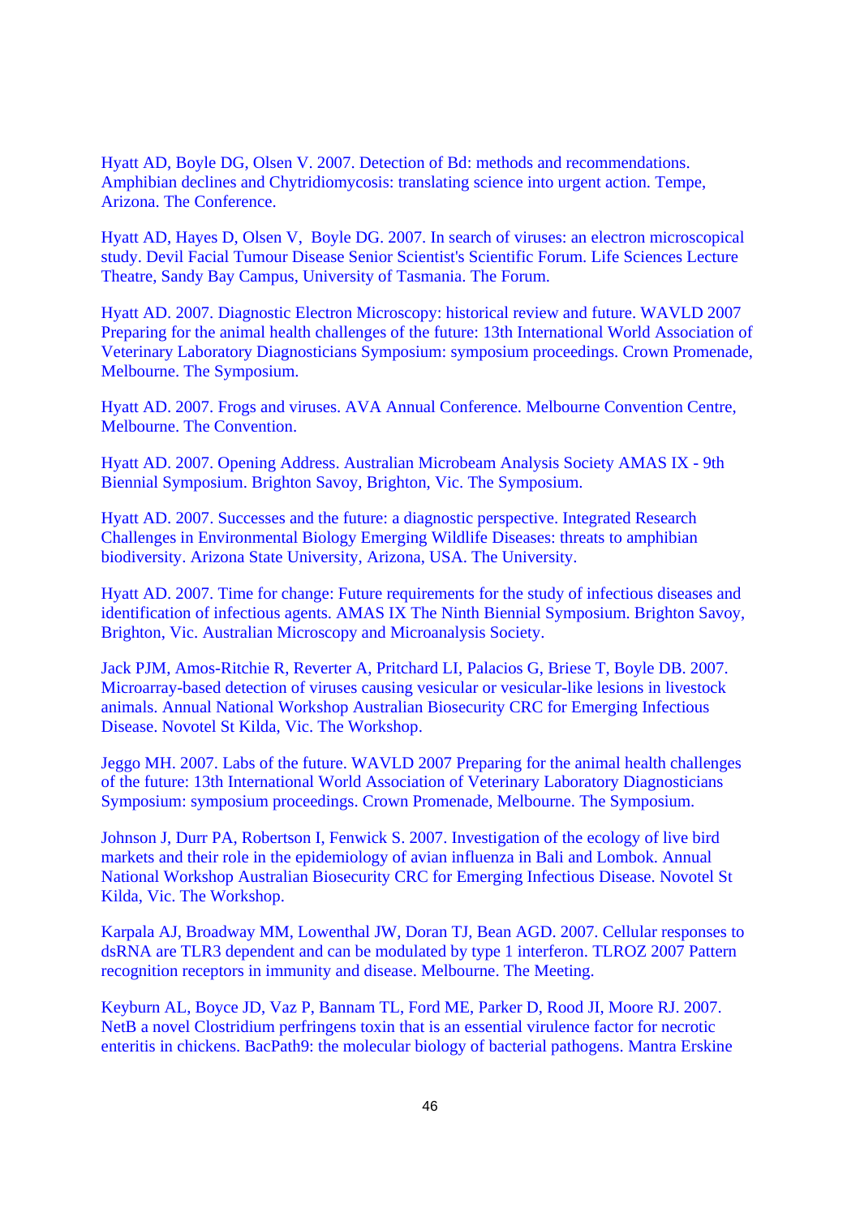Hyatt AD, Boyle DG, Olsen V. 2007. Detection of Bd: methods and recommendations. Amphibian declines and Chytridiomycosis: translating science into urgent action. Tempe, Arizona. The Conference.

Hyatt AD, Hayes D, Olsen V, Boyle DG. 2007. In search of viruses: an electron microscopical study. Devil Facial Tumour Disease Senior Scientist's Scientific Forum. Life Sciences Lecture Theatre, Sandy Bay Campus, University of Tasmania. The Forum.

Hyatt AD. 2007. Diagnostic Electron Microscopy: historical review and future. WAVLD 2007 Preparing for the animal health challenges of the future: 13th International World Association of Veterinary Laboratory Diagnosticians Symposium: symposium proceedings. Crown Promenade, Melbourne. The Symposium.

Hyatt AD. 2007. Frogs and viruses. AVA Annual Conference. Melbourne Convention Centre, Melbourne. The Convention.

Hyatt AD. 2007. Opening Address. Australian Microbeam Analysis Society AMAS IX - 9th Biennial Symposium. Brighton Savoy, Brighton, Vic. The Symposium.

Hyatt AD. 2007. Successes and the future: a diagnostic perspective. Integrated Research Challenges in Environmental Biology Emerging Wildlife Diseases: threats to amphibian biodiversity. Arizona State University, Arizona, USA. The University.

Hyatt AD. 2007. Time for change: Future requirements for the study of infectious diseases and identification of infectious agents. AMAS IX The Ninth Biennial Symposium. Brighton Savoy, Brighton, Vic. Australian Microscopy and Microanalysis Society.

Jack PJM, Amos-Ritchie R, Reverter A, Pritchard LI, Palacios G, Briese T, Boyle DB. 2007. Microarray-based detection of viruses causing vesicular or vesicular-like lesions in livestock animals. Annual National Workshop Australian Biosecurity CRC for Emerging Infectious Disease. Novotel St Kilda, Vic. The Workshop.

Jeggo MH. 2007. Labs of the future. WAVLD 2007 Preparing for the animal health challenges of the future: 13th International World Association of Veterinary Laboratory Diagnosticians Symposium: symposium proceedings. Crown Promenade, Melbourne. The Symposium.

Johnson J, Durr PA, Robertson I, Fenwick S. 2007. Investigation of the ecology of live bird markets and their role in the epidemiology of avian influenza in Bali and Lombok. Annual National Workshop Australian Biosecurity CRC for Emerging Infectious Disease. Novotel St Kilda, Vic. The Workshop.

Karpala AJ, Broadway MM, Lowenthal JW, Doran TJ, Bean AGD. 2007. Cellular responses to dsRNA are TLR3 dependent and can be modulated by type 1 interferon. TLROZ 2007 Pattern recognition receptors in immunity and disease. Melbourne. The Meeting.

Keyburn AL, Boyce JD, Vaz P, Bannam TL, Ford ME, Parker D, Rood JI, Moore RJ. 2007. NetB a novel Clostridium perfringens toxin that is an essential virulence factor for necrotic enteritis in chickens. BacPath9: the molecular biology of bacterial pathogens. Mantra Erskine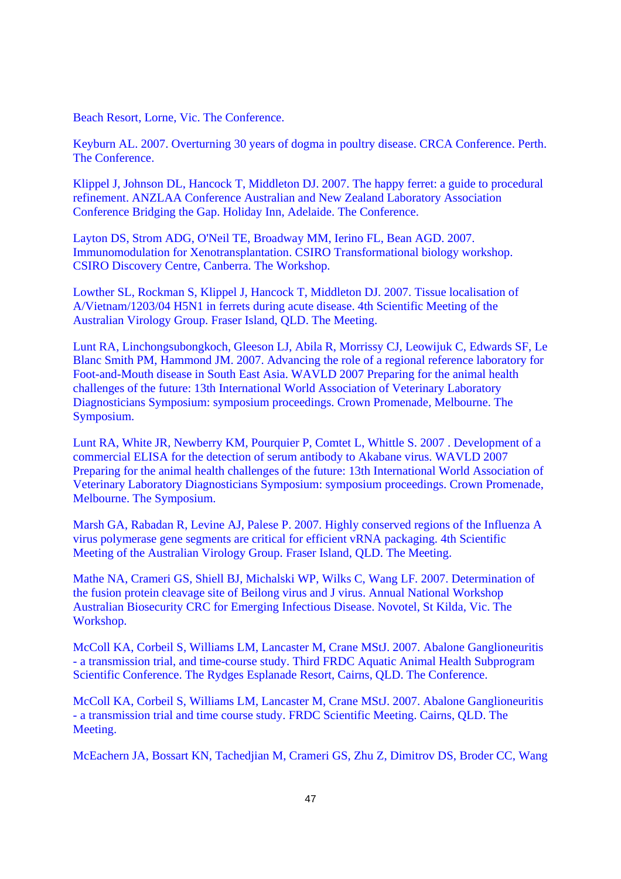Beach Resort, Lorne, Vic. The Conference.

Keyburn AL. 2007. Overturning 30 years of dogma in poultry disease. CRCA Conference. Perth. The Conference.

Klippel J, Johnson DL, Hancock T, Middleton DJ. 2007. The happy ferret: a guide to procedural refinement. ANZLAA Conference Australian and New Zealand Laboratory Association Conference Bridging the Gap. Holiday Inn, Adelaide. The Conference.

Layton DS, Strom ADG, O'Neil TE, Broadway MM, Ierino FL, Bean AGD. 2007. Immunomodulation for Xenotransplantation. CSIRO Transformational biology workshop. CSIRO Discovery Centre, Canberra. The Workshop.

Lowther SL, Rockman S, Klippel J, Hancock T, Middleton DJ. 2007. Tissue localisation of A/Vietnam/1203/04 H5N1 in ferrets during acute disease. 4th Scientific Meeting of the Australian Virology Group. Fraser Island, QLD. The Meeting.

Lunt RA, Linchongsubongkoch, Gleeson LJ, Abila R, Morrissy CJ, Leowijuk C, Edwards SF, Le Blanc Smith PM, Hammond JM. 2007. Advancing the role of a regional reference laboratory for Foot-and-Mouth disease in South East Asia. WAVLD 2007 Preparing for the animal health challenges of the future: 13th International World Association of Veterinary Laboratory Diagnosticians Symposium: symposium proceedings. Crown Promenade, Melbourne. The Symposium.

Lunt RA, White JR, Newberry KM, Pourquier P, Comtet L, Whittle S. 2007 . Development of a commercial ELISA for the detection of serum antibody to Akabane virus. WAVLD 2007 Preparing for the animal health challenges of the future: 13th International World Association of Veterinary Laboratory Diagnosticians Symposium: symposium proceedings. Crown Promenade, Melbourne. The Symposium.

Marsh GA, Rabadan R, Levine AJ, Palese P. 2007. Highly conserved regions of the Influenza A virus polymerase gene segments are critical for efficient vRNA packaging. 4th Scientific Meeting of the Australian Virology Group. Fraser Island, QLD. The Meeting.

Mathe NA, Crameri GS, Shiell BJ, Michalski WP, Wilks C, Wang LF. 2007. Determination of the fusion protein cleavage site of Beilong virus and J virus. Annual National Workshop Australian Biosecurity CRC for Emerging Infectious Disease. Novotel, St Kilda, Vic. The Workshop.

McColl KA, Corbeil S, Williams LM, Lancaster M, Crane MStJ. 2007. Abalone Ganglioneuritis - a transmission trial, and time-course study. Third FRDC Aquatic Animal Health Subprogram Scientific Conference. The Rydges Esplanade Resort, Cairns, QLD. The Conference.

McColl KA, Corbeil S, Williams LM, Lancaster M, Crane MStJ. 2007. Abalone Ganglioneuritis - a transmission trial and time course study. FRDC Scientific Meeting. Cairns, QLD. The Meeting.

McEachern JA, Bossart KN, Tachedjian M, Crameri GS, Zhu Z, Dimitrov DS, Broder CC, Wang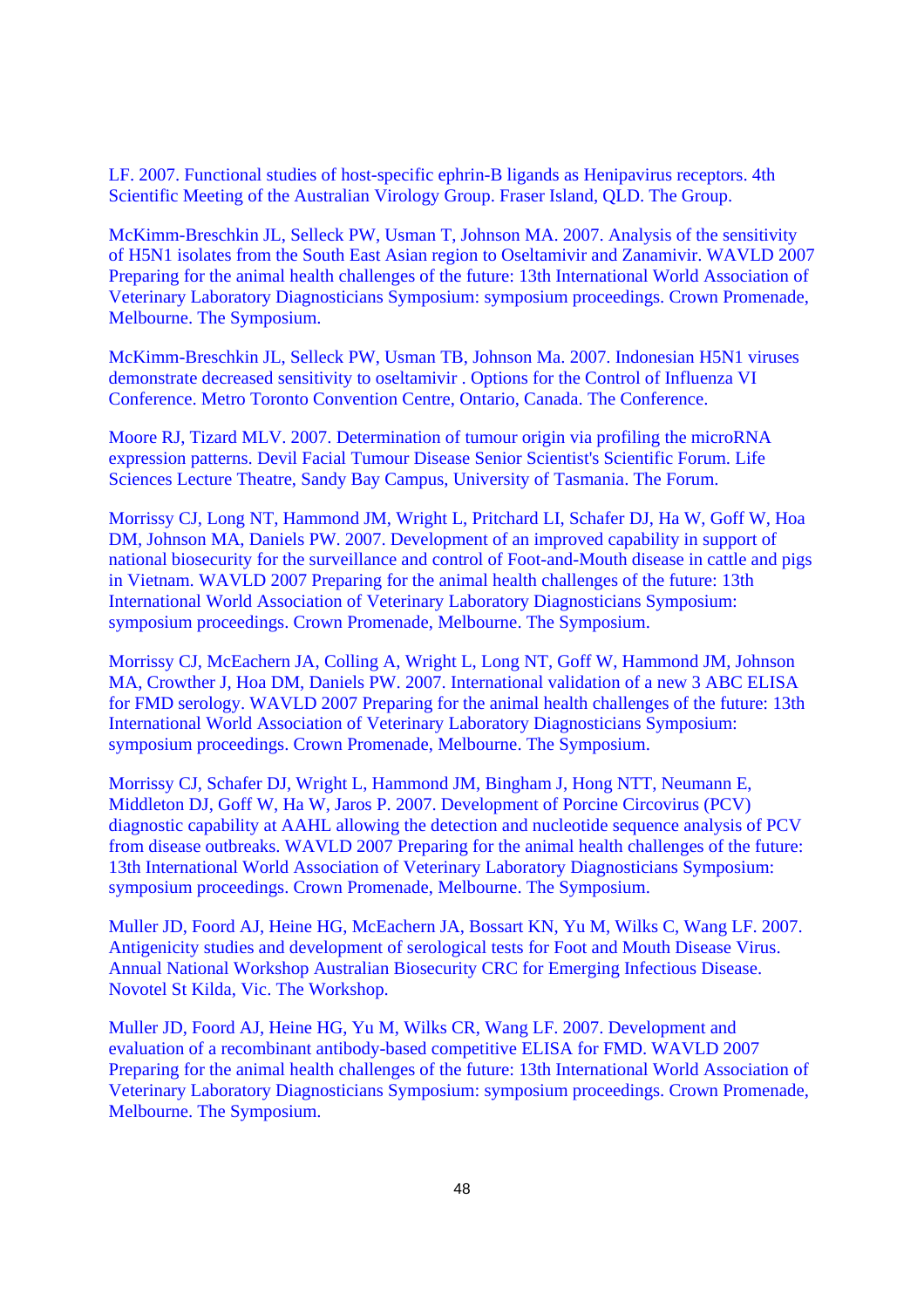LF. 2007. Functional studies of host-specific ephrin-B ligands as Henipavirus receptors. 4th Scientific Meeting of the Australian Virology Group. Fraser Island, QLD. The Group.

McKimm-Breschkin JL, Selleck PW, Usman T, Johnson MA. 2007. Analysis of the sensitivity of H5N1 isolates from the South East Asian region to Oseltamivir and Zanamivir. WAVLD 2007 Preparing for the animal health challenges of the future: 13th International World Association of Veterinary Laboratory Diagnosticians Symposium: symposium proceedings. Crown Promenade, Melbourne. The Symposium.

McKimm-Breschkin JL, Selleck PW, Usman TB, Johnson Ma. 2007. Indonesian H5N1 viruses demonstrate decreased sensitivity to oseltamivir . Options for the Control of Influenza VI Conference. Metro Toronto Convention Centre, Ontario, Canada. The Conference.

Moore RJ, Tizard MLV. 2007. Determination of tumour origin via profiling the microRNA expression patterns. Devil Facial Tumour Disease Senior Scientist's Scientific Forum. Life Sciences Lecture Theatre, Sandy Bay Campus, University of Tasmania. The Forum.

Morrissy CJ, Long NT, Hammond JM, Wright L, Pritchard LI, Schafer DJ, Ha W, Goff W, Hoa DM, Johnson MA, Daniels PW. 2007. Development of an improved capability in support of national biosecurity for the surveillance and control of Foot-and-Mouth disease in cattle and pigs in Vietnam. WAVLD 2007 Preparing for the animal health challenges of the future: 13th International World Association of Veterinary Laboratory Diagnosticians Symposium: symposium proceedings. Crown Promenade, Melbourne. The Symposium.

Morrissy CJ, McEachern JA, Colling A, Wright L, Long NT, Goff W, Hammond JM, Johnson MA, Crowther J, Hoa DM, Daniels PW. 2007. International validation of a new 3 ABC ELISA for FMD serology. WAVLD 2007 Preparing for the animal health challenges of the future: 13th International World Association of Veterinary Laboratory Diagnosticians Symposium: symposium proceedings. Crown Promenade, Melbourne. The Symposium.

Morrissy CJ, Schafer DJ, Wright L, Hammond JM, Bingham J, Hong NTT, Neumann E, Middleton DJ, Goff W, Ha W, Jaros P. 2007. Development of Porcine Circovirus (PCV) diagnostic capability at AAHL allowing the detection and nucleotide sequence analysis of PCV from disease outbreaks. WAVLD 2007 Preparing for the animal health challenges of the future: 13th International World Association of Veterinary Laboratory Diagnosticians Symposium: symposium proceedings. Crown Promenade, Melbourne. The Symposium.

Muller JD, Foord AJ, Heine HG, McEachern JA, Bossart KN, Yu M, Wilks C, Wang LF. 2007. Antigenicity studies and development of serological tests for Foot and Mouth Disease Virus. Annual National Workshop Australian Biosecurity CRC for Emerging Infectious Disease. Novotel St Kilda, Vic. The Workshop.

Muller JD, Foord AJ, Heine HG, Yu M, Wilks CR, Wang LF. 2007. Development and evaluation of a recombinant antibody-based competitive ELISA for FMD. WAVLD 2007 Preparing for the animal health challenges of the future: 13th International World Association of Veterinary Laboratory Diagnosticians Symposium: symposium proceedings. Crown Promenade, Melbourne. The Symposium.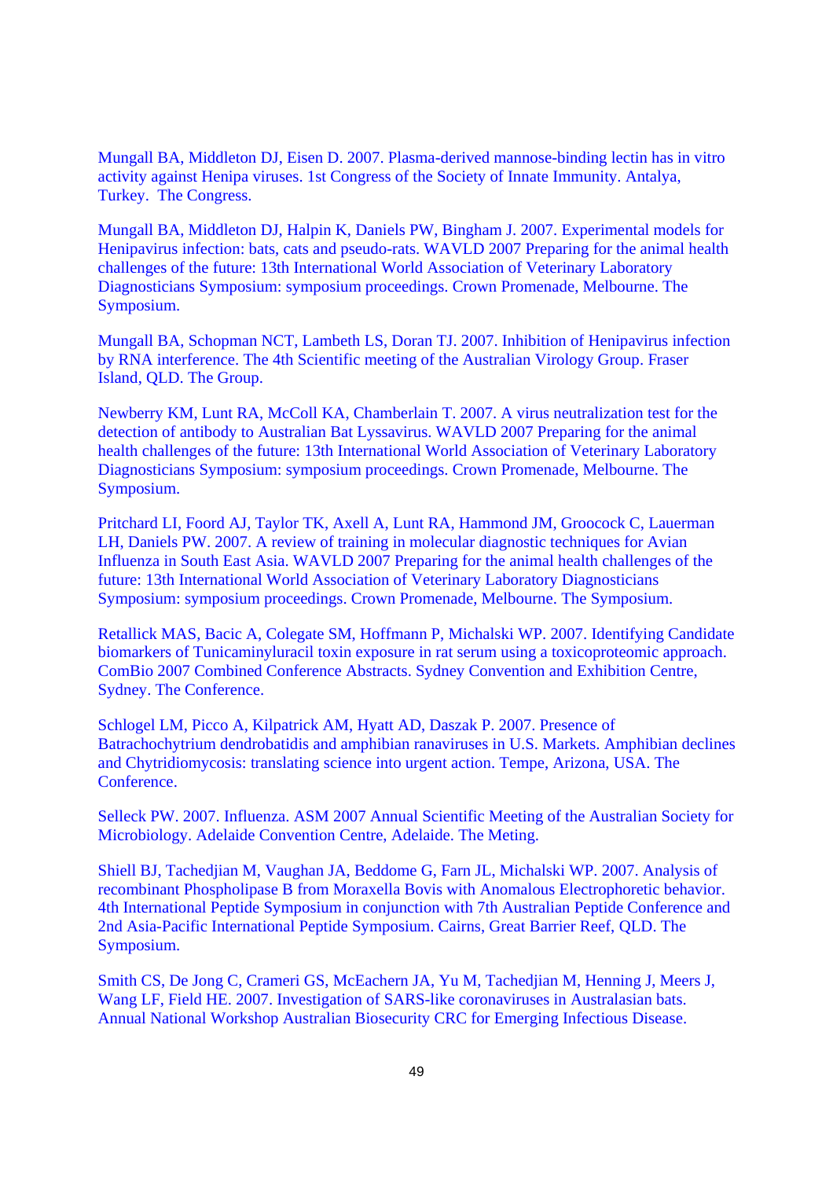Mungall BA, Middleton DJ, Eisen D. 2007. Plasma-derived mannose-binding lectin has in vitro activity against Henipa viruses. 1st Congress of the Society of Innate Immunity. Antalya, Turkey. The Congress.

Mungall BA, Middleton DJ, Halpin K, Daniels PW, Bingham J. 2007. Experimental models for Henipavirus infection: bats, cats and pseudo-rats. WAVLD 2007 Preparing for the animal health challenges of the future: 13th International World Association of Veterinary Laboratory Diagnosticians Symposium: symposium proceedings. Crown Promenade, Melbourne. The Symposium.

Mungall BA, Schopman NCT, Lambeth LS, Doran TJ. 2007. Inhibition of Henipavirus infection by RNA interference. The 4th Scientific meeting of the Australian Virology Group. Fraser Island, QLD. The Group.

Newberry KM, Lunt RA, McColl KA, Chamberlain T. 2007. A virus neutralization test for the detection of antibody to Australian Bat Lyssavirus. WAVLD 2007 Preparing for the animal health challenges of the future: 13th International World Association of Veterinary Laboratory Diagnosticians Symposium: symposium proceedings. Crown Promenade, Melbourne. The Symposium.

Pritchard LI, Foord AJ, Taylor TK, Axell A, Lunt RA, Hammond JM, Groocock C, Lauerman LH, Daniels PW. 2007. A review of training in molecular diagnostic techniques for Avian Influenza in South East Asia. WAVLD 2007 Preparing for the animal health challenges of the future: 13th International World Association of Veterinary Laboratory Diagnosticians Symposium: symposium proceedings. Crown Promenade, Melbourne. The Symposium.

Retallick MAS, Bacic A, Colegate SM, Hoffmann P, Michalski WP. 2007. Identifying Candidate biomarkers of Tunicaminyluracil toxin exposure in rat serum using a toxicoproteomic approach. ComBio 2007 Combined Conference Abstracts. Sydney Convention and Exhibition Centre, Sydney. The Conference.

Schlogel LM, Picco A, Kilpatrick AM, Hyatt AD, Daszak P. 2007. Presence of Batrachochytrium dendrobatidis and amphibian ranaviruses in U.S. Markets. Amphibian declines and Chytridiomycosis: translating science into urgent action. Tempe, Arizona, USA. The Conference.

Selleck PW. 2007. Influenza. ASM 2007 Annual Scientific Meeting of the Australian Society for Microbiology. Adelaide Convention Centre, Adelaide. The Meting.

Shiell BJ, Tachedjian M, Vaughan JA, Beddome G, Farn JL, Michalski WP. 2007. Analysis of recombinant Phospholipase B from Moraxella Bovis with Anomalous Electrophoretic behavior. 4th International Peptide Symposium in conjunction with 7th Australian Peptide Conference and 2nd Asia-Pacific International Peptide Symposium. Cairns, Great Barrier Reef, QLD. The Symposium.

Smith CS, De Jong C, Crameri GS, McEachern JA, Yu M, Tachedjian M, Henning J, Meers J, Wang LF, Field HE. 2007. Investigation of SARS-like coronaviruses in Australasian bats. Annual National Workshop Australian Biosecurity CRC for Emerging Infectious Disease.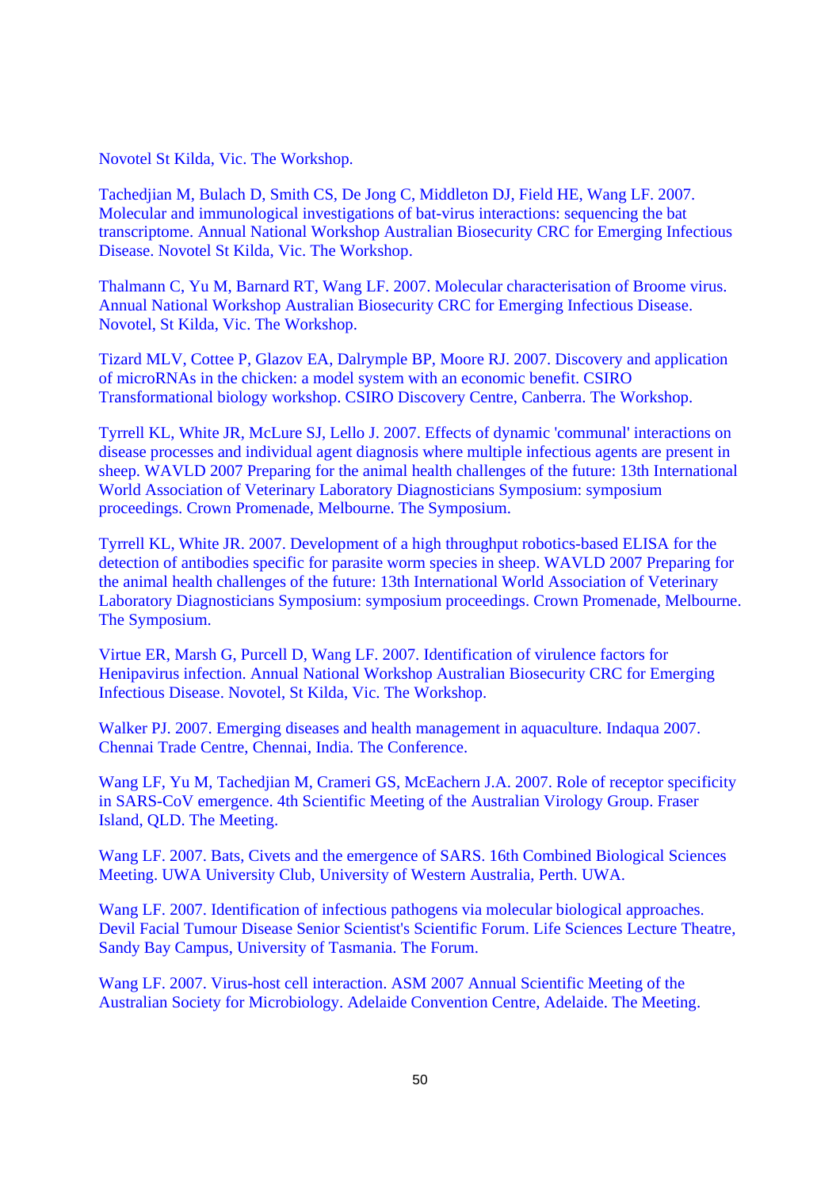Novotel St Kilda, Vic. The Workshop.

Tachedjian M, Bulach D, Smith CS, De Jong C, Middleton DJ, Field HE, Wang LF. 2007. Molecular and immunological investigations of bat-virus interactions: sequencing the bat transcriptome. Annual National Workshop Australian Biosecurity CRC for Emerging Infectious Disease. Novotel St Kilda, Vic. The Workshop.

Thalmann C, Yu M, Barnard RT, Wang LF. 2007. Molecular characterisation of Broome virus. Annual National Workshop Australian Biosecurity CRC for Emerging Infectious Disease. Novotel, St Kilda, Vic. The Workshop.

Tizard MLV, Cottee P, Glazov EA, Dalrymple BP, Moore RJ. 2007. Discovery and application of microRNAs in the chicken: a model system with an economic benefit. CSIRO Transformational biology workshop. CSIRO Discovery Centre, Canberra. The Workshop.

Tyrrell KL, White JR, McLure SJ, Lello J. 2007. Effects of dynamic 'communal' interactions on disease processes and individual agent diagnosis where multiple infectious agents are present in sheep. WAVLD 2007 Preparing for the animal health challenges of the future: 13th International World Association of Veterinary Laboratory Diagnosticians Symposium: symposium proceedings. Crown Promenade, Melbourne. The Symposium.

Tyrrell KL, White JR. 2007. Development of a high throughput robotics-based ELISA for the detection of antibodies specific for parasite worm species in sheep. WAVLD 2007 Preparing for the animal health challenges of the future: 13th International World Association of Veterinary Laboratory Diagnosticians Symposium: symposium proceedings. Crown Promenade, Melbourne. The Symposium.

Virtue ER, Marsh G, Purcell D, Wang LF. 2007. Identification of virulence factors for Henipavirus infection. Annual National Workshop Australian Biosecurity CRC for Emerging Infectious Disease. Novotel, St Kilda, Vic. The Workshop.

Walker PJ. 2007. Emerging diseases and health management in aquaculture. Indaqua 2007. Chennai Trade Centre, Chennai, India. The Conference.

Wang LF, Yu M, Tachedjian M, Crameri GS, McEachern J.A. 2007. Role of receptor specificity in SARS-CoV emergence. 4th Scientific Meeting of the Australian Virology Group. Fraser Island, QLD. The Meeting.

Wang LF. 2007. Bats, Civets and the emergence of SARS. 16th Combined Biological Sciences Meeting. UWA University Club, University of Western Australia, Perth. UWA.

Wang LF. 2007. Identification of infectious pathogens via molecular biological approaches. Devil Facial Tumour Disease Senior Scientist's Scientific Forum. Life Sciences Lecture Theatre, Sandy Bay Campus, University of Tasmania. The Forum.

Wang LF. 2007. Virus-host cell interaction. ASM 2007 Annual Scientific Meeting of the Australian Society for Microbiology. Adelaide Convention Centre, Adelaide. The Meeting.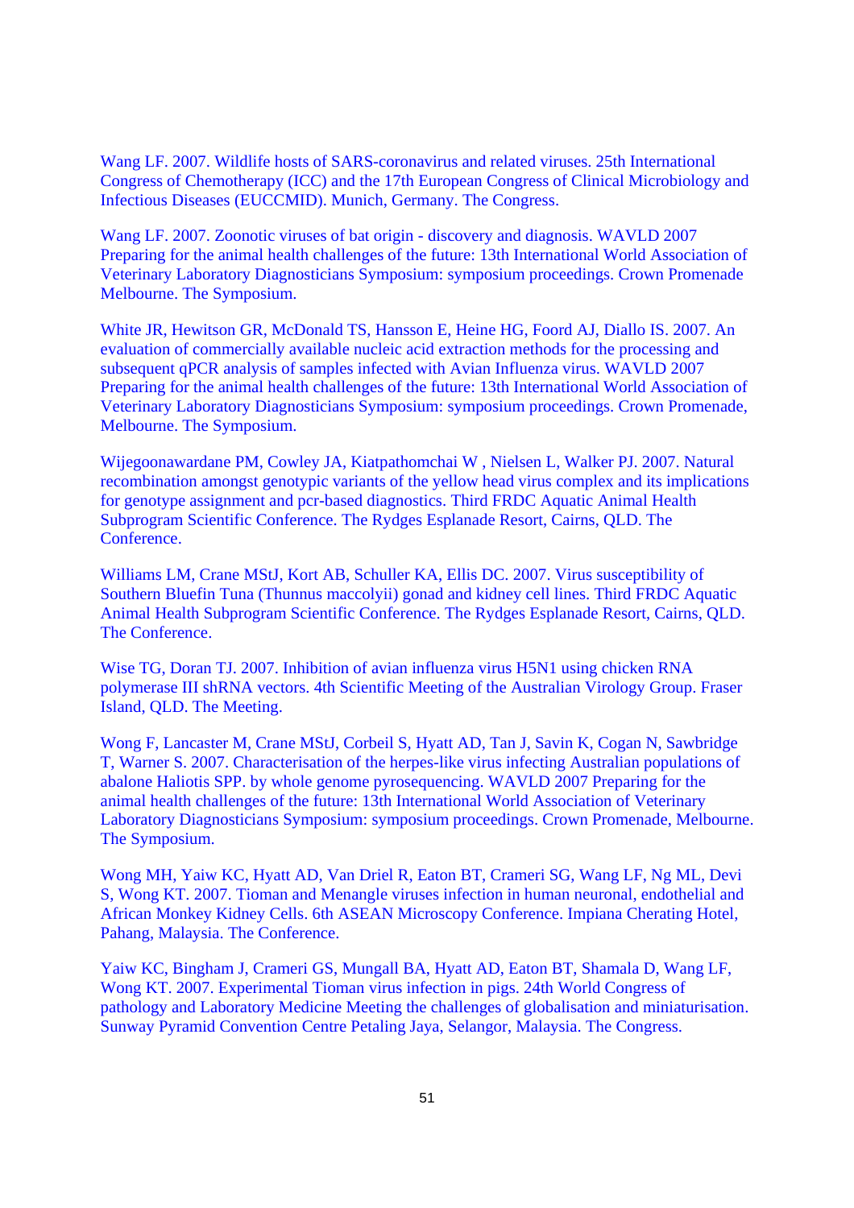Wang LF. 2007. Wildlife hosts of SARS-coronavirus and related viruses. 25th International Congress of Chemotherapy (ICC) and the 17th European Congress of Clinical Microbiology and Infectious Diseases (EUCCMID). Munich, Germany. The Congress.

Wang LF. 2007. Zoonotic viruses of bat origin - discovery and diagnosis. WAVLD 2007 Preparing for the animal health challenges of the future: 13th International World Association of Veterinary Laboratory Diagnosticians Symposium: symposium proceedings. Crown Promenade Melbourne. The Symposium.

White JR, Hewitson GR, McDonald TS, Hansson E, Heine HG, Foord AJ, Diallo IS. 2007. An evaluation of commercially available nucleic acid extraction methods for the processing and subsequent qPCR analysis of samples infected with Avian Influenza virus. WAVLD 2007 Preparing for the animal health challenges of the future: 13th International World Association of Veterinary Laboratory Diagnosticians Symposium: symposium proceedings. Crown Promenade, Melbourne. The Symposium.

Wijegoonawardane PM, Cowley JA, Kiatpathomchai W , Nielsen L, Walker PJ. 2007. Natural recombination amongst genotypic variants of the yellow head virus complex and its implications for genotype assignment and pcr-based diagnostics. Third FRDC Aquatic Animal Health Subprogram Scientific Conference. The Rydges Esplanade Resort, Cairns, QLD. The Conference.

Williams LM, Crane MStJ, Kort AB, Schuller KA, Ellis DC. 2007. Virus susceptibility of Southern Bluefin Tuna (Thunnus maccolyii) gonad and kidney cell lines. Third FRDC Aquatic Animal Health Subprogram Scientific Conference. The Rydges Esplanade Resort, Cairns, QLD. The Conference.

Wise TG, Doran TJ. 2007. Inhibition of avian influenza virus H5N1 using chicken RNA polymerase III shRNA vectors. 4th Scientific Meeting of the Australian Virology Group. Fraser Island, QLD. The Meeting.

Wong F, Lancaster M, Crane MStJ, Corbeil S, Hyatt AD, Tan J, Savin K, Cogan N, Sawbridge T, Warner S. 2007. Characterisation of the herpes-like virus infecting Australian populations of abalone Haliotis SPP. by whole genome pyrosequencing. WAVLD 2007 Preparing for the animal health challenges of the future: 13th International World Association of Veterinary Laboratory Diagnosticians Symposium: symposium proceedings. Crown Promenade, Melbourne. The Symposium.

Wong MH, Yaiw KC, Hyatt AD, Van Driel R, Eaton BT, Crameri SG, Wang LF, Ng ML, Devi S, Wong KT. 2007. Tioman and Menangle viruses infection in human neuronal, endothelial and African Monkey Kidney Cells. 6th ASEAN Microscopy Conference. Impiana Cherating Hotel, Pahang, Malaysia. The Conference.

Yaiw KC, Bingham J, Crameri GS, Mungall BA, Hyatt AD, Eaton BT, Shamala D, Wang LF, Wong KT. 2007. Experimental Tioman virus infection in pigs. 24th World Congress of pathology and Laboratory Medicine Meeting the challenges of globalisation and miniaturisation. Sunway Pyramid Convention Centre Petaling Jaya, Selangor, Malaysia. The Congress.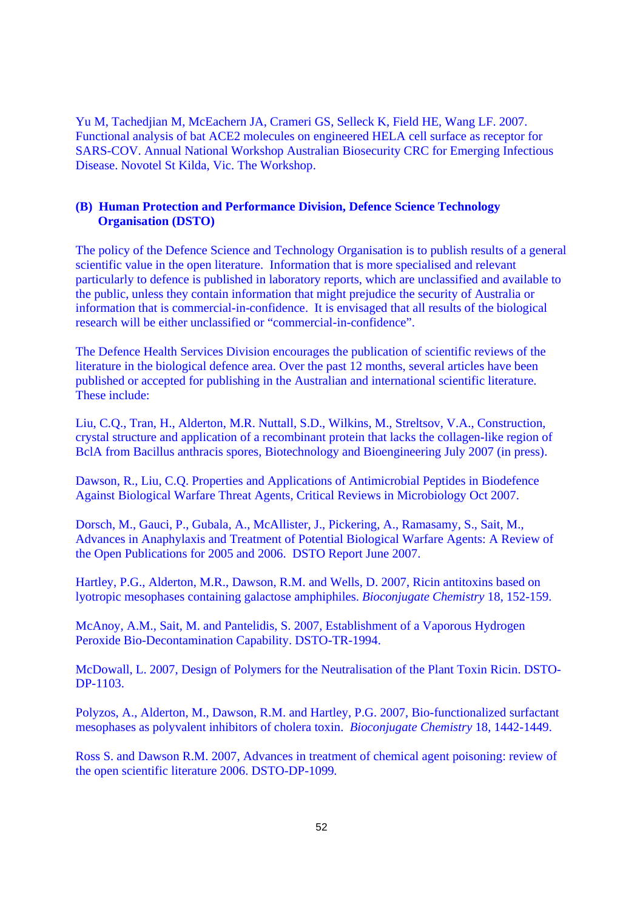Yu M, Tachedjian M, McEachern JA, Crameri GS, Selleck K, Field HE, Wang LF. 2007. Functional analysis of bat ACE2 molecules on engineered HELA cell surface as receptor for SARS-COV. Annual National Workshop Australian Biosecurity CRC for Emerging Infectious Disease. Novotel St Kilda, Vic. The Workshop.

**(B) Human Protection and Performance Division, Defence Science Technology Organisation (DSTO)**

The policy of the Defence Science and Technology Organisation is to publish results of a general scientific value in the open literature. Information that is more specialised and relevant particularly to defence is published in laboratory reports, which are unclassified and available to the public, unless they contain information that might prejudice the security of Australia or information that is commercial-in-confidence. It is envisaged that all results of the biological research will be either unclassified or “commercial-in-confidence”.

The Defence Health Services Division encourages the publication of scientific reviews of the literature in the biological defence area. Over the past 12 months, several articles have been published or accepted for publishing in the Australian and international scientific literature. These include:

Liu, C.Q., Tran, H., Alderton, M.R. Nuttall, S.D., Wilkins, M., Streltsov, V.A., Construction, crystal structure and application of a recombinant protein that lacks the collagen-like region of BclA from Bacillus anthracis spores, Biotechnology and Bioengineering July 2007 (in press).

Dawson, R., Liu, C.Q. Properties and Applications of Antimicrobial Peptides in Biodefence Against Biological Warfare Threat Agents, Critical Reviews in Microbiology Oct 2007.

Dorsch, M., Gauci, P., Gubala, A., McAllister, J., Pickering, A., Ramasamy, S., Sait, M., Advances in Anaphylaxis and Treatment of Potential Biological Warfare Agents: A Review of the Open Publications for 2005 and 2006. DSTO Report June 2007.

Hartley, P.G., Alderton, M.R., Dawson, R.M. and Wells, D. 2007, Ricin antitoxins based on lyotropic mesophases containing galactose amphiphiles. *Bioconjugate Chemistry* 18, 152-159.

McAnoy, A.M., Sait, M. and Pantelidis, S. 2007, Establishment of a Vaporous Hydrogen Peroxide Bio-Decontamination Capability. DSTO-TR-1994.

McDowall, L. 2007, Design of Polymers for the Neutralisation of the Plant Toxin Ricin. DSTO-DP-1103.

Polyzos, A., Alderton, M., Dawson, R.M. and Hartley, P.G. 2007, Bio-functionalized surfactant mesophases as polyvalent inhibitors of cholera toxin. *Bioconjugate Chemistry* 18, 1442-1449.

Ross S. and Dawson R.M. 2007, Advances in treatment of chemical agent poisoning: review of the open scientific literature 2006. DSTO-DP-1099.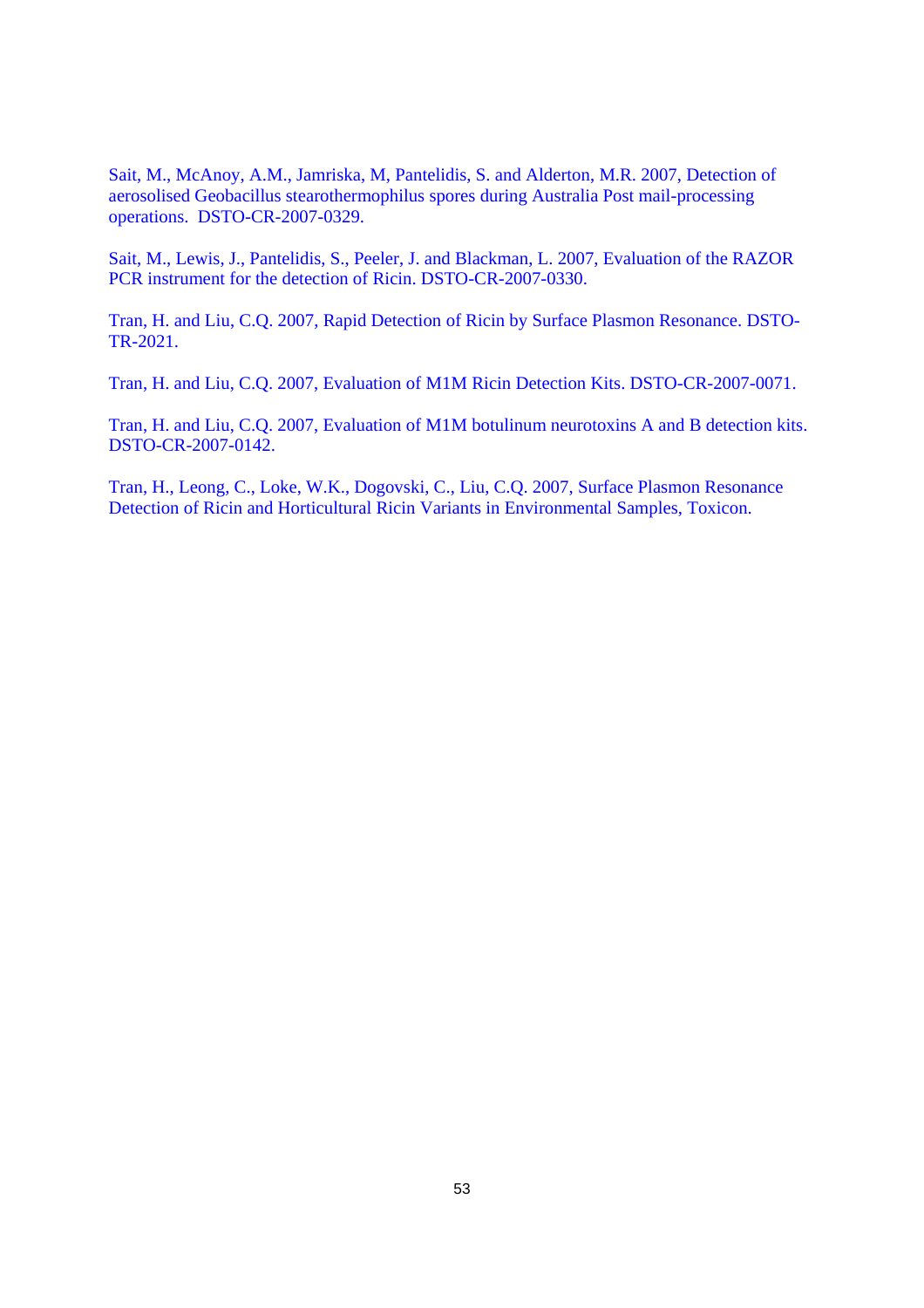Sait, M., McAnoy, A.M., Jamriska, M, Pantelidis, S. and Alderton, M.R. 2007, Detection of aerosolised Geobacillus stearothermophilus spores during Australia Post mail-processing operations. DSTO-CR-2007-0329.

Sait, M., Lewis, J., Pantelidis, S., Peeler, J. and Blackman, L. 2007, Evaluation of the RAZOR PCR instrument for the detection of Ricin. DSTO-CR-2007-0330.

Tran, H. and Liu, C.Q. 2007, Rapid Detection of Ricin by Surface Plasmon Resonance. DSTO-TR-2021.

Tran, H. and Liu, C.Q. 2007, Evaluation of M1M Ricin Detection Kits. DSTO-CR-2007-0071.

Tran, H. and Liu, C.Q. 2007, Evaluation of M1M botulinum neurotoxins A and B detection kits. DSTO-CR-2007-0142.

Tran, H., Leong, C., Loke, W.K., Dogovski, C., Liu, C.Q. 2007, Surface Plasmon Resonance Detection of Ricin and Horticultural Ricin Variants in Environmental Samples, Toxicon.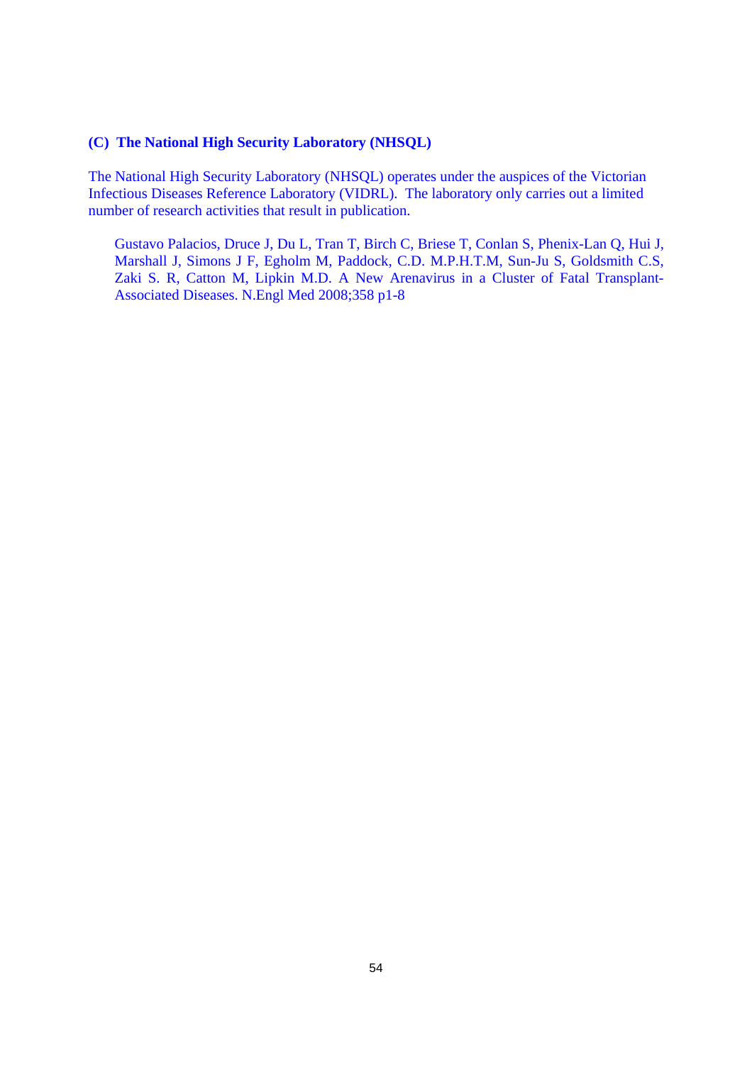### (C) The National High Security Laboratory (NHSQL)

The National High Security Laboratory (NHSQL) operates under the auspices of the Victorian Infectious Diseases Reference Laboratory (VIDRL). The laboratory only carries out a limited number of research activities that result in publication.

> Gustavo Palacios, Druce J, Du L, Tran T, Birch C, Briese T, Conlan S, Phenix-Lan Q, Hui J, Marshall J, Simons J F, Egholm M, Paddock, C.D. M.P.H.T.M, Sun-Ju S, Goldsmith C.S, Zaki S. R, Catton M, Lipkin M.D. A New Arenavirus in a Cluster of Fatal Transplant-Associated Diseases. N.Engl Med 2008;358 p1-8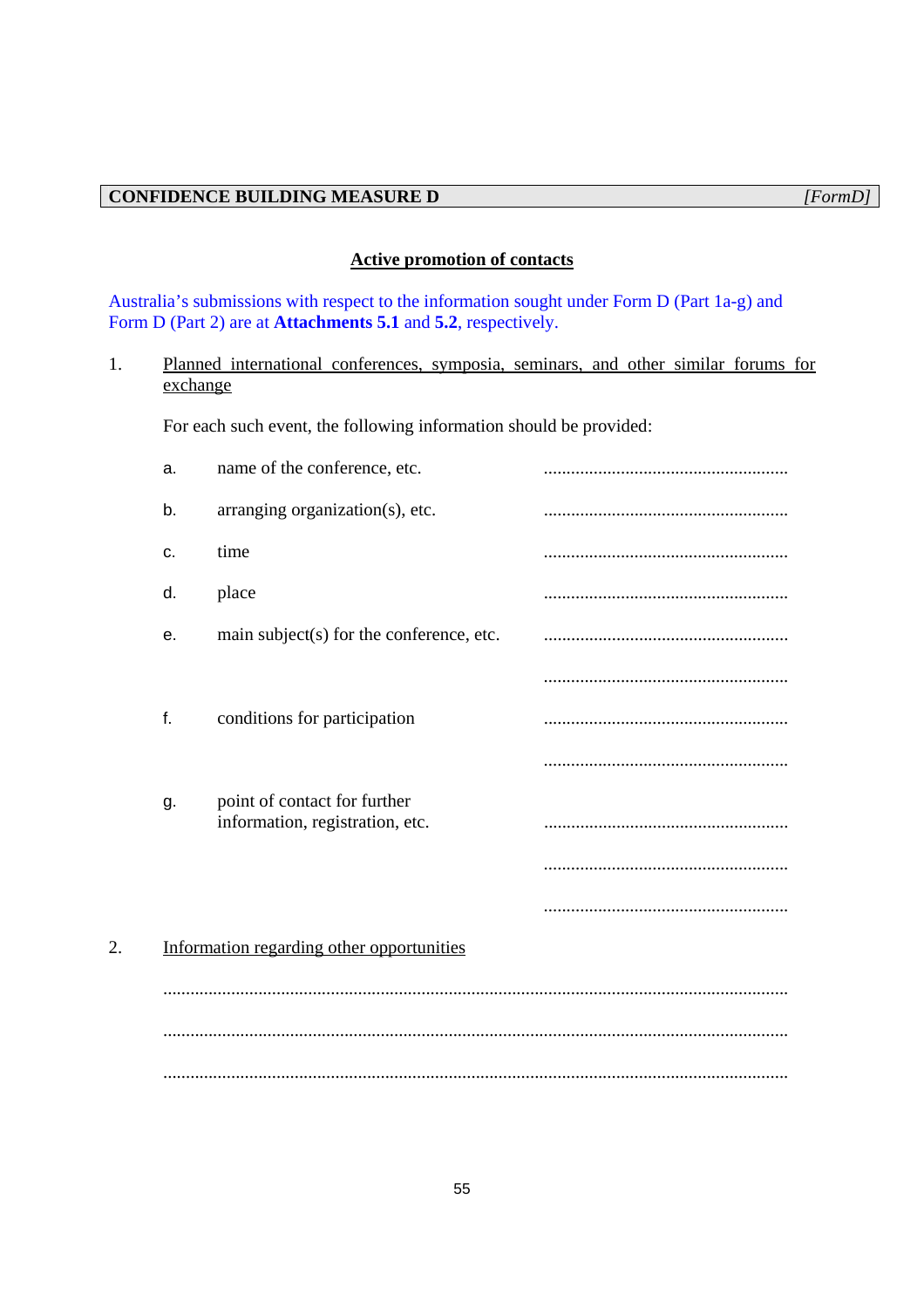**CONFIDENCE BUILDING MEASURE D** *[FormD]*

**Active promotion of contacts**

Australia's submissions with respect to the information sought under Form D (Part 1a-g) and Form D (Part 2) are at **Attachments 5.1** and **5.2**, respectively.

1. Planned international conferences, symposia, seminars, and other similar forums for exchange

   For each such event, the following information should be provided:

   a. name of the conference, etc. ......................................................

   b. arranging organization(s), etc. ......................................................

   c. time ......................................................

   d. place ......................................................

   e. main subject(s) for the conference, etc. ......................................................

   ......................................................

   f. conditions for participation ......................................................

   ......................................................

   g. point of contact for further information, registration, etc. ......................................................

   ......................................................

   ......................................................

2. Information regarding other opportunities

   ........................................................................................................................................

   ........................................................................................................................................

   ........................................................................................................................................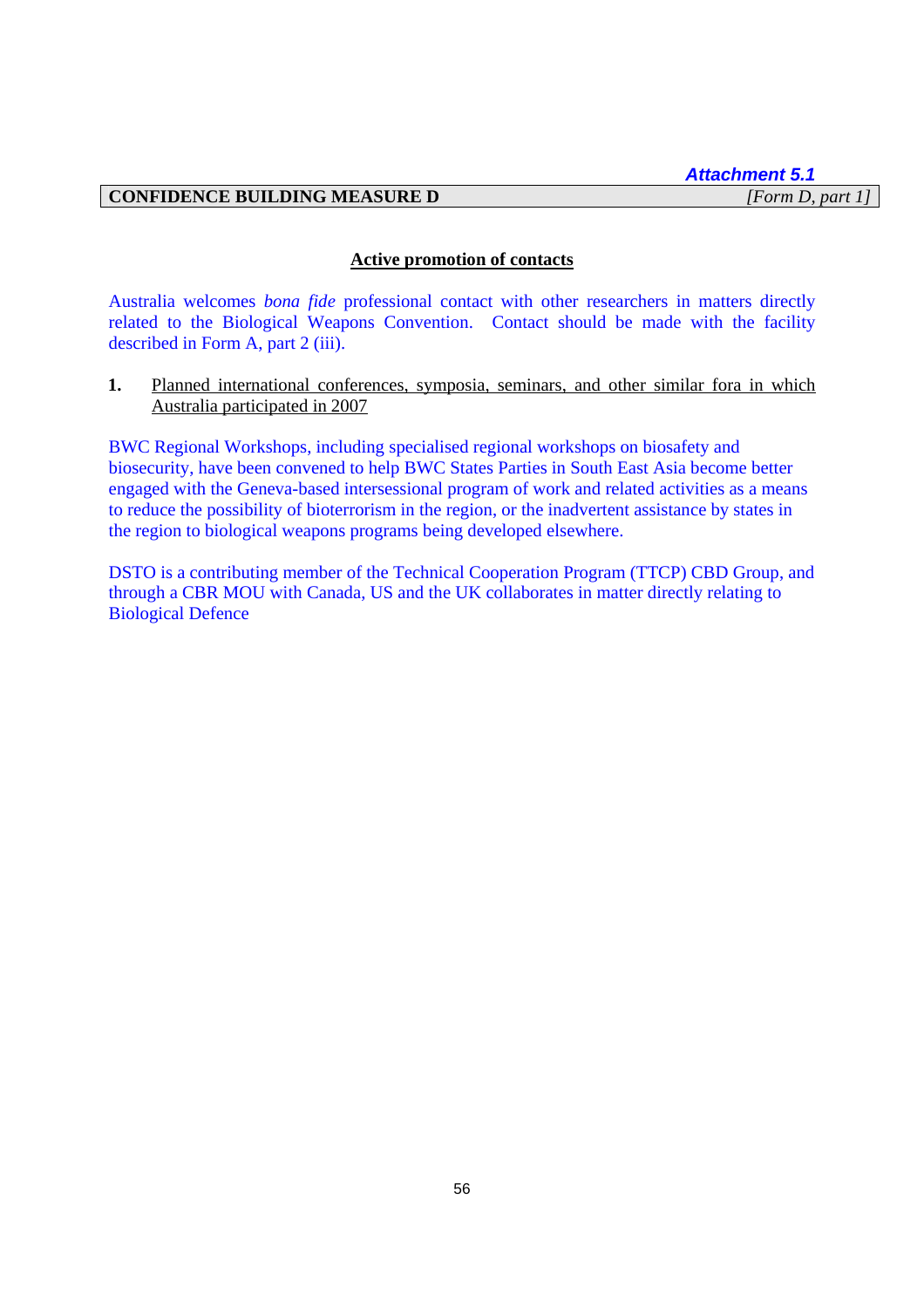*Attachment 5.1*

**CONFIDENCE BUILDING MEASURE D** *[Form D, part 1]*

## Active promotion of contacts

Australia welcomes *bona fide* professional contact with other researchers in matters directly related to the Biological Weapons Convention. Contact should be made with the facility described in Form A, part 2 (iii).

**1.** Planned international conferences, symposia, seminars, and other similar fora in which Australia participated in 2007

BWC Regional Workshops, including specialised regional workshops on biosafety and biosecurity, have been convened to help BWC States Parties in South East Asia become better engaged with the Geneva-based intersessional program of work and related activities as a means to reduce the possibility of bioterrorism in the region, or the inadvertent assistance by states in the region to biological weapons programs being developed elsewhere.

DSTO is a contributing member of the Technical Cooperation Program (TTCP) CBD Group, and through a CBR MOU with Canada, US and the UK collaborates in matter directly relating to Biological Defence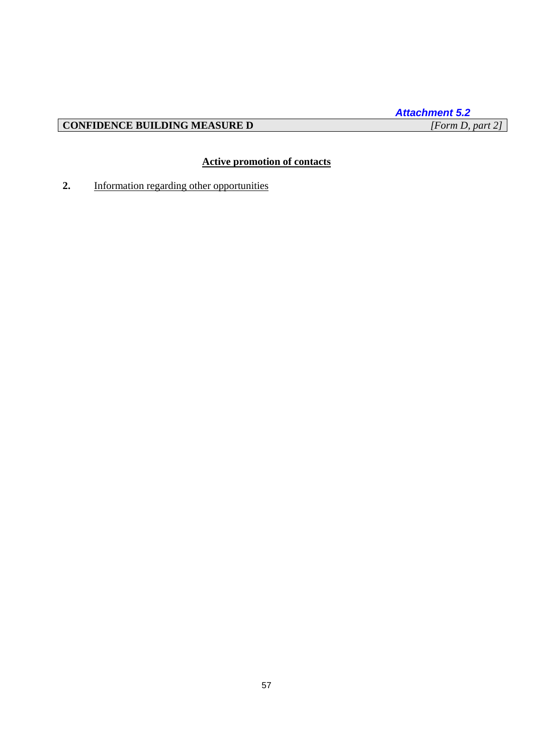*Attachment 5.2*

**CONFIDENCE BUILDING MEASURE D** *[Form D, part 2]*

## Active promotion of contacts

**2.** Information regarding other opportunities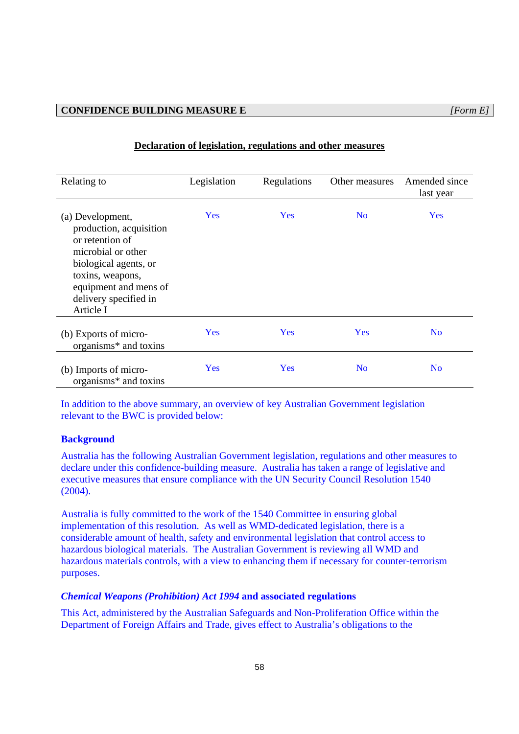**CONFIDENCE BUILDING MEASURE E** *[Form E]*

**Declaration of legislation, regulations and other measures**

| Relating to | Legislation | Regulations | Other measures | Amended since last year |
|---|---|---|---|---|
| (a) Development, production, acquisition or retention of microbial or other biological agents, or toxins, weapons, equipment and mens of delivery specified in Article I | Yes | Yes | No | Yes |
| (b) Exports of micro-organisms* and toxins | Yes | Yes | Yes | No |
| (b) Imports of micro-organisms* and toxins | Yes | Yes | No | No |

In addition to the above summary, an overview of key Australian Government legislation relevant to the BWC is provided below:

**Background**

Australia has the following Australian Government legislation, regulations and other measures to declare under this confidence-building measure. Australia has taken a range of legislative and executive measures that ensure compliance with the UN Security Council Resolution 1540 (2004).

Australia is fully committed to the work of the 1540 Committee in ensuring global implementation of this resolution. As well as WMD-dedicated legislation, there is a considerable amount of health, safety and environmental legislation that control access to hazardous biological materials. The Australian Government is reviewing all WMD and hazardous materials controls, with a view to enhancing them if necessary for counter-terrorism purposes.

***Chemical Weapons (Prohibition) Act 1994*** **and associated regulations**

This Act, administered by the Australian Safeguards and Non-Proliferation Office within the Department of Foreign Affairs and Trade, gives effect to Australia's obligations to the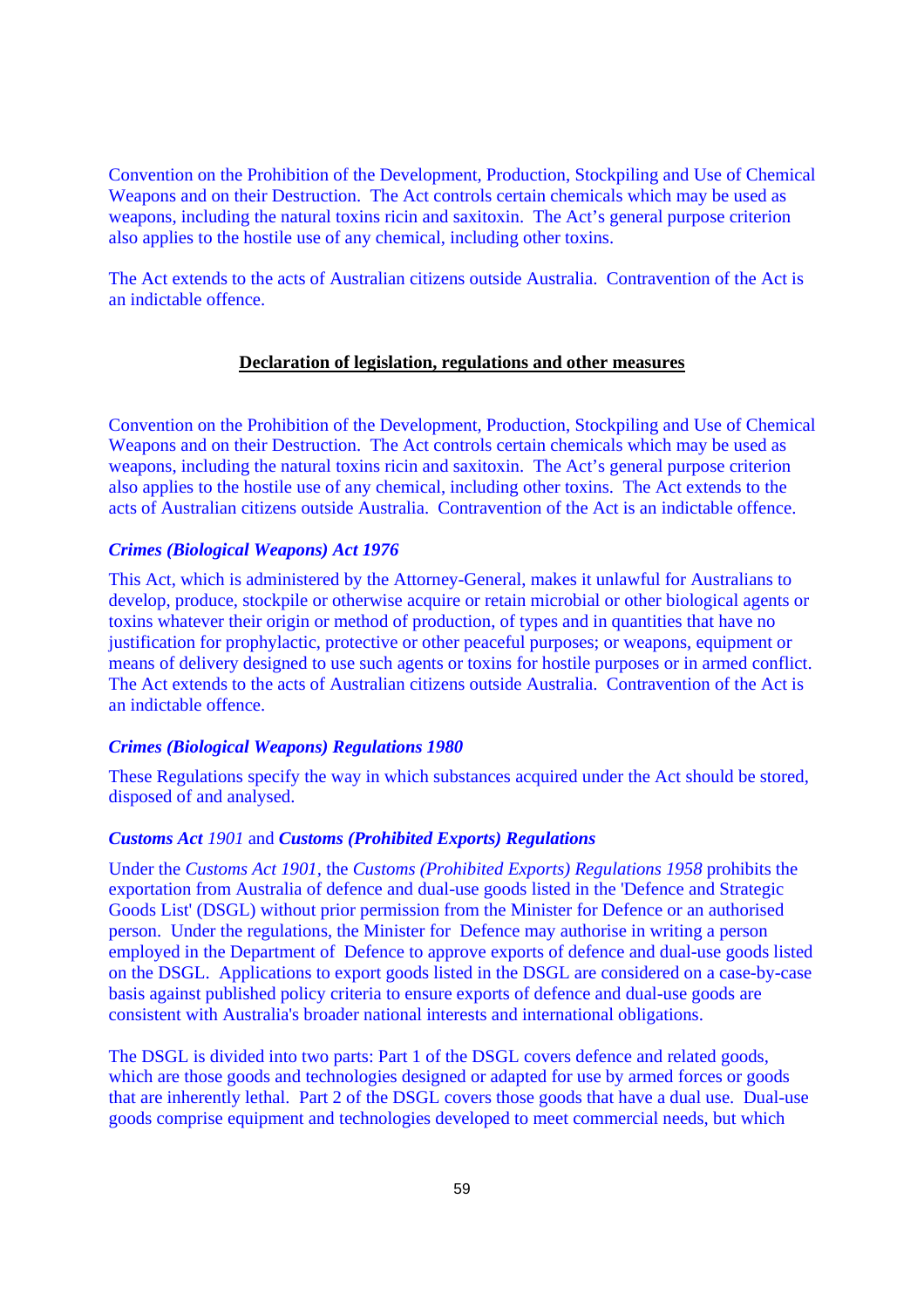Convention on the Prohibition of the Development, Production, Stockpiling and Use of Chemical Weapons and on their Destruction. The Act controls certain chemicals which may be used as weapons, including the natural toxins ricin and saxitoxin. The Act's general purpose criterion also applies to the hostile use of any chemical, including other toxins.

The Act extends to the acts of Australian citizens outside Australia. Contravention of the Act is an indictable offence.

**Declaration of legislation, regulations and other measures**

Convention on the Prohibition of the Development, Production, Stockpiling and Use of Chemical Weapons and on their Destruction. The Act controls certain chemicals which may be used as weapons, including the natural toxins ricin and saxitoxin. The Act's general purpose criterion also applies to the hostile use of any chemical, including other toxins. The Act extends to the acts of Australian citizens outside Australia. Contravention of the Act is an indictable offence.

***Crimes (Biological Weapons) Act 1976***

This Act, which is administered by the Attorney-General, makes it unlawful for Australians to develop, produce, stockpile or otherwise acquire or retain microbial or other biological agents or toxins whatever their origin or method of production, of types and in quantities that have no justification for prophylactic, protective or other peaceful purposes; or weapons, equipment or means of delivery designed to use such agents or toxins for hostile purposes or in armed conflict. The Act extends to the acts of Australian citizens outside Australia. Contravention of the Act is an indictable offence.

***Crimes (Biological Weapons) Regulations 1980***

These Regulations specify the way in which substances acquired under the Act should be stored, disposed of and analysed.

***Customs Act** 1901* and ***Customs (Prohibited Exports) Regulations***

Under the *Customs Act 1901*, the *Customs (Prohibited Exports) Regulations 1958* prohibits the exportation from Australia of defence and dual-use goods listed in the 'Defence and Strategic Goods List' (DSGL) without prior permission from the Minister for Defence or an authorised person. Under the regulations, the Minister for Defence may authorise in writing a person employed in the Department of Defence to approve exports of defence and dual-use goods listed on the DSGL. Applications to export goods listed in the DSGL are considered on a case-by-case basis against published policy criteria to ensure exports of defence and dual-use goods are consistent with Australia's broader national interests and international obligations.

The DSGL is divided into two parts: Part 1 of the DSGL covers defence and related goods, which are those goods and technologies designed or adapted for use by armed forces or goods that are inherently lethal. Part 2 of the DSGL covers those goods that have a dual use. Dual-use goods comprise equipment and technologies developed to meet commercial needs, but which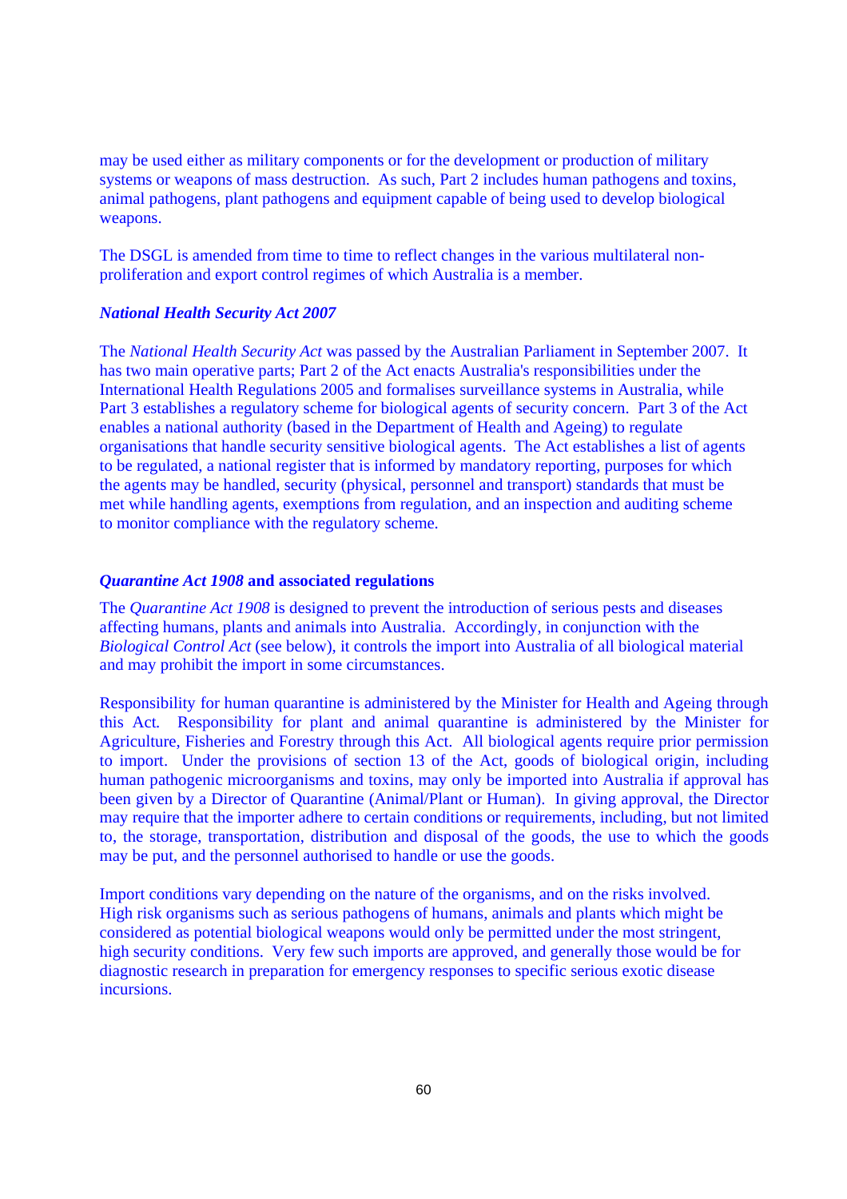may be used either as military components or for the development or production of military systems or weapons of mass destruction. As such, Part 2 includes human pathogens and toxins, animal pathogens, plant pathogens and equipment capable of being used to develop biological weapons.

The DSGL is amended from time to time to reflect changes in the various multilateral non-proliferation and export control regimes of which Australia is a member.

### *National Health Security Act 2007*

The *National Health Security Act* was passed by the Australian Parliament in September 2007. It has two main operative parts; Part 2 of the Act enacts Australia's responsibilities under the International Health Regulations 2005 and formalises surveillance systems in Australia, while Part 3 establishes a regulatory scheme for biological agents of security concern. Part 3 of the Act enables a national authority (based in the Department of Health and Ageing) to regulate organisations that handle security sensitive biological agents. The Act establishes a list of agents to be regulated, a national register that is informed by mandatory reporting, purposes for which the agents may be handled, security (physical, personnel and transport) standards that must be met while handling agents, exemptions from regulation, and an inspection and auditing scheme to monitor compliance with the regulatory scheme.

### ***Quarantine Act 1908* and associated regulations**

The *Quarantine Act 1908* is designed to prevent the introduction of serious pests and diseases affecting humans, plants and animals into Australia. Accordingly, in conjunction with the *Biological Control Act* (see below), it controls the import into Australia of all biological material and may prohibit the import in some circumstances.

Responsibility for human quarantine is administered by the Minister for Health and Ageing through this Act. Responsibility for plant and animal quarantine is administered by the Minister for Agriculture, Fisheries and Forestry through this Act. All biological agents require prior permission to import. Under the provisions of section 13 of the Act, goods of biological origin, including human pathogenic microorganisms and toxins, may only be imported into Australia if approval has been given by a Director of Quarantine (Animal/Plant or Human). In giving approval, the Director may require that the importer adhere to certain conditions or requirements, including, but not limited to, the storage, transportation, distribution and disposal of the goods, the use to which the goods may be put, and the personnel authorised to handle or use the goods.

Import conditions vary depending on the nature of the organisms, and on the risks involved. High risk organisms such as serious pathogens of humans, animals and plants which might be considered as potential biological weapons would only be permitted under the most stringent, high security conditions. Very few such imports are approved, and generally those would be for diagnostic research in preparation for emergency responses to specific serious exotic disease incursions.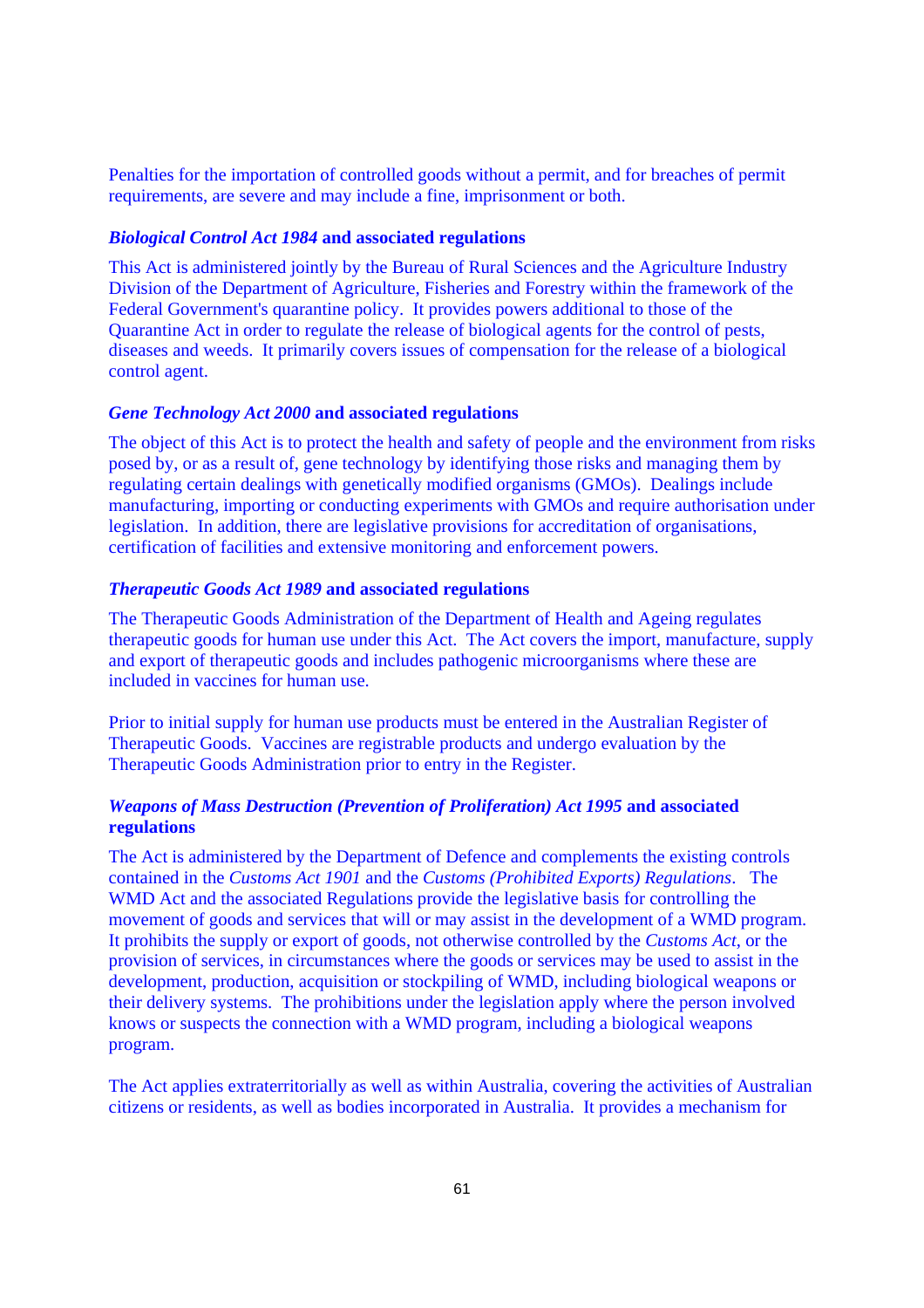Penalties for the importation of controlled goods without a permit, and for breaches of permit requirements, are severe and may include a fine, imprisonment or both.

### *Biological Control Act 1984* and associated regulations

This Act is administered jointly by the Bureau of Rural Sciences and the Agriculture Industry Division of the Department of Agriculture, Fisheries and Forestry within the framework of the Federal Government's quarantine policy. It provides powers additional to those of the Quarantine Act in order to regulate the release of biological agents for the control of pests, diseases and weeds. It primarily covers issues of compensation for the release of a biological control agent.

### *Gene Technology Act 2000* and associated regulations

The object of this Act is to protect the health and safety of people and the environment from risks posed by, or as a result of, gene technology by identifying those risks and managing them by regulating certain dealings with genetically modified organisms (GMOs). Dealings include manufacturing, importing or conducting experiments with GMOs and require authorisation under legislation. In addition, there are legislative provisions for accreditation of organisations, certification of facilities and extensive monitoring and enforcement powers.

### *Therapeutic Goods Act 1989* and associated regulations

The Therapeutic Goods Administration of the Department of Health and Ageing regulates therapeutic goods for human use under this Act. The Act covers the import, manufacture, supply and export of therapeutic goods and includes pathogenic microorganisms where these are included in vaccines for human use.

Prior to initial supply for human use products must be entered in the Australian Register of Therapeutic Goods. Vaccines are registrable products and undergo evaluation by the Therapeutic Goods Administration prior to entry in the Register.

### *Weapons of Mass Destruction (Prevention of Proliferation) Act 1995* and associated regulations

The Act is administered by the Department of Defence and complements the existing controls contained in the *Customs Act 1901* and the *Customs (Prohibited Exports) Regulations*. The WMD Act and the associated Regulations provide the legislative basis for controlling the movement of goods and services that will or may assist in the development of a WMD program. It prohibits the supply or export of goods, not otherwise controlled by the *Customs Act*, or the provision of services, in circumstances where the goods or services may be used to assist in the development, production, acquisition or stockpiling of WMD, including biological weapons or their delivery systems. The prohibitions under the legislation apply where the person involved knows or suspects the connection with a WMD program, including a biological weapons program.

The Act applies extraterritorially as well as within Australia, covering the activities of Australian citizens or residents, as well as bodies incorporated in Australia. It provides a mechanism for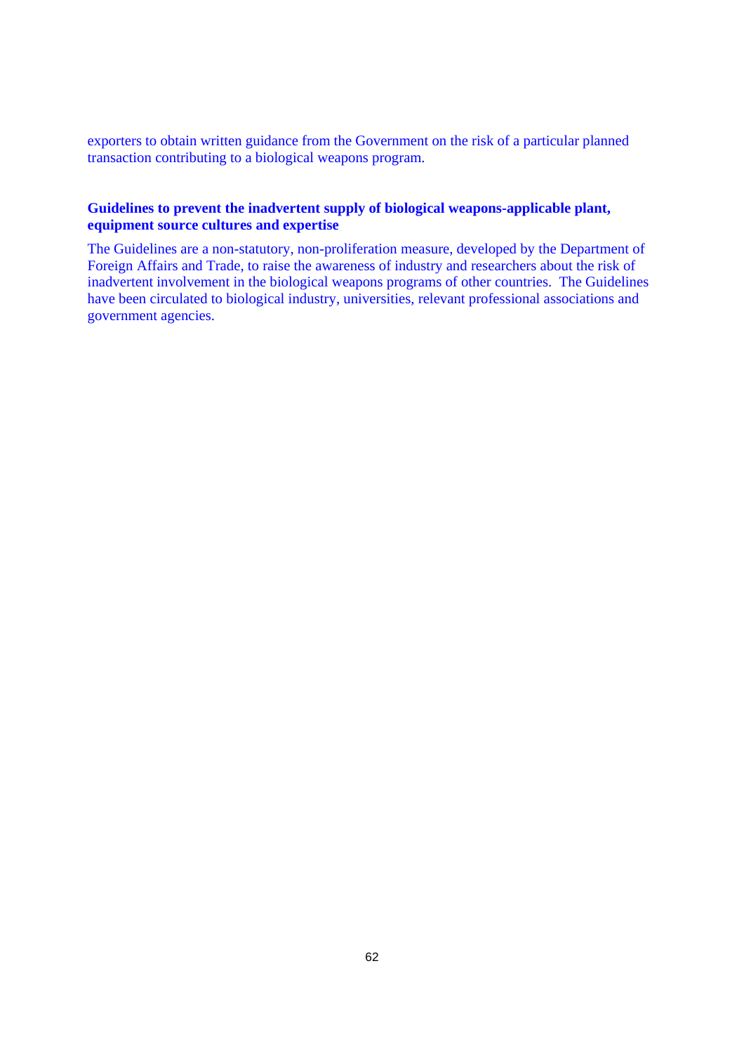exporters to obtain written guidance from the Government on the risk of a particular planned transaction contributing to a biological weapons program.

### Guidelines to prevent the inadvertent supply of biological weapons-applicable plant, equipment source cultures and expertise

The Guidelines are a non-statutory, non-proliferation measure, developed by the Department of Foreign Affairs and Trade, to raise the awareness of industry and researchers about the risk of inadvertent involvement in the biological weapons programs of other countries. The Guidelines have been circulated to biological industry, universities, relevant professional associations and government agencies.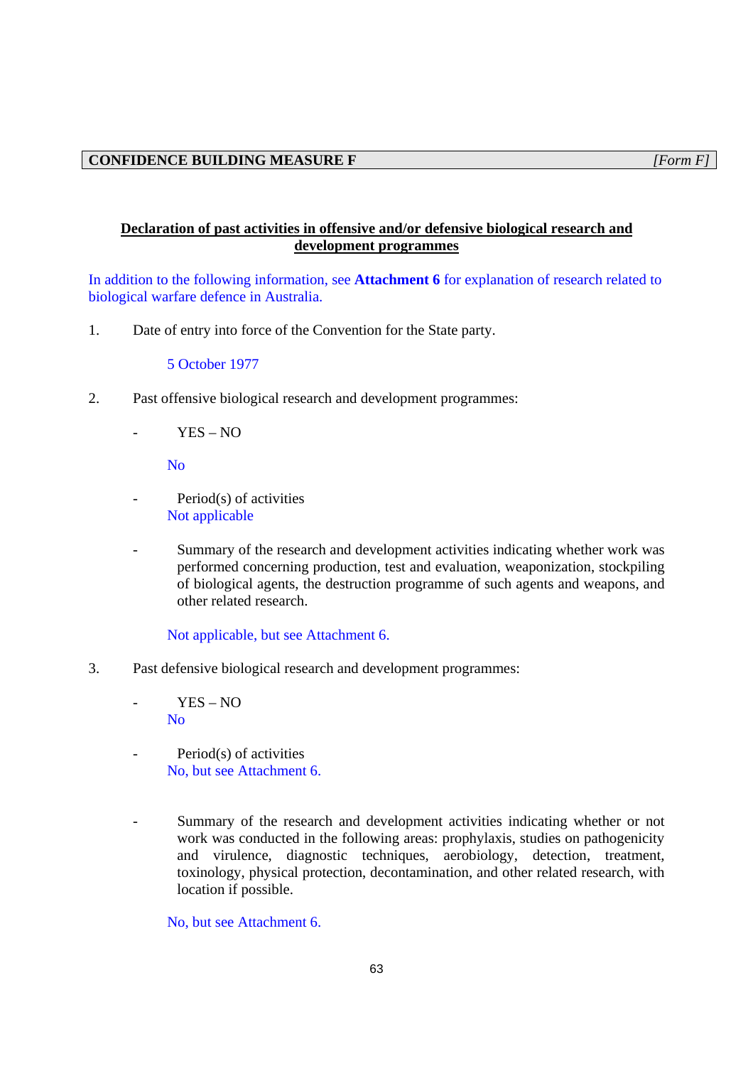**CONFIDENCE BUILDING MEASURE F** *[Form F]*

## Declaration of past activities in offensive and/or defensive biological research and development programmes

In addition to the following information, see **Attachment 6** for explanation of research related to biological warfare defence in Australia.

1. Date of entry into force of the Convention for the State party.

   5 October 1977

2. Past offensive biological research and development programmes:

   - YES – NO

     No

   - Period(s) of activities

     Not applicable

   - Summary of the research and development activities indicating whether work was performed concerning production, test and evaluation, weaponization, stockpiling of biological agents, the destruction programme of such agents and weapons, and other related research.

     Not applicable, but see Attachment 6.

3. Past defensive biological research and development programmes:

   - YES – NO

     No

   - Period(s) of activities

     No, but see Attachment 6.

   - Summary of the research and development activities indicating whether or not work was conducted in the following areas: prophylaxis, studies on pathogenicity and virulence, diagnostic techniques, aerobiology, detection, treatment, toxinology, physical protection, decontamination, and other related research, with location if possible.

     No, but see Attachment 6.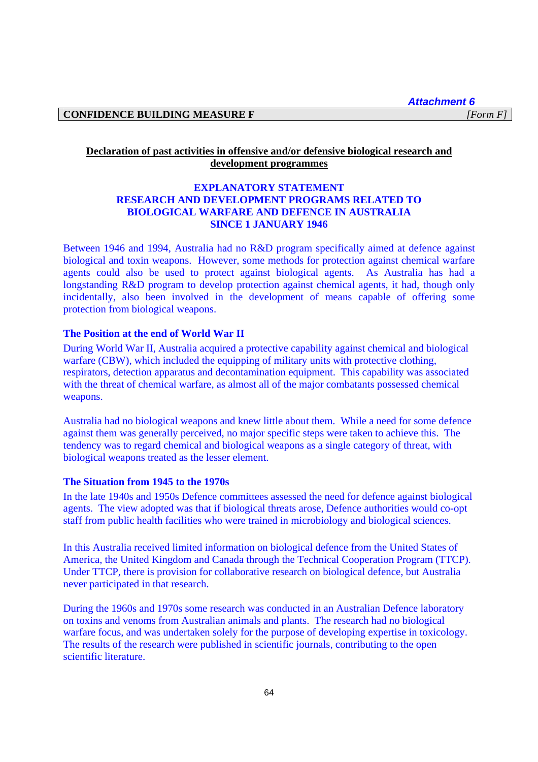*Attachment 6*

**CONFIDENCE BUILDING MEASURE F** *[Form F]*

**Declaration of past activities in offensive and/or defensive biological research and development programmes**

## EXPLANATORY STATEMENT
## RESEARCH AND DEVELOPMENT PROGRAMS RELATED TO BIOLOGICAL WARFARE AND DEFENCE IN AUSTRALIA SINCE 1 JANUARY 1946

Between 1946 and 1994, Australia had no R&D program specifically aimed at defence against biological and toxin weapons. However, some methods for protection against chemical warfare agents could also be used to protect against biological agents. As Australia has had a longstanding R&D program to develop protection against chemical agents, it had, though only incidentally, also been involved in the development of means capable of offering some protection from biological weapons.

### The Position at the end of World War II

During World War II, Australia acquired a protective capability against chemical and biological warfare (CBW), which included the equipping of military units with protective clothing, respirators, detection apparatus and decontamination equipment. This capability was associated with the threat of chemical warfare, as almost all of the major combatants possessed chemical weapons.

Australia had no biological weapons and knew little about them. While a need for some defence against them was generally perceived, no major specific steps were taken to achieve this. The tendency was to regard chemical and biological weapons as a single category of threat, with biological weapons treated as the lesser element.

### The Situation from 1945 to the 1970s

In the late 1940s and 1950s Defence committees assessed the need for defence against biological agents. The view adopted was that if biological threats arose, Defence authorities would co-opt staff from public health facilities who were trained in microbiology and biological sciences.

In this Australia received limited information on biological defence from the United States of America, the United Kingdom and Canada through the Technical Cooperation Program (TTCP). Under TTCP, there is provision for collaborative research on biological defence, but Australia never participated in that research.

During the 1960s and 1970s some research was conducted in an Australian Defence laboratory on toxins and venoms from Australian animals and plants. The research had no biological warfare focus, and was undertaken solely for the purpose of developing expertise in toxicology. The results of the research were published in scientific journals, contributing to the open scientific literature.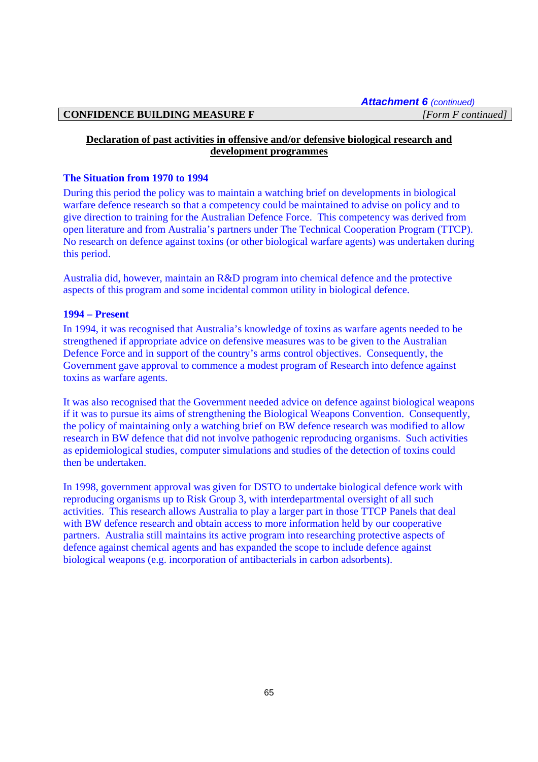*Attachment 6 (continued)*

**CONFIDENCE BUILDING MEASURE F** *[Form F continued]*

## Declaration of past activities in offensive and/or defensive biological research and development programmes

### The Situation from 1970 to 1994

During this period the policy was to maintain a watching brief on developments in biological warfare defence research so that a competency could be maintained to advise on policy and to give direction to training for the Australian Defence Force. This competency was derived from open literature and from Australia's partners under The Technical Cooperation Program (TTCP). No research on defence against toxins (or other biological warfare agents) was undertaken during this period.

Australia did, however, maintain an R&D program into chemical defence and the protective aspects of this program and some incidental common utility in biological defence.

### 1994 – Present

In 1994, it was recognised that Australia's knowledge of toxins as warfare agents needed to be strengthened if appropriate advice on defensive measures was to be given to the Australian Defence Force and in support of the country's arms control objectives. Consequently, the Government gave approval to commence a modest program of Research into defence against toxins as warfare agents.

It was also recognised that the Government needed advice on defence against biological weapons if it was to pursue its aims of strengthening the Biological Weapons Convention. Consequently, the policy of maintaining only a watching brief on BW defence research was modified to allow research in BW defence that did not involve pathogenic reproducing organisms. Such activities as epidemiological studies, computer simulations and studies of the detection of toxins could then be undertaken.

In 1998, government approval was given for DSTO to undertake biological defence work with reproducing organisms up to Risk Group 3, with interdepartmental oversight of all such activities. This research allows Australia to play a larger part in those TTCP Panels that deal with BW defence research and obtain access to more information held by our cooperative partners. Australia still maintains its active program into researching protective aspects of defence against chemical agents and has expanded the scope to include defence against biological weapons (e.g. incorporation of antibacterials in carbon adsorbents).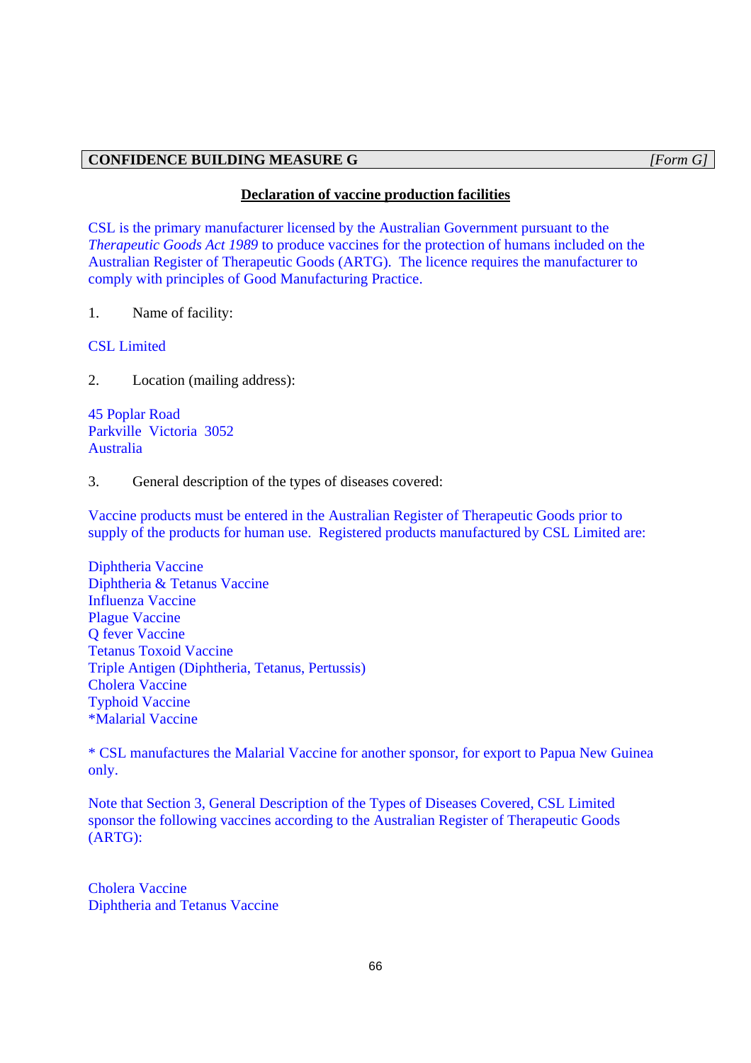**CONFIDENCE BUILDING MEASURE G** *[Form G]*

**Declaration of vaccine production facilities**

CSL is the primary manufacturer licensed by the Australian Government pursuant to the *Therapeutic Goods Act 1989* to produce vaccines for the protection of humans included on the Australian Register of Therapeutic Goods (ARTG). The licence requires the manufacturer to comply with principles of Good Manufacturing Practice.

1. Name of facility:

CSL Limited

2. Location (mailing address):

45 Poplar Road
Parkville Victoria 3052
Australia

3. General description of the types of diseases covered:

Vaccine products must be entered in the Australian Register of Therapeutic Goods prior to supply of the products for human use. Registered products manufactured by CSL Limited are:

Diphtheria Vaccine
Diphtheria & Tetanus Vaccine
Influenza Vaccine
Plague Vaccine
Q fever Vaccine
Tetanus Toxoid Vaccine
Triple Antigen (Diphtheria, Tetanus, Pertussis)
Cholera Vaccine
Typhoid Vaccine
*Malarial Vaccine

* CSL manufactures the Malarial Vaccine for another sponsor, for export to Papua New Guinea only.

Note that Section 3, General Description of the Types of Diseases Covered, CSL Limited sponsor the following vaccines according to the Australian Register of Therapeutic Goods (ARTG):

Cholera Vaccine
Diphtheria and Tetanus Vaccine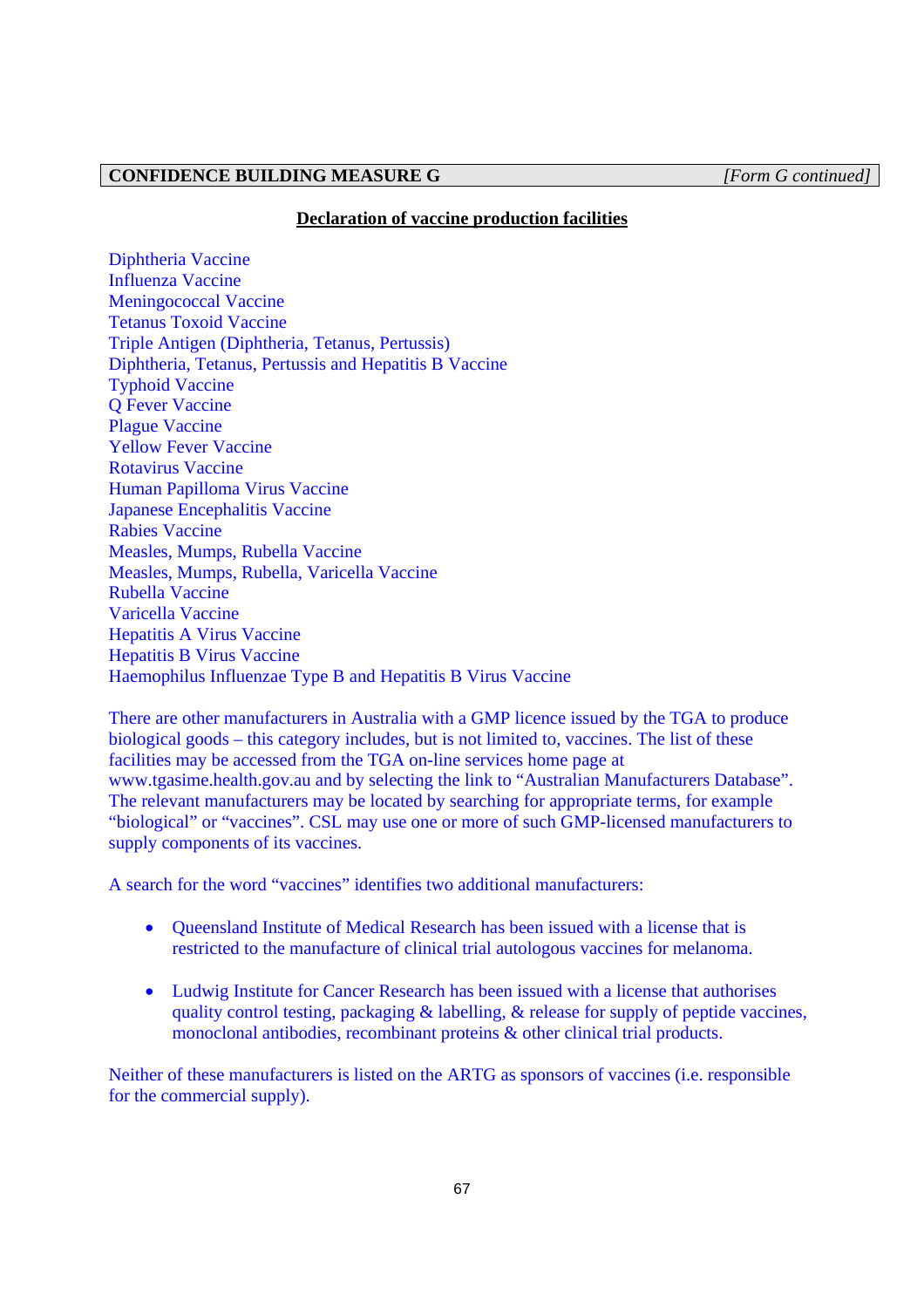**CONFIDENCE BUILDING MEASURE G** *[Form G continued]*

## Declaration of vaccine production facilities

Diphtheria Vaccine
Influenza Vaccine
Meningococcal Vaccine
Tetanus Toxoid Vaccine
Triple Antigen (Diphtheria, Tetanus, Pertussis)
Diphtheria, Tetanus, Pertussis and Hepatitis B Vaccine
Typhoid Vaccine
Q Fever Vaccine
Plague Vaccine
Yellow Fever Vaccine
Rotavirus Vaccine
Human Papilloma Virus Vaccine
Japanese Encephalitis Vaccine
Rabies Vaccine
Measles, Mumps, Rubella Vaccine
Measles, Mumps, Rubella, Varicella Vaccine
Rubella Vaccine
Varicella Vaccine
Hepatitis A Virus Vaccine
Hepatitis B Virus Vaccine
Haemophilus Influenzae Type B and Hepatitis B Virus Vaccine

There are other manufacturers in Australia with a GMP licence issued by the TGA to produce biological goods – this category includes, but is not limited to, vaccines. The list of these facilities may be accessed from the TGA on-line services home page at www.tgasime.health.gov.au and by selecting the link to "Australian Manufacturers Database". The relevant manufacturers may be located by searching for appropriate terms, for example "biological" or "vaccines". CSL may use one or more of such GMP-licensed manufacturers to supply components of its vaccines.

A search for the word "vaccines" identifies two additional manufacturers:

- Queensland Institute of Medical Research has been issued with a license that is restricted to the manufacture of clinical trial autologous vaccines for melanoma.

- Ludwig Institute for Cancer Research has been issued with a license that authorises quality control testing, packaging & labelling, & release for supply of peptide vaccines, monoclonal antibodies, recombinant proteins & other clinical trial products.

Neither of these manufacturers is listed on the ARTG as sponsors of vaccines (i.e. responsible for the commercial supply).